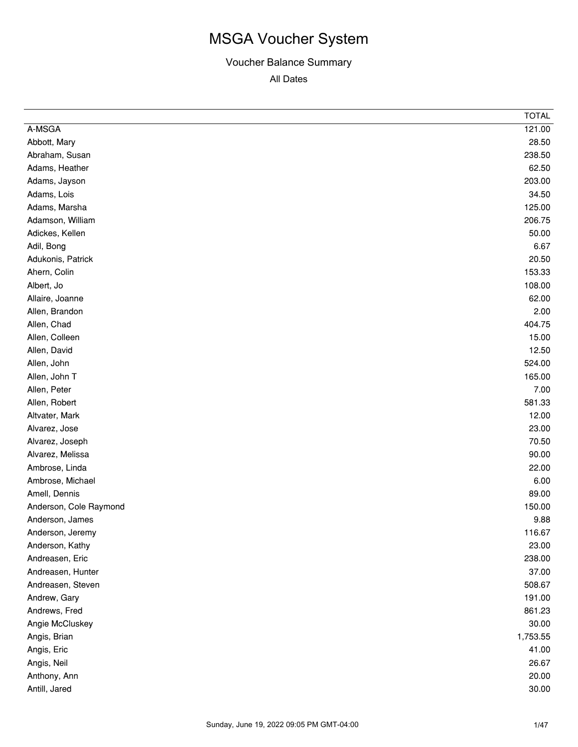# MSGA Voucher System

## Voucher Balance Summary

### All Dates

| | TOTAL |
|---|---|
| A-MSGA | 121.00 |
| Abbott, Mary | 28.50 |
| Abraham, Susan | 238.50 |
| Adams, Heather | 62.50 |
| Adams, Jayson | 203.00 |
| Adams, Lois | 34.50 |
| Adams, Marsha | 125.00 |
| Adamson, William | 206.75 |
| Adickes, Kellen | 50.00 |
| Adil, Bong | 6.67 |
| Adukonis, Patrick | 20.50 |
| Ahern, Colin | 153.33 |
| Albert, Jo | 108.00 |
| Allaire, Joanne | 62.00 |
| Allen, Brandon | 2.00 |
| Allen, Chad | 404.75 |
| Allen, Colleen | 15.00 |
| Allen, David | 12.50 |
| Allen, John | 524.00 |
| Allen, John T | 165.00 |
| Allen, Peter | 7.00 |
| Allen, Robert | 581.33 |
| Altvater, Mark | 12.00 |
| Alvarez, Jose | 23.00 |
| Alvarez, Joseph | 70.50 |
| Alvarez, Melissa | 90.00 |
| Ambrose, Linda | 22.00 |
| Ambrose, Michael | 6.00 |
| Amell, Dennis | 89.00 |
| Anderson, Cole Raymond | 150.00 |
| Anderson, James | 9.88 |
| Anderson, Jeremy | 116.67 |
| Anderson, Kathy | 23.00 |
| Andreasen, Eric | 238.00 |
| Andreasen, Hunter | 37.00 |
| Andreasen, Steven | 508.67 |
| Andrew, Gary | 191.00 |
| Andrews, Fred | 861.23 |
| Angie McCluskey | 30.00 |
| Angis, Brian | 1,753.55 |
| Angis, Eric | 41.00 |
| Angis, Neil | 26.67 |
| Anthony, Ann | 20.00 |
| Antill, Jared | 30.00 |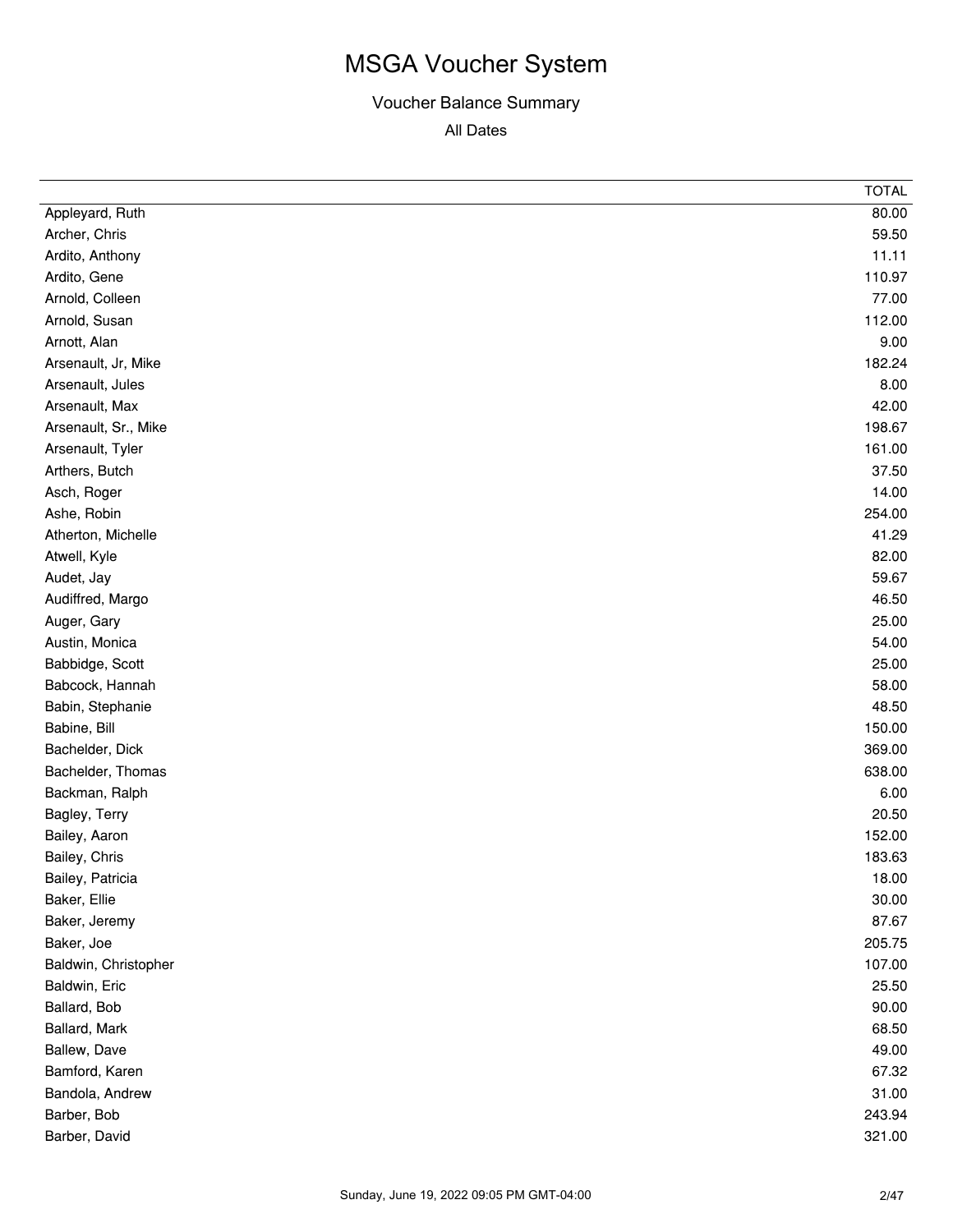# MSGA Voucher System

## Voucher Balance Summary

### All Dates

| | TOTAL |
|---|---|
| Appleyard, Ruth | 80.00 |
| Archer, Chris | 59.50 |
| Ardito, Anthony | 11.11 |
| Ardito, Gene | 110.97 |
| Arnold, Colleen | 77.00 |
| Arnold, Susan | 112.00 |
| Arnott, Alan | 9.00 |
| Arsenault, Jr, Mike | 182.24 |
| Arsenault, Jules | 8.00 |
| Arsenault, Max | 42.00 |
| Arsenault, Sr., Mike | 198.67 |
| Arsenault, Tyler | 161.00 |
| Arthers, Butch | 37.50 |
| Asch, Roger | 14.00 |
| Ashe, Robin | 254.00 |
| Atherton, Michelle | 41.29 |
| Atwell, Kyle | 82.00 |
| Audet, Jay | 59.67 |
| Audiffred, Margo | 46.50 |
| Auger, Gary | 25.00 |
| Austin, Monica | 54.00 |
| Babbidge, Scott | 25.00 |
| Babcock, Hannah | 58.00 |
| Babin, Stephanie | 48.50 |
| Babine, Bill | 150.00 |
| Bachelder, Dick | 369.00 |
| Bachelder, Thomas | 638.00 |
| Backman, Ralph | 6.00 |
| Bagley, Terry | 20.50 |
| Bailey, Aaron | 152.00 |
| Bailey, Chris | 183.63 |
| Bailey, Patricia | 18.00 |
| Baker, Ellie | 30.00 |
| Baker, Jeremy | 87.67 |
| Baker, Joe | 205.75 |
| Baldwin, Christopher | 107.00 |
| Baldwin, Eric | 25.50 |
| Ballard, Bob | 90.00 |
| Ballard, Mark | 68.50 |
| Ballew, Dave | 49.00 |
| Bamford, Karen | 67.32 |
| Bandola, Andrew | 31.00 |
| Barber, Bob | 243.94 |
| Barber, David | 321.00 |

Sunday, June 19, 2022 09:05 PM GMT-04:00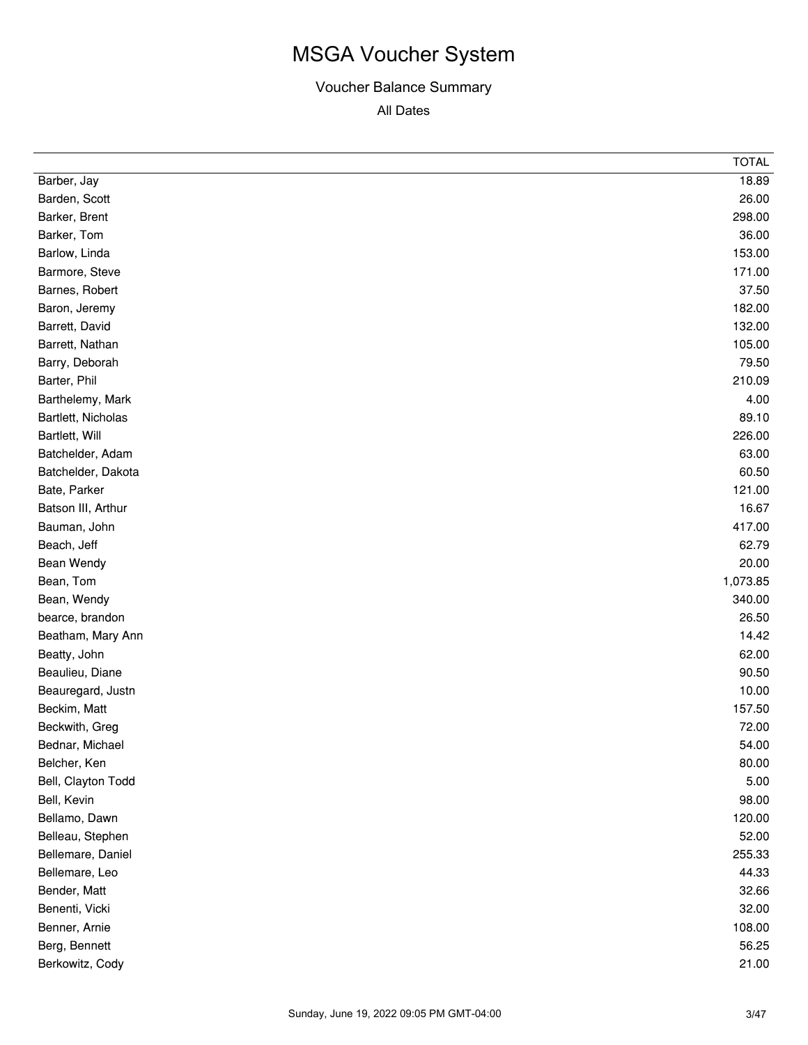# MSGA Voucher System

## Voucher Balance Summary

### All Dates

| | TOTAL |
|---|---:|
| Barber, Jay | 18.89 |
| Barden, Scott | 26.00 |
| Barker, Brent | 298.00 |
| Barker, Tom | 36.00 |
| Barlow, Linda | 153.00 |
| Barmore, Steve | 171.00 |
| Barnes, Robert | 37.50 |
| Baron, Jeremy | 182.00 |
| Barrett, David | 132.00 |
| Barrett, Nathan | 105.00 |
| Barry, Deborah | 79.50 |
| Barter, Phil | 210.09 |
| Barthelemy, Mark | 4.00 |
| Bartlett, Nicholas | 89.10 |
| Bartlett, Will | 226.00 |
| Batchelder, Adam | 63.00 |
| Batchelder, Dakota | 60.50 |
| Bate, Parker | 121.00 |
| Batson III, Arthur | 16.67 |
| Bauman, John | 417.00 |
| Beach, Jeff | 62.79 |
| Bean Wendy | 20.00 |
| Bean, Tom | 1,073.85 |
| Bean, Wendy | 340.00 |
| bearce, brandon | 26.50 |
| Beatham, Mary Ann | 14.42 |
| Beatty, John | 62.00 |
| Beaulieu, Diane | 90.50 |
| Beauregard, Justn | 10.00 |
| Beckim, Matt | 157.50 |
| Beckwith, Greg | 72.00 |
| Bednar, Michael | 54.00 |
| Belcher, Ken | 80.00 |
| Bell, Clayton Todd | 5.00 |
| Bell, Kevin | 98.00 |
| Bellamo, Dawn | 120.00 |
| Belleau, Stephen | 52.00 |
| Bellemare, Daniel | 255.33 |
| Bellemare, Leo | 44.33 |
| Bender, Matt | 32.66 |
| Benenti, Vicki | 32.00 |
| Benner, Arnie | 108.00 |
| Berg, Bennett | 56.25 |
| Berkowitz, Cody | 21.00 |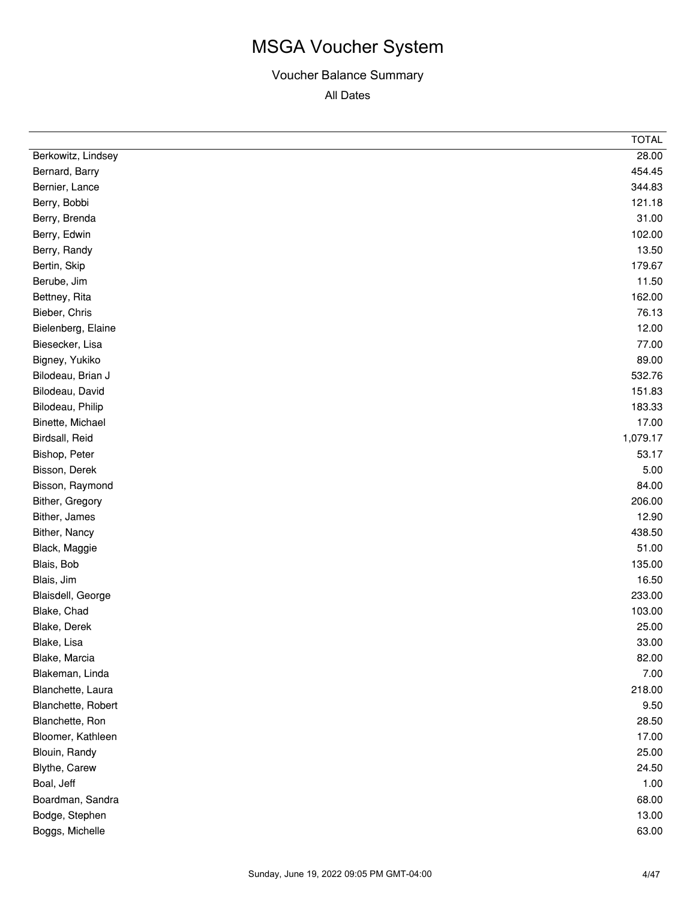# MSGA Voucher System

## Voucher Balance Summary

### All Dates

| | TOTAL |
|---|---|
| Berkowitz, Lindsey | 28.00 |
| Bernard, Barry | 454.45 |
| Bernier, Lance | 344.83 |
| Berry, Bobbi | 121.18 |
| Berry, Brenda | 31.00 |
| Berry, Edwin | 102.00 |
| Berry, Randy | 13.50 |
| Bertin, Skip | 179.67 |
| Berube, Jim | 11.50 |
| Bettney, Rita | 162.00 |
| Bieber, Chris | 76.13 |
| Bielenberg, Elaine | 12.00 |
| Biesecker, Lisa | 77.00 |
| Bigney, Yukiko | 89.00 |
| Bilodeau, Brian J | 532.76 |
| Bilodeau, David | 151.83 |
| Bilodeau, Philip | 183.33 |
| Binette, Michael | 17.00 |
| Birdsall, Reid | 1,079.17 |
| Bishop, Peter | 53.17 |
| Bisson, Derek | 5.00 |
| Bisson, Raymond | 84.00 |
| Bither, Gregory | 206.00 |
| Bither, James | 12.90 |
| Bither, Nancy | 438.50 |
| Black, Maggie | 51.00 |
| Blais, Bob | 135.00 |
| Blais, Jim | 16.50 |
| Blaisdell, George | 233.00 |
| Blake, Chad | 103.00 |
| Blake, Derek | 25.00 |
| Blake, Lisa | 33.00 |
| Blake, Marcia | 82.00 |
| Blakeman, Linda | 7.00 |
| Blanchette, Laura | 218.00 |
| Blanchette, Robert | 9.50 |
| Blanchette, Ron | 28.50 |
| Bloomer, Kathleen | 17.00 |
| Blouin, Randy | 25.00 |
| Blythe, Carew | 24.50 |
| Boal, Jeff | 1.00 |
| Boardman, Sandra | 68.00 |
| Bodge, Stephen | 13.00 |
| Boggs, Michelle | 63.00 |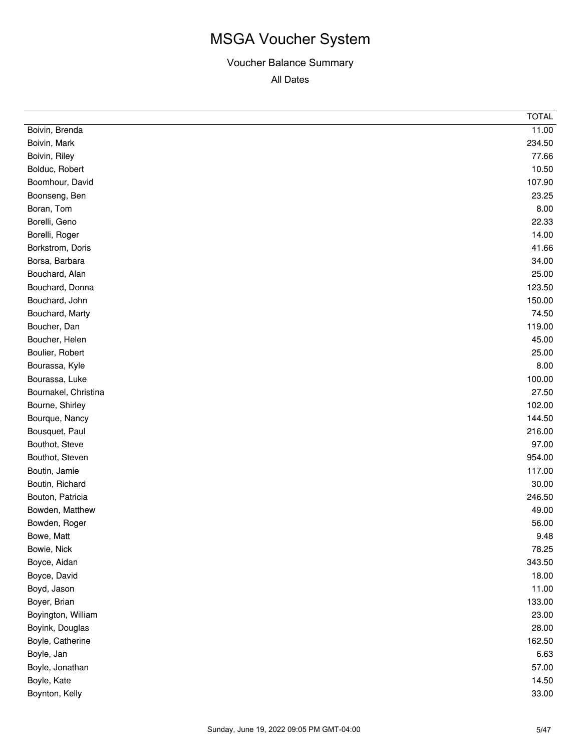# MSGA Voucher System

## Voucher Balance Summary

### All Dates

| | TOTAL |
|---|---|
| Boivin, Brenda | 11.00 |
| Boivin, Mark | 234.50 |
| Boivin, Riley | 77.66 |
| Bolduc, Robert | 10.50 |
| Boomhour, David | 107.90 |
| Boonseng, Ben | 23.25 |
| Boran, Tom | 8.00 |
| Borelli, Geno | 22.33 |
| Borelli, Roger | 14.00 |
| Borkstrom, Doris | 41.66 |
| Borsa, Barbara | 34.00 |
| Bouchard, Alan | 25.00 |
| Bouchard, Donna | 123.50 |
| Bouchard, John | 150.00 |
| Bouchard, Marty | 74.50 |
| Boucher, Dan | 119.00 |
| Boucher, Helen | 45.00 |
| Boulier, Robert | 25.00 |
| Bourassa, Kyle | 8.00 |
| Bourassa, Luke | 100.00 |
| Bournakel, Christina | 27.50 |
| Bourne, Shirley | 102.00 |
| Bourque, Nancy | 144.50 |
| Bousquet, Paul | 216.00 |
| Bouthot, Steve | 97.00 |
| Bouthot, Steven | 954.00 |
| Boutin, Jamie | 117.00 |
| Boutin, Richard | 30.00 |
| Bouton, Patricia | 246.50 |
| Bowden, Matthew | 49.00 |
| Bowden, Roger | 56.00 |
| Bowe, Matt | 9.48 |
| Bowie, Nick | 78.25 |
| Boyce, Aidan | 343.50 |
| Boyce, David | 18.00 |
| Boyd, Jason | 11.00 |
| Boyer, Brian | 133.00 |
| Boyington, William | 23.00 |
| Boyink, Douglas | 28.00 |
| Boyle, Catherine | 162.50 |
| Boyle, Jan | 6.63 |
| Boyle, Jonathan | 57.00 |
| Boyle, Kate | 14.50 |
| Boynton, Kelly | 33.00 |

Sunday, June 19, 2022 09:05 PM GMT-04:00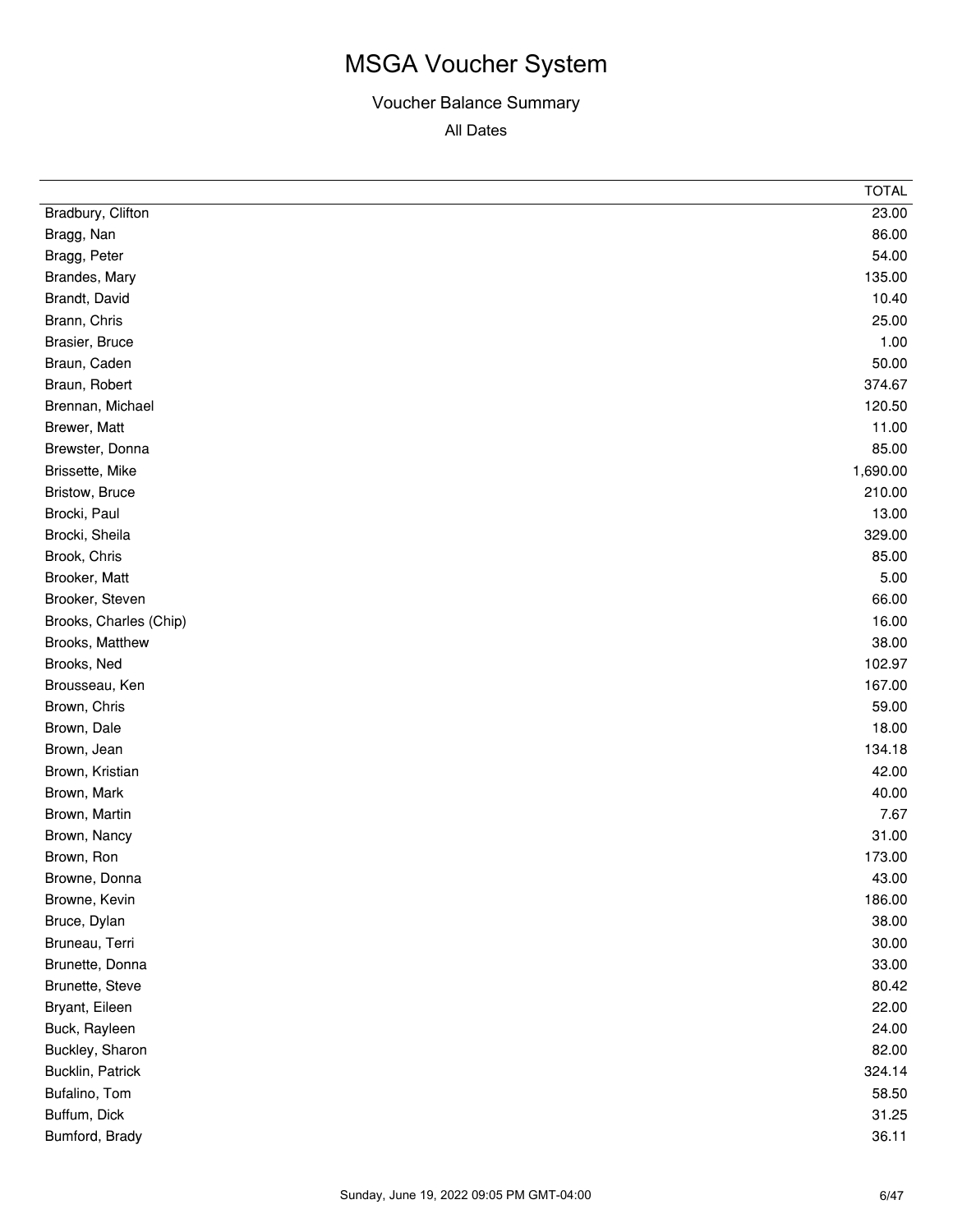# MSGA Voucher System

## Voucher Balance Summary

All Dates

| | TOTAL |
|---|---:|
| Bradbury, Clifton | 23.00 |
| Bragg, Nan | 86.00 |
| Bragg, Peter | 54.00 |
| Brandes, Mary | 135.00 |
| Brandt, David | 10.40 |
| Brann, Chris | 25.00 |
| Brasier, Bruce | 1.00 |
| Braun, Caden | 50.00 |
| Braun, Robert | 374.67 |
| Brennan, Michael | 120.50 |
| Brewer, Matt | 11.00 |
| Brewster, Donna | 85.00 |
| Brissette, Mike | 1,690.00 |
| Bristow, Bruce | 210.00 |
| Brocki, Paul | 13.00 |
| Brocki, Sheila | 329.00 |
| Brook, Chris | 85.00 |
| Brooker, Matt | 5.00 |
| Brooker, Steven | 66.00 |
| Brooks, Charles (Chip) | 16.00 |
| Brooks, Matthew | 38.00 |
| Brooks, Ned | 102.97 |
| Brousseau, Ken | 167.00 |
| Brown, Chris | 59.00 |
| Brown, Dale | 18.00 |
| Brown, Jean | 134.18 |
| Brown, Kristian | 42.00 |
| Brown, Mark | 40.00 |
| Brown, Martin | 7.67 |
| Brown, Nancy | 31.00 |
| Brown, Ron | 173.00 |
| Browne, Donna | 43.00 |
| Browne, Kevin | 186.00 |
| Bruce, Dylan | 38.00 |
| Bruneau, Terri | 30.00 |
| Brunette, Donna | 33.00 |
| Brunette, Steve | 80.42 |
| Bryant, Eileen | 22.00 |
| Buck, Rayleen | 24.00 |
| Buckley, Sharon | 82.00 |
| Bucklin, Patrick | 324.14 |
| Bufalino, Tom | 58.50 |
| Buffum, Dick | 31.25 |
| Bumford, Brady | 36.11 |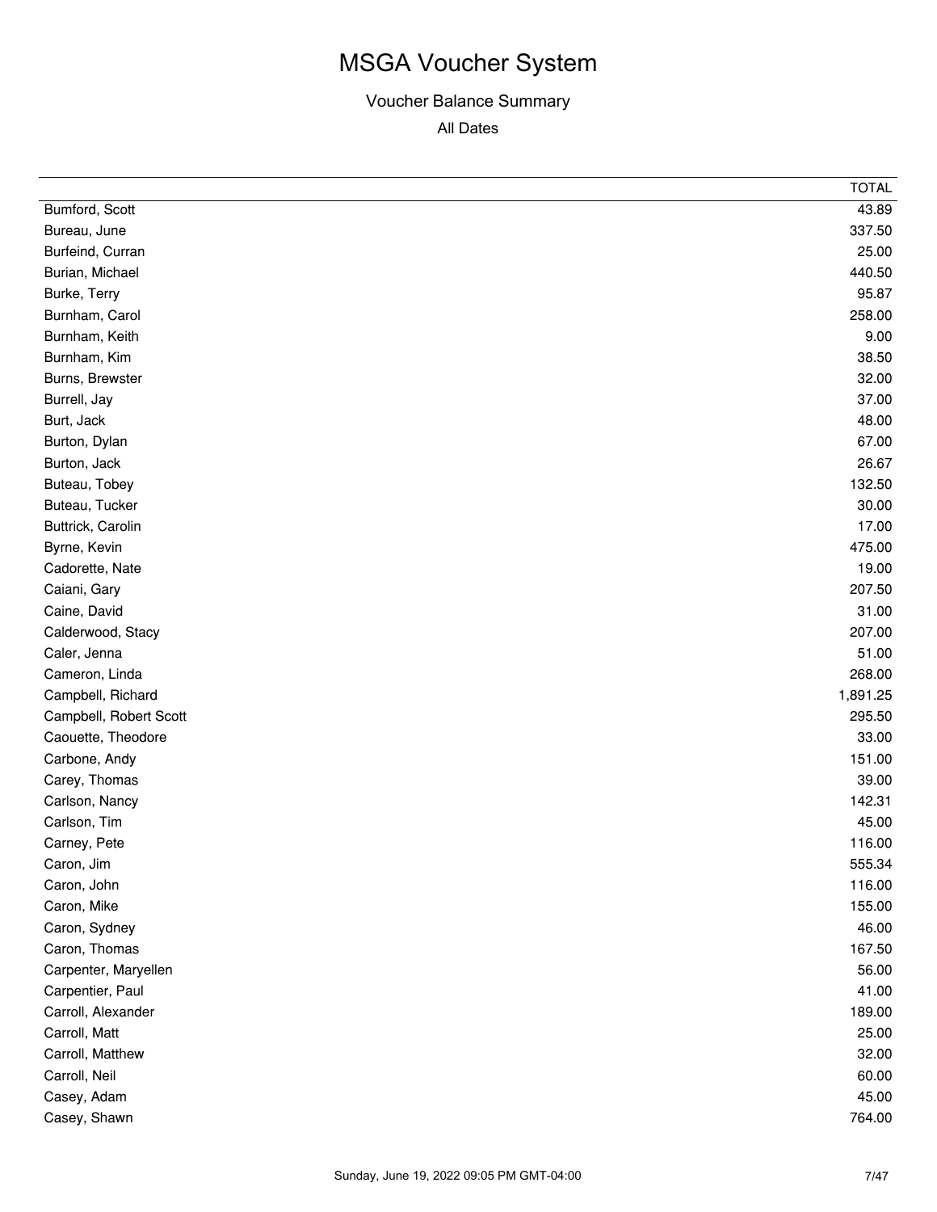# MSGA Voucher System

## Voucher Balance Summary

### All Dates

| | TOTAL |
|---|---:|
| Bumford, Scott | 43.89 |
| Bureau, June | 337.50 |
| Burfeind, Curran | 25.00 |
| Burian, Michael | 440.50 |
| Burke, Terry | 95.87 |
| Burnham, Carol | 258.00 |
| Burnham, Keith | 9.00 |
| Burnham, Kim | 38.50 |
| Burns, Brewster | 32.00 |
| Burrell, Jay | 37.00 |
| Burt, Jack | 48.00 |
| Burton, Dylan | 67.00 |
| Burton, Jack | 26.67 |
| Buteau, Tobey | 132.50 |
| Buteau, Tucker | 30.00 |
| Buttrick, Carolin | 17.00 |
| Byrne, Kevin | 475.00 |
| Cadorette, Nate | 19.00 |
| Caiani, Gary | 207.50 |
| Caine, David | 31.00 |
| Calderwood, Stacy | 207.00 |
| Caler, Jenna | 51.00 |
| Cameron, Linda | 268.00 |
| Campbell, Richard | 1,891.25 |
| Campbell, Robert Scott | 295.50 |
| Caouette, Theodore | 33.00 |
| Carbone, Andy | 151.00 |
| Carey, Thomas | 39.00 |
| Carlson, Nancy | 142.31 |
| Carlson, Tim | 45.00 |
| Carney, Pete | 116.00 |
| Caron, Jim | 555.34 |
| Caron, John | 116.00 |
| Caron, Mike | 155.00 |
| Caron, Sydney | 46.00 |
| Caron, Thomas | 167.50 |
| Carpenter, Maryellen | 56.00 |
| Carpentier, Paul | 41.00 |
| Carroll, Alexander | 189.00 |
| Carroll, Matt | 25.00 |
| Carroll, Matthew | 32.00 |
| Carroll, Neil | 60.00 |
| Casey, Adam | 45.00 |
| Casey, Shawn | 764.00 |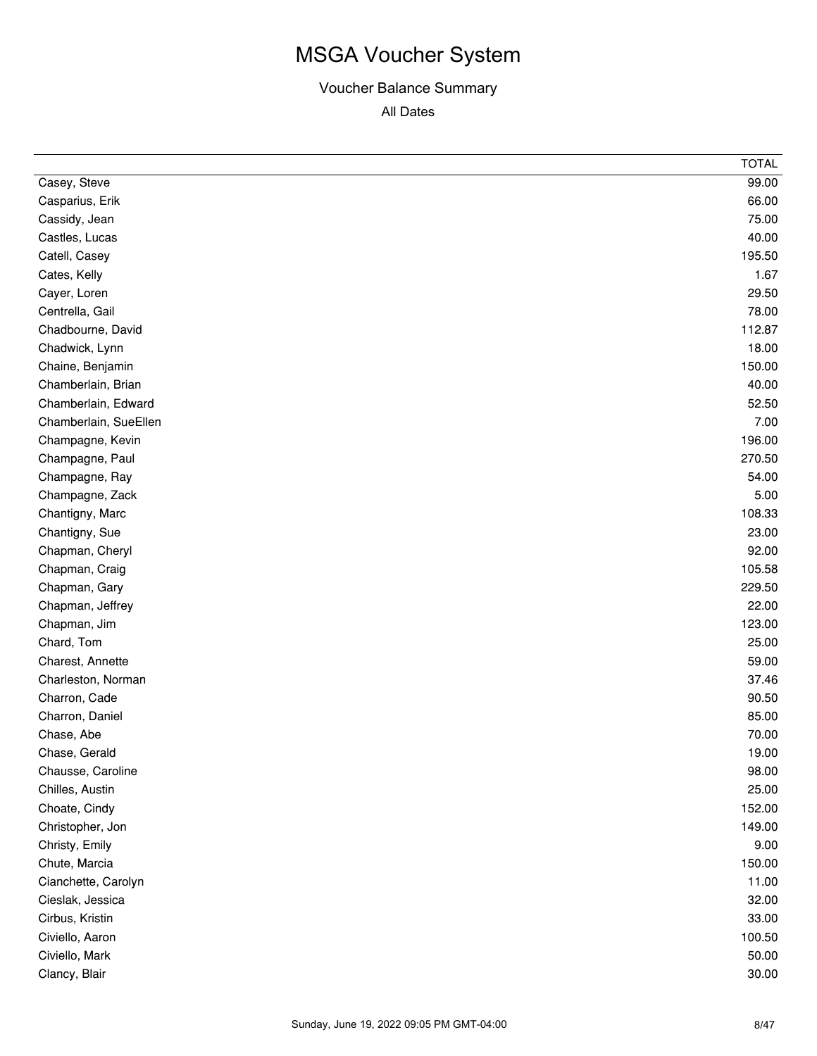# MSGA Voucher System

## Voucher Balance Summary

### All Dates

| | TOTAL |
|---|---|
| Casey, Steve | 99.00 |
| Casparius, Erik | 66.00 |
| Cassidy, Jean | 75.00 |
| Castles, Lucas | 40.00 |
| Catell, Casey | 195.50 |
| Cates, Kelly | 1.67 |
| Cayer, Loren | 29.50 |
| Centrella, Gail | 78.00 |
| Chadbourne, David | 112.87 |
| Chadwick, Lynn | 18.00 |
| Chaine, Benjamin | 150.00 |
| Chamberlain, Brian | 40.00 |
| Chamberlain, Edward | 52.50 |
| Chamberlain, SueEllen | 7.00 |
| Champagne, Kevin | 196.00 |
| Champagne, Paul | 270.50 |
| Champagne, Ray | 54.00 |
| Champagne, Zack | 5.00 |
| Chantigny, Marc | 108.33 |
| Chantigny, Sue | 23.00 |
| Chapman, Cheryl | 92.00 |
| Chapman, Craig | 105.58 |
| Chapman, Gary | 229.50 |
| Chapman, Jeffrey | 22.00 |
| Chapman, Jim | 123.00 |
| Chard, Tom | 25.00 |
| Charest, Annette | 59.00 |
| Charleston, Norman | 37.46 |
| Charron, Cade | 90.50 |
| Charron, Daniel | 85.00 |
| Chase, Abe | 70.00 |
| Chase, Gerald | 19.00 |
| Chausse, Caroline | 98.00 |
| Chilles, Austin | 25.00 |
| Choate, Cindy | 152.00 |
| Christopher, Jon | 149.00 |
| Christy, Emily | 9.00 |
| Chute, Marcia | 150.00 |
| Cianchette, Carolyn | 11.00 |
| Cieslak, Jessica | 32.00 |
| Cirbus, Kristin | 33.00 |
| Civiello, Aaron | 100.50 |
| Civiello, Mark | 50.00 |
| Clancy, Blair | 30.00 |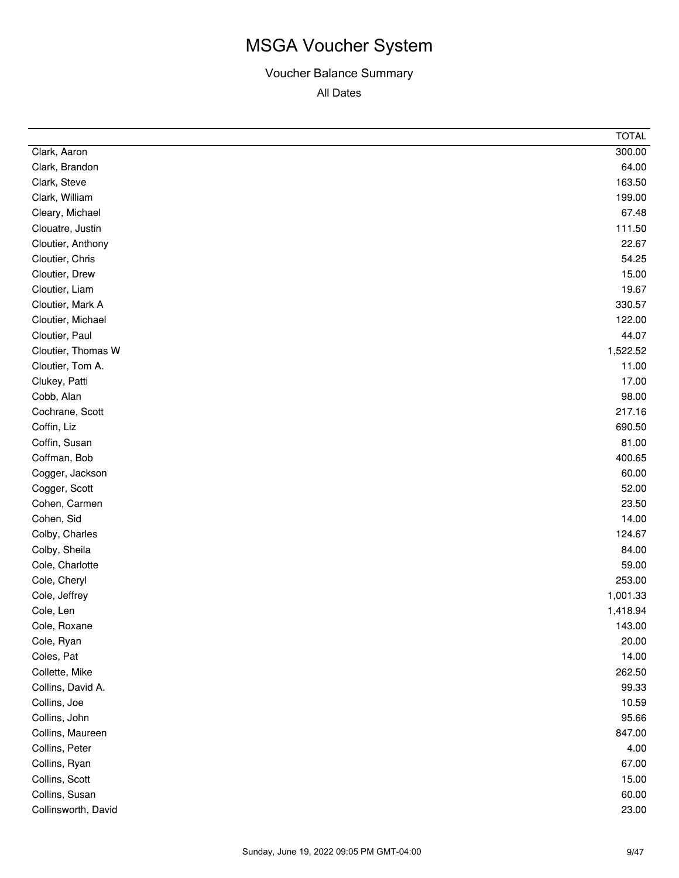# MSGA Voucher System

## Voucher Balance Summary

### All Dates

| | TOTAL |
|---|---|
| Clark, Aaron | 300.00 |
| Clark, Brandon | 64.00 |
| Clark, Steve | 163.50 |
| Clark, William | 199.00 |
| Cleary, Michael | 67.48 |
| Clouatre, Justin | 111.50 |
| Cloutier, Anthony | 22.67 |
| Cloutier, Chris | 54.25 |
| Cloutier, Drew | 15.00 |
| Cloutier, Liam | 19.67 |
| Cloutier, Mark A | 330.57 |
| Cloutier, Michael | 122.00 |
| Cloutier, Paul | 44.07 |
| Cloutier, Thomas W | 1,522.52 |
| Cloutier, Tom A. | 11.00 |
| Clukey, Patti | 17.00 |
| Cobb, Alan | 98.00 |
| Cochrane, Scott | 217.16 |
| Coffin, Liz | 690.50 |
| Coffin, Susan | 81.00 |
| Coffman, Bob | 400.65 |
| Cogger, Jackson | 60.00 |
| Cogger, Scott | 52.00 |
| Cohen, Carmen | 23.50 |
| Cohen, Sid | 14.00 |
| Colby, Charles | 124.67 |
| Colby, Sheila | 84.00 |
| Cole, Charlotte | 59.00 |
| Cole, Cheryl | 253.00 |
| Cole, Jeffrey | 1,001.33 |
| Cole, Len | 1,418.94 |
| Cole, Roxane | 143.00 |
| Cole, Ryan | 20.00 |
| Coles, Pat | 14.00 |
| Collette, Mike | 262.50 |
| Collins, David A. | 99.33 |
| Collins, Joe | 10.59 |
| Collins, John | 95.66 |
| Collins, Maureen | 847.00 |
| Collins, Peter | 4.00 |
| Collins, Ryan | 67.00 |
| Collins, Scott | 15.00 |
| Collins, Susan | 60.00 |
| Collinsworth, David | 23.00 |

Sunday, June 19, 2022 09:05 PM GMT-04:00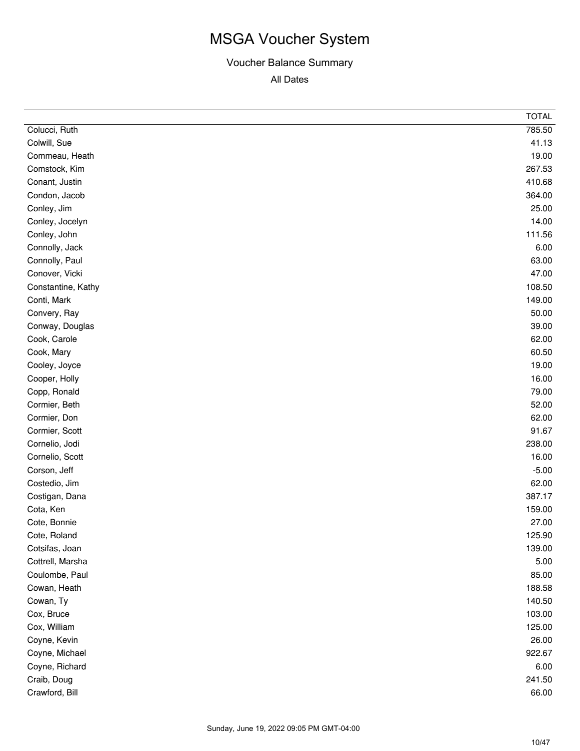# MSGA Voucher System

## Voucher Balance Summary

### All Dates

| | TOTAL |
|---|---|
| Colucci, Ruth | 785.50 |
| Colwill, Sue | 41.13 |
| Commeau, Heath | 19.00 |
| Comstock, Kim | 267.53 |
| Conant, Justin | 410.68 |
| Condon, Jacob | 364.00 |
| Conley, Jim | 25.00 |
| Conley, Jocelyn | 14.00 |
| Conley, John | 111.56 |
| Connolly, Jack | 6.00 |
| Connolly, Paul | 63.00 |
| Conover, Vicki | 47.00 |
| Constantine, Kathy | 108.50 |
| Conti, Mark | 149.00 |
| Convery, Ray | 50.00 |
| Conway, Douglas | 39.00 |
| Cook, Carole | 62.00 |
| Cook, Mary | 60.50 |
| Cooley, Joyce | 19.00 |
| Cooper, Holly | 16.00 |
| Copp, Ronald | 79.00 |
| Cormier, Beth | 52.00 |
| Cormier, Don | 62.00 |
| Cormier, Scott | 91.67 |
| Cornelio, Jodi | 238.00 |
| Cornelio, Scott | 16.00 |
| Corson, Jeff | -5.00 |
| Costedio, Jim | 62.00 |
| Costigan, Dana | 387.17 |
| Cota, Ken | 159.00 |
| Cote, Bonnie | 27.00 |
| Cote, Roland | 125.90 |
| Cotsifas, Joan | 139.00 |
| Cottrell, Marsha | 5.00 |
| Coulombe, Paul | 85.00 |
| Cowan, Heath | 188.58 |
| Cowan, Ty | 140.50 |
| Cox, Bruce | 103.00 |
| Cox, William | 125.00 |
| Coyne, Kevin | 26.00 |
| Coyne, Michael | 922.67 |
| Coyne, Richard | 6.00 |
| Craib, Doug | 241.50 |
| Crawford, Bill | 66.00 |

Sunday, June 19, 2022 09:05 PM GMT-04:00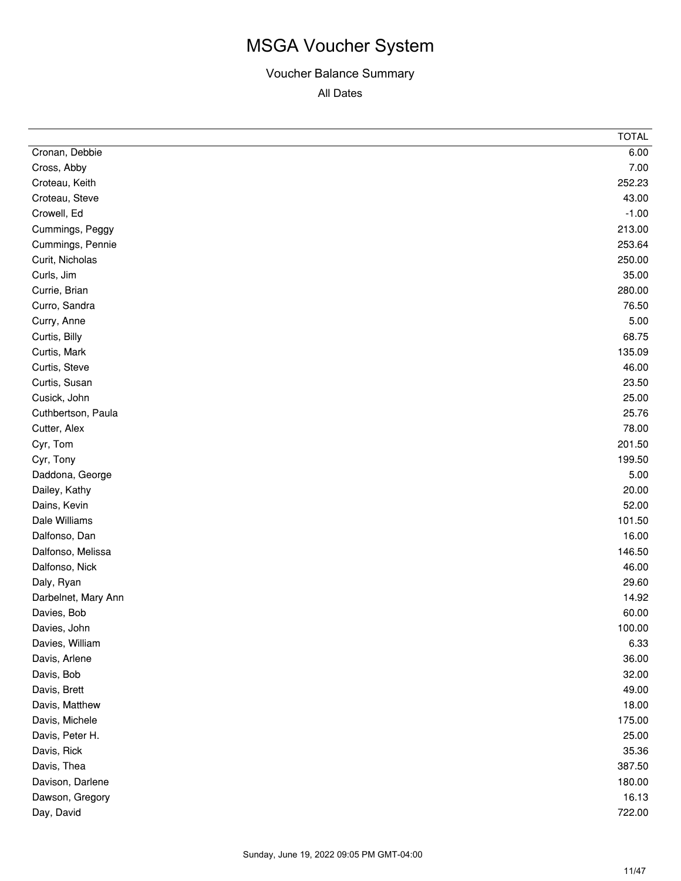# MSGA Voucher System

## Voucher Balance Summary

All Dates

| | TOTAL |
|---|---|
| Cronan, Debbie | 6.00 |
| Cross, Abby | 7.00 |
| Croteau, Keith | 252.23 |
| Croteau, Steve | 43.00 |
| Crowell, Ed | -1.00 |
| Cummings, Peggy | 213.00 |
| Cummings, Pennie | 253.64 |
| Curit, Nicholas | 250.00 |
| Curls, Jim | 35.00 |
| Currie, Brian | 280.00 |
| Curro, Sandra | 76.50 |
| Curry, Anne | 5.00 |
| Curtis, Billy | 68.75 |
| Curtis, Mark | 135.09 |
| Curtis, Steve | 46.00 |
| Curtis, Susan | 23.50 |
| Cusick, John | 25.00 |
| Cuthbertson, Paula | 25.76 |
| Cutter, Alex | 78.00 |
| Cyr, Tom | 201.50 |
| Cyr, Tony | 199.50 |
| Daddona, George | 5.00 |
| Dailey, Kathy | 20.00 |
| Dains, Kevin | 52.00 |
| Dale Williams | 101.50 |
| Dalfonso, Dan | 16.00 |
| Dalfonso, Melissa | 146.50 |
| Dalfonso, Nick | 46.00 |
| Daly, Ryan | 29.60 |
| Darbelnet, Mary Ann | 14.92 |
| Davies, Bob | 60.00 |
| Davies, John | 100.00 |
| Davies, William | 6.33 |
| Davis, Arlene | 36.00 |
| Davis, Bob | 32.00 |
| Davis, Brett | 49.00 |
| Davis, Matthew | 18.00 |
| Davis, Michele | 175.00 |
| Davis, Peter H. | 25.00 |
| Davis, Rick | 35.36 |
| Davis, Thea | 387.50 |
| Davison, Darlene | 180.00 |
| Dawson, Gregory | 16.13 |
| Day, David | 722.00 |

Sunday, June 19, 2022 09:05 PM GMT-04:00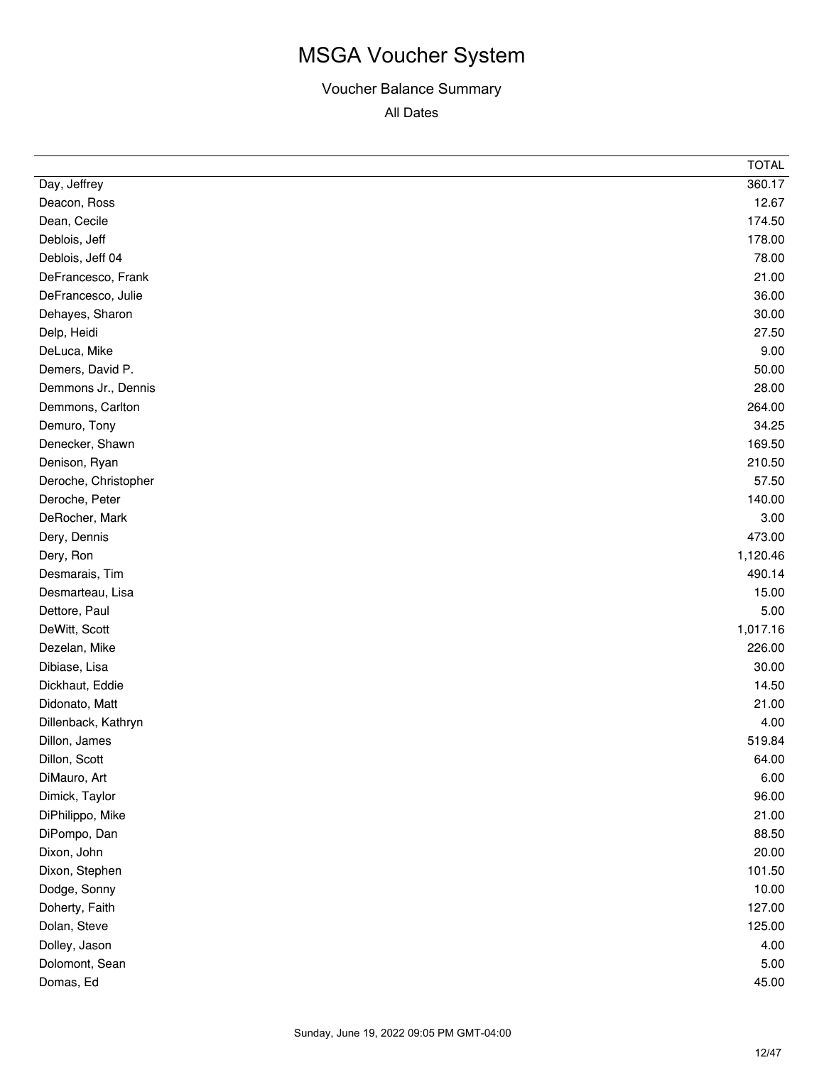# MSGA Voucher System

## Voucher Balance Summary

### All Dates

| | TOTAL |
|---|---|
| Day, Jeffrey | 360.17 |
| Deacon, Ross | 12.67 |
| Dean, Cecile | 174.50 |
| Deblois, Jeff | 178.00 |
| Deblois, Jeff 04 | 78.00 |
| DeFrancesco, Frank | 21.00 |
| DeFrancesco, Julie | 36.00 |
| Dehayes, Sharon | 30.00 |
| Delp, Heidi | 27.50 |
| DeLuca, Mike | 9.00 |
| Demers, David P. | 50.00 |
| Demmons Jr., Dennis | 28.00 |
| Demmons, Carlton | 264.00 |
| Demuro, Tony | 34.25 |
| Denecker, Shawn | 169.50 |
| Denison, Ryan | 210.50 |
| Deroche, Christopher | 57.50 |
| Deroche, Peter | 140.00 |
| DeRocher, Mark | 3.00 |
| Dery, Dennis | 473.00 |
| Dery, Ron | 1,120.46 |
| Desmarais, Tim | 490.14 |
| Desmarteau, Lisa | 15.00 |
| Dettore, Paul | 5.00 |
| DeWitt, Scott | 1,017.16 |
| Dezelan, Mike | 226.00 |
| Dibiase, Lisa | 30.00 |
| Dickhaut, Eddie | 14.50 |
| Didonato, Matt | 21.00 |
| Dillenback, Kathryn | 4.00 |
| Dillon, James | 519.84 |
| Dillon, Scott | 64.00 |
| DiMauro, Art | 6.00 |
| Dimick, Taylor | 96.00 |
| DiPhilippo, Mike | 21.00 |
| DiPompo, Dan | 88.50 |
| Dixon, John | 20.00 |
| Dixon, Stephen | 101.50 |
| Dodge, Sonny | 10.00 |
| Doherty, Faith | 127.00 |
| Dolan, Steve | 125.00 |
| Dolley, Jason | 4.00 |
| Dolomont, Sean | 5.00 |
| Domas, Ed | 45.00 |

Sunday, June 19, 2022 09:05 PM GMT-04:00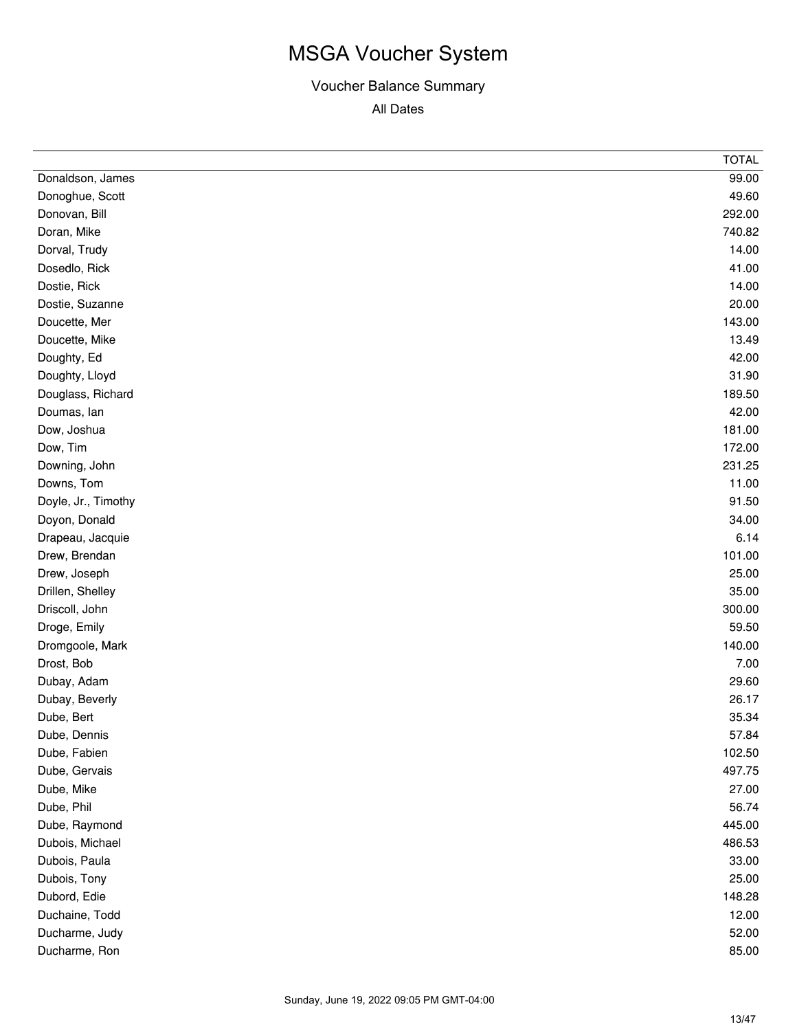# MSGA Voucher System

## Voucher Balance Summary

All Dates

| | TOTAL |
|---|---|
| Donaldson, James | 99.00 |
| Donoghue, Scott | 49.60 |
| Donovan, Bill | 292.00 |
| Doran, Mike | 740.82 |
| Dorval, Trudy | 14.00 |
| Dosedlo, Rick | 41.00 |
| Dostie, Rick | 14.00 |
| Dostie, Suzanne | 20.00 |
| Doucette, Mer | 143.00 |
| Doucette, Mike | 13.49 |
| Doughty, Ed | 42.00 |
| Doughty, Lloyd | 31.90 |
| Douglass, Richard | 189.50 |
| Doumas, Ian | 42.00 |
| Dow, Joshua | 181.00 |
| Dow, Tim | 172.00 |
| Downing, John | 231.25 |
| Downs, Tom | 11.00 |
| Doyle, Jr., Timothy | 91.50 |
| Doyon, Donald | 34.00 |
| Drapeau, Jacquie | 6.14 |
| Drew, Brendan | 101.00 |
| Drew, Joseph | 25.00 |
| Drillen, Shelley | 35.00 |
| Driscoll, John | 300.00 |
| Droge, Emily | 59.50 |
| Dromgoole, Mark | 140.00 |
| Drost, Bob | 7.00 |
| Dubay, Adam | 29.60 |
| Dubay, Beverly | 26.17 |
| Dube, Bert | 35.34 |
| Dube, Dennis | 57.84 |
| Dube, Fabien | 102.50 |
| Dube, Gervais | 497.75 |
| Dube, Mike | 27.00 |
| Dube, Phil | 56.74 |
| Dube, Raymond | 445.00 |
| Dubois, Michael | 486.53 |
| Dubois, Paula | 33.00 |
| Dubois, Tony | 25.00 |
| Dubord, Edie | 148.28 |
| Duchaine, Todd | 12.00 |
| Ducharme, Judy | 52.00 |
| Ducharme, Ron | 85.00 |

Sunday, June 19, 2022 09:05 PM GMT-04:00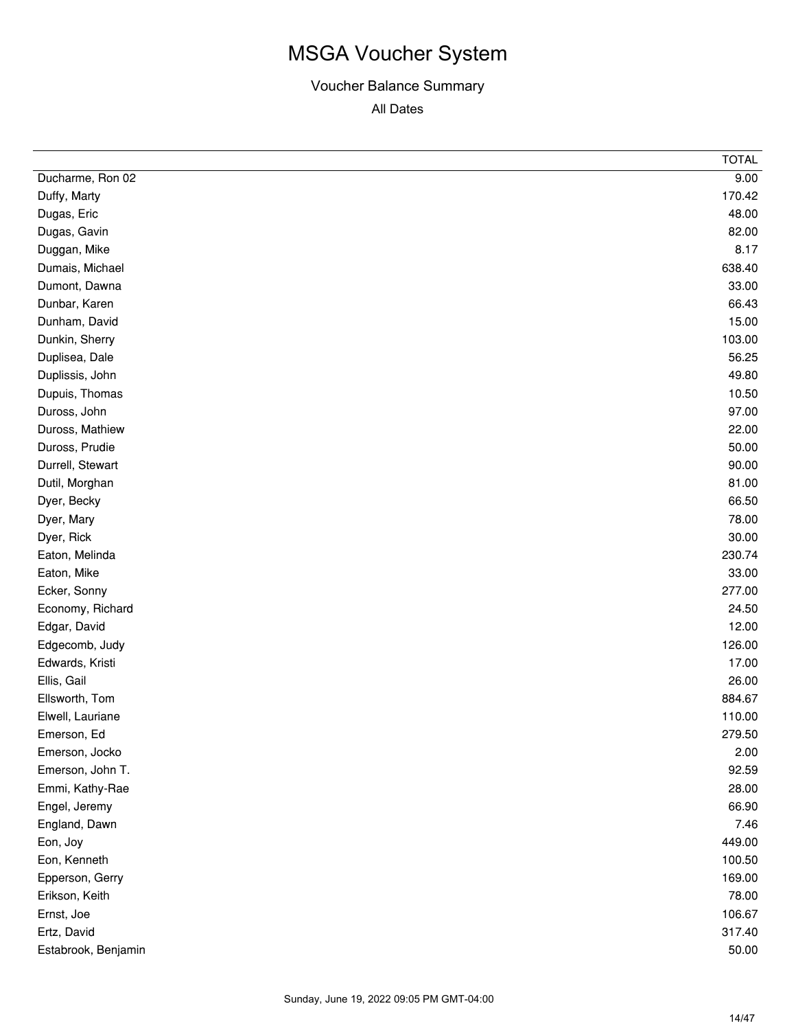# MSGA Voucher System

## Voucher Balance Summary

All Dates

| | TOTAL |
|---|---|
| Ducharme, Ron 02 | 9.00 |
| Duffy, Marty | 170.42 |
| Dugas, Eric | 48.00 |
| Dugas, Gavin | 82.00 |
| Duggan, Mike | 8.17 |
| Dumais, Michael | 638.40 |
| Dumont, Dawna | 33.00 |
| Dunbar, Karen | 66.43 |
| Dunham, David | 15.00 |
| Dunkin, Sherry | 103.00 |
| Duplisea, Dale | 56.25 |
| Duplissis, John | 49.80 |
| Dupuis, Thomas | 10.50 |
| Duross, John | 97.00 |
| Duross, Mathiew | 22.00 |
| Duross, Prudie | 50.00 |
| Durrell, Stewart | 90.00 |
| Dutil, Morghan | 81.00 |
| Dyer, Becky | 66.50 |
| Dyer, Mary | 78.00 |
| Dyer, Rick | 30.00 |
| Eaton, Melinda | 230.74 |
| Eaton, Mike | 33.00 |
| Ecker, Sonny | 277.00 |
| Economy, Richard | 24.50 |
| Edgar, David | 12.00 |
| Edgecomb, Judy | 126.00 |
| Edwards, Kristi | 17.00 |
| Ellis, Gail | 26.00 |
| Ellsworth, Tom | 884.67 |
| Elwell, Lauriane | 110.00 |
| Emerson, Ed | 279.50 |
| Emerson, Jocko | 2.00 |
| Emerson, John T. | 92.59 |
| Emmi, Kathy-Rae | 28.00 |
| Engel, Jeremy | 66.90 |
| England, Dawn | 7.46 |
| Eon, Joy | 449.00 |
| Eon, Kenneth | 100.50 |
| Epperson, Gerry | 169.00 |
| Erikson, Keith | 78.00 |
| Ernst, Joe | 106.67 |
| Ertz, David | 317.40 |
| Estabrook, Benjamin | 50.00 |

Sunday, June 19, 2022 09:05 PM GMT-04:00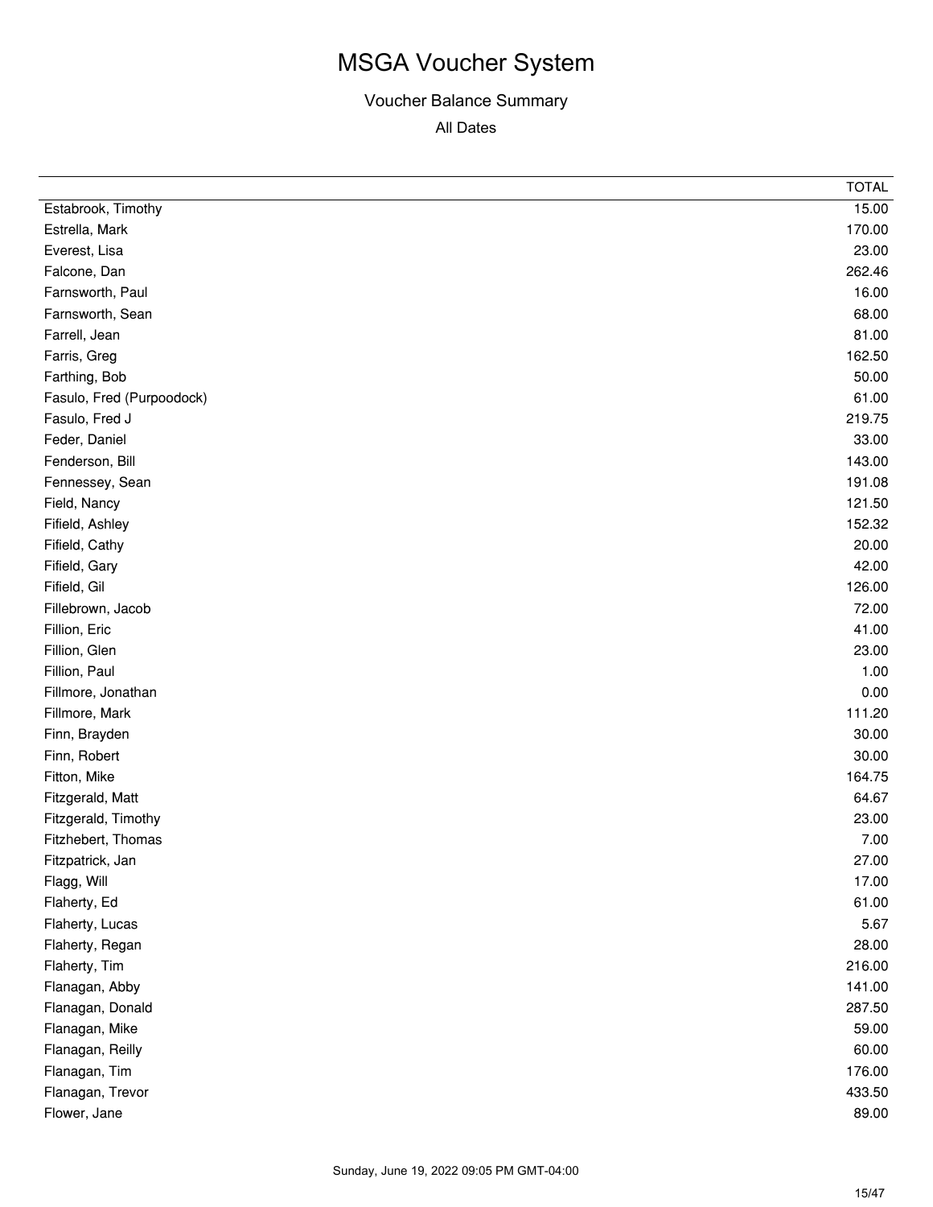# MSGA Voucher System

Voucher Balance Summary

All Dates

| | TOTAL |
|---|---|
| Estabrook, Timothy | 15.00 |
| Estrella, Mark | 170.00 |
| Everest, Lisa | 23.00 |
| Falcone, Dan | 262.46 |
| Farnsworth, Paul | 16.00 |
| Farnsworth, Sean | 68.00 |
| Farrell, Jean | 81.00 |
| Farris, Greg | 162.50 |
| Farthing, Bob | 50.00 |
| Fasulo, Fred (Purpoodock) | 61.00 |
| Fasulo, Fred J | 219.75 |
| Feder, Daniel | 33.00 |
| Fenderson, Bill | 143.00 |
| Fennessey, Sean | 191.08 |
| Field, Nancy | 121.50 |
| Fifield, Ashley | 152.32 |
| Fifield, Cathy | 20.00 |
| Fifield, Gary | 42.00 |
| Fifield, Gil | 126.00 |
| Fillebrown, Jacob | 72.00 |
| Fillion, Eric | 41.00 |
| Fillion, Glen | 23.00 |
| Fillion, Paul | 1.00 |
| Fillmore, Jonathan | 0.00 |
| Fillmore, Mark | 111.20 |
| Finn, Brayden | 30.00 |
| Finn, Robert | 30.00 |
| Fitton, Mike | 164.75 |
| Fitzgerald, Matt | 64.67 |
| Fitzgerald, Timothy | 23.00 |
| Fitzhebert, Thomas | 7.00 |
| Fitzpatrick, Jan | 27.00 |
| Flagg, Will | 17.00 |
| Flaherty, Ed | 61.00 |
| Flaherty, Lucas | 5.67 |
| Flaherty, Regan | 28.00 |
| Flaherty, Tim | 216.00 |
| Flanagan, Abby | 141.00 |
| Flanagan, Donald | 287.50 |
| Flanagan, Mike | 59.00 |
| Flanagan, Reilly | 60.00 |
| Flanagan, Tim | 176.00 |
| Flanagan, Trevor | 433.50 |
| Flower, Jane | 89.00 |

Sunday, June 19, 2022 09:05 PM GMT-04:00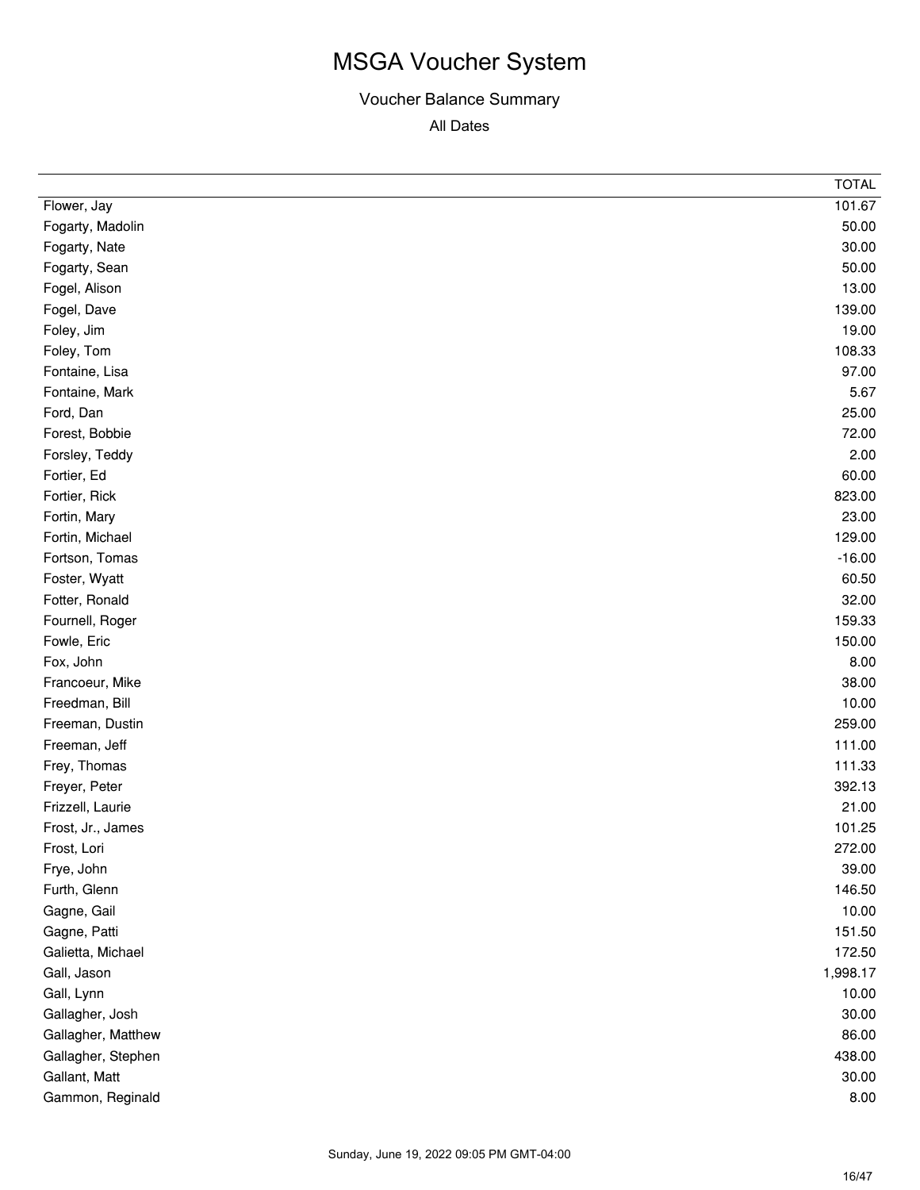# MSGA Voucher System

## Voucher Balance Summary

All Dates

| | TOTAL |
|---|---|
| Flower, Jay | 101.67 |
| Fogarty, Madolin | 50.00 |
| Fogarty, Nate | 30.00 |
| Fogarty, Sean | 50.00 |
| Fogel, Alison | 13.00 |
| Fogel, Dave | 139.00 |
| Foley, Jim | 19.00 |
| Foley, Tom | 108.33 |
| Fontaine, Lisa | 97.00 |
| Fontaine, Mark | 5.67 |
| Ford, Dan | 25.00 |
| Forest, Bobbie | 72.00 |
| Forsley, Teddy | 2.00 |
| Fortier, Ed | 60.00 |
| Fortier, Rick | 823.00 |
| Fortin, Mary | 23.00 |
| Fortin, Michael | 129.00 |
| Fortson, Tomas | -16.00 |
| Foster, Wyatt | 60.50 |
| Fotter, Ronald | 32.00 |
| Fournell, Roger | 159.33 |
| Fowle, Eric | 150.00 |
| Fox, John | 8.00 |
| Francoeur, Mike | 38.00 |
| Freedman, Bill | 10.00 |
| Freeman, Dustin | 259.00 |
| Freeman, Jeff | 111.00 |
| Frey, Thomas | 111.33 |
| Freyer, Peter | 392.13 |
| Frizzell, Laurie | 21.00 |
| Frost, Jr., James | 101.25 |
| Frost, Lori | 272.00 |
| Frye, John | 39.00 |
| Furth, Glenn | 146.50 |
| Gagne, Gail | 10.00 |
| Gagne, Patti | 151.50 |
| Galietta, Michael | 172.50 |
| Gall, Jason | 1,998.17 |
| Gall, Lynn | 10.00 |
| Gallagher, Josh | 30.00 |
| Gallagher, Matthew | 86.00 |
| Gallagher, Stephen | 438.00 |
| Gallant, Matt | 30.00 |
| Gammon, Reginald | 8.00 |

Sunday, June 19, 2022 09:05 PM GMT-04:00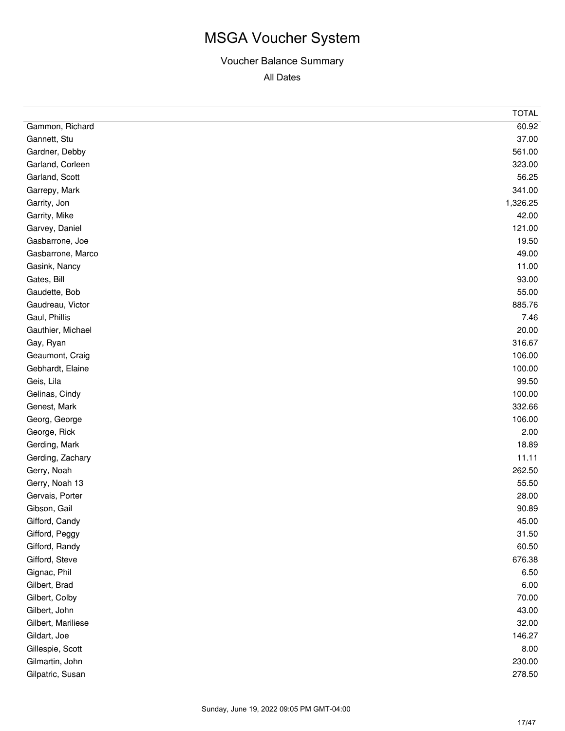# MSGA Voucher System

## Voucher Balance Summary

### All Dates

| | TOTAL |
|---|---|
| Gammon, Richard | 60.92 |
| Gannett, Stu | 37.00 |
| Gardner, Debby | 561.00 |
| Garland, Corleen | 323.00 |
| Garland, Scott | 56.25 |
| Garrepy, Mark | 341.00 |
| Garrity, Jon | 1,326.25 |
| Garrity, Mike | 42.00 |
| Garvey, Daniel | 121.00 |
| Gasbarrone, Joe | 19.50 |
| Gasbarrone, Marco | 49.00 |
| Gasink, Nancy | 11.00 |
| Gates, Bill | 93.00 |
| Gaudette, Bob | 55.00 |
| Gaudreau, Victor | 885.76 |
| Gaul, Phillis | 7.46 |
| Gauthier, Michael | 20.00 |
| Gay, Ryan | 316.67 |
| Geaumont, Craig | 106.00 |
| Gebhardt, Elaine | 100.00 |
| Geis, Lila | 99.50 |
| Gelinas, Cindy | 100.00 |
| Genest, Mark | 332.66 |
| Georg, George | 106.00 |
| George, Rick | 2.00 |
| Gerding, Mark | 18.89 |
| Gerding, Zachary | 11.11 |
| Gerry, Noah | 262.50 |
| Gerry, Noah 13 | 55.50 |
| Gervais, Porter | 28.00 |
| Gibson, Gail | 90.89 |
| Gifford, Candy | 45.00 |
| Gifford, Peggy | 31.50 |
| Gifford, Randy | 60.50 |
| Gifford, Steve | 676.38 |
| Gignac, Phil | 6.50 |
| Gilbert, Brad | 6.00 |
| Gilbert, Colby | 70.00 |
| Gilbert, John | 43.00 |
| Gilbert, Mariliese | 32.00 |
| Gildart, Joe | 146.27 |
| Gillespie, Scott | 8.00 |
| Gilmartin, John | 230.00 |
| Gilpatric, Susan | 278.50 |

Sunday, June 19, 2022 09:05 PM GMT-04:00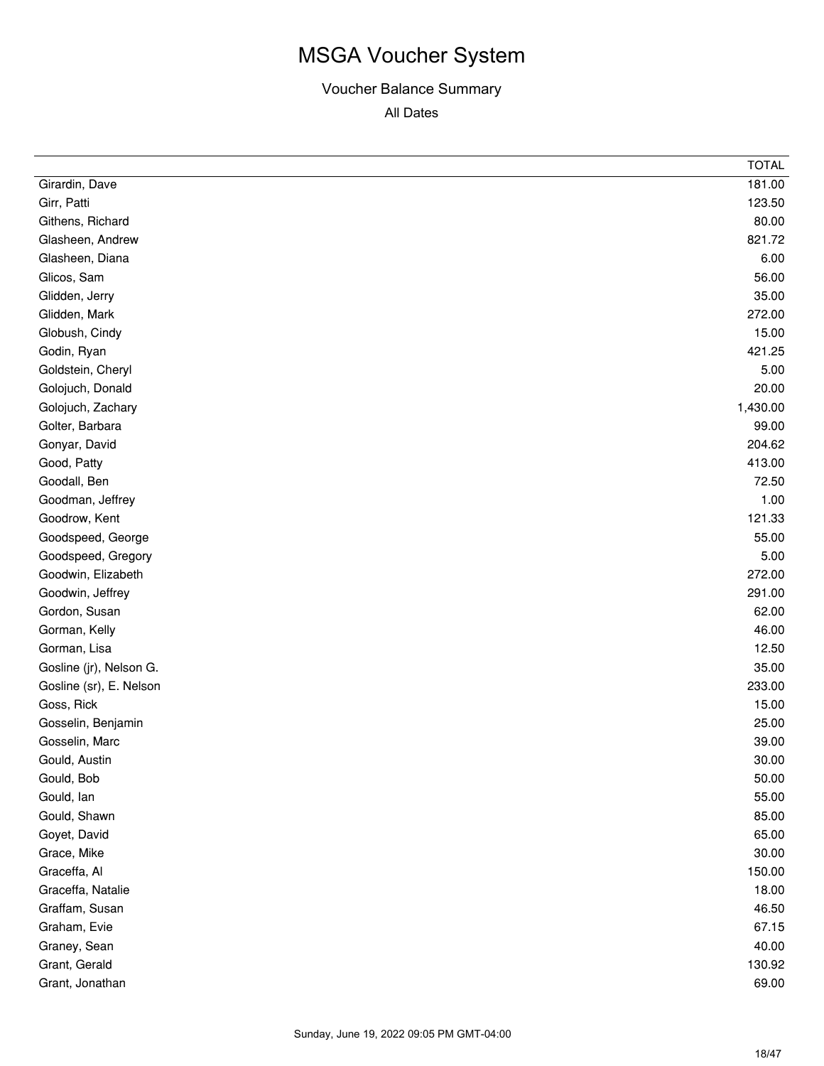# MSGA Voucher System

## Voucher Balance Summary

All Dates

| | TOTAL |
|---|---|
| Girardin, Dave | 181.00 |
| Girr, Patti | 123.50 |
| Githens, Richard | 80.00 |
| Glasheen, Andrew | 821.72 |
| Glasheen, Diana | 6.00 |
| Glicos, Sam | 56.00 |
| Glidden, Jerry | 35.00 |
| Glidden, Mark | 272.00 |
| Globush, Cindy | 15.00 |
| Godin, Ryan | 421.25 |
| Goldstein, Cheryl | 5.00 |
| Golojuch, Donald | 20.00 |
| Golojuch, Zachary | 1,430.00 |
| Golter, Barbara | 99.00 |
| Gonyar, David | 204.62 |
| Good, Patty | 413.00 |
| Goodall, Ben | 72.50 |
| Goodman, Jeffrey | 1.00 |
| Goodrow, Kent | 121.33 |
| Goodspeed, George | 55.00 |
| Goodspeed, Gregory | 5.00 |
| Goodwin, Elizabeth | 272.00 |
| Goodwin, Jeffrey | 291.00 |
| Gordon, Susan | 62.00 |
| Gorman, Kelly | 46.00 |
| Gorman, Lisa | 12.50 |
| Gosline (jr), Nelson G. | 35.00 |
| Gosline (sr), E. Nelson | 233.00 |
| Goss, Rick | 15.00 |
| Gosselin, Benjamin | 25.00 |
| Gosselin, Marc | 39.00 |
| Gould, Austin | 30.00 |
| Gould, Bob | 50.00 |
| Gould, Ian | 55.00 |
| Gould, Shawn | 85.00 |
| Goyet, David | 65.00 |
| Grace, Mike | 30.00 |
| Graceffa, Al | 150.00 |
| Graceffa, Natalie | 18.00 |
| Graffam, Susan | 46.50 |
| Graham, Evie | 67.15 |
| Graney, Sean | 40.00 |
| Grant, Gerald | 130.92 |
| Grant, Jonathan | 69.00 |

Sunday, June 19, 2022 09:05 PM GMT-04:00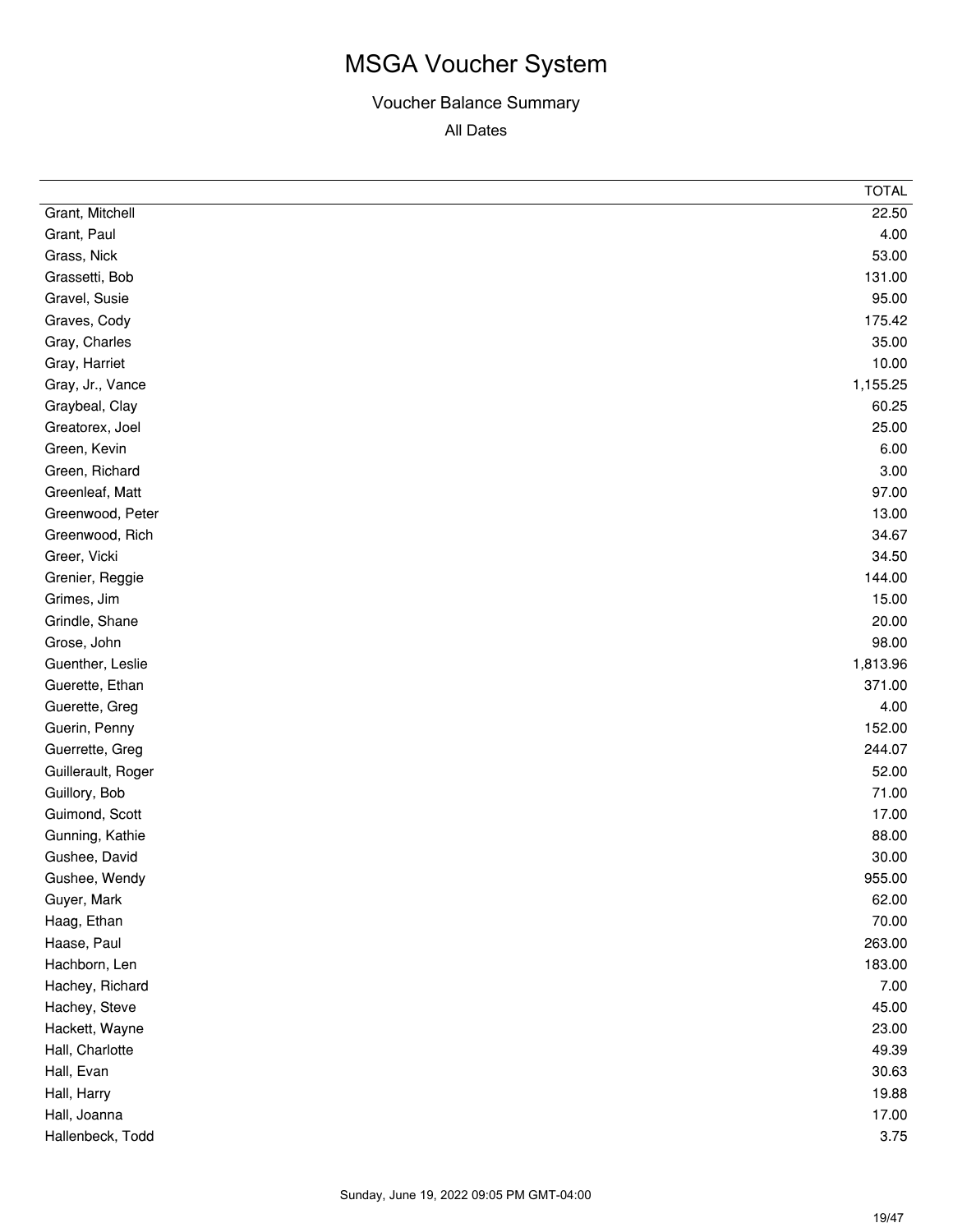# MSGA Voucher System

## Voucher Balance Summary

### All Dates

| | TOTAL |
|---|---|
| Grant, Mitchell | 22.50 |
| Grant, Paul | 4.00 |
| Grass, Nick | 53.00 |
| Grassetti, Bob | 131.00 |
| Gravel, Susie | 95.00 |
| Graves, Cody | 175.42 |
| Gray, Charles | 35.00 |
| Gray, Harriet | 10.00 |
| Gray, Jr., Vance | 1,155.25 |
| Graybeal, Clay | 60.25 |
| Greatorex, Joel | 25.00 |
| Green, Kevin | 6.00 |
| Green, Richard | 3.00 |
| Greenleaf, Matt | 97.00 |
| Greenwood, Peter | 13.00 |
| Greenwood, Rich | 34.67 |
| Greer, Vicki | 34.50 |
| Grenier, Reggie | 144.00 |
| Grimes, Jim | 15.00 |
| Grindle, Shane | 20.00 |
| Grose, John | 98.00 |
| Guenther, Leslie | 1,813.96 |
| Guerette, Ethan | 371.00 |
| Guerette, Greg | 4.00 |
| Guerin, Penny | 152.00 |
| Guerrette, Greg | 244.07 |
| Guillerault, Roger | 52.00 |
| Guillory, Bob | 71.00 |
| Guimond, Scott | 17.00 |
| Gunning, Kathie | 88.00 |
| Gushee, David | 30.00 |
| Gushee, Wendy | 955.00 |
| Guyer, Mark | 62.00 |
| Haag, Ethan | 70.00 |
| Haase, Paul | 263.00 |
| Hachborn, Len | 183.00 |
| Hachey, Richard | 7.00 |
| Hachey, Steve | 45.00 |
| Hackett, Wayne | 23.00 |
| Hall, Charlotte | 49.39 |
| Hall, Evan | 30.63 |
| Hall, Harry | 19.88 |
| Hall, Joanna | 17.00 |
| Hallenbeck, Todd | 3.75 |

Sunday, June 19, 2022 09:05 PM GMT-04:00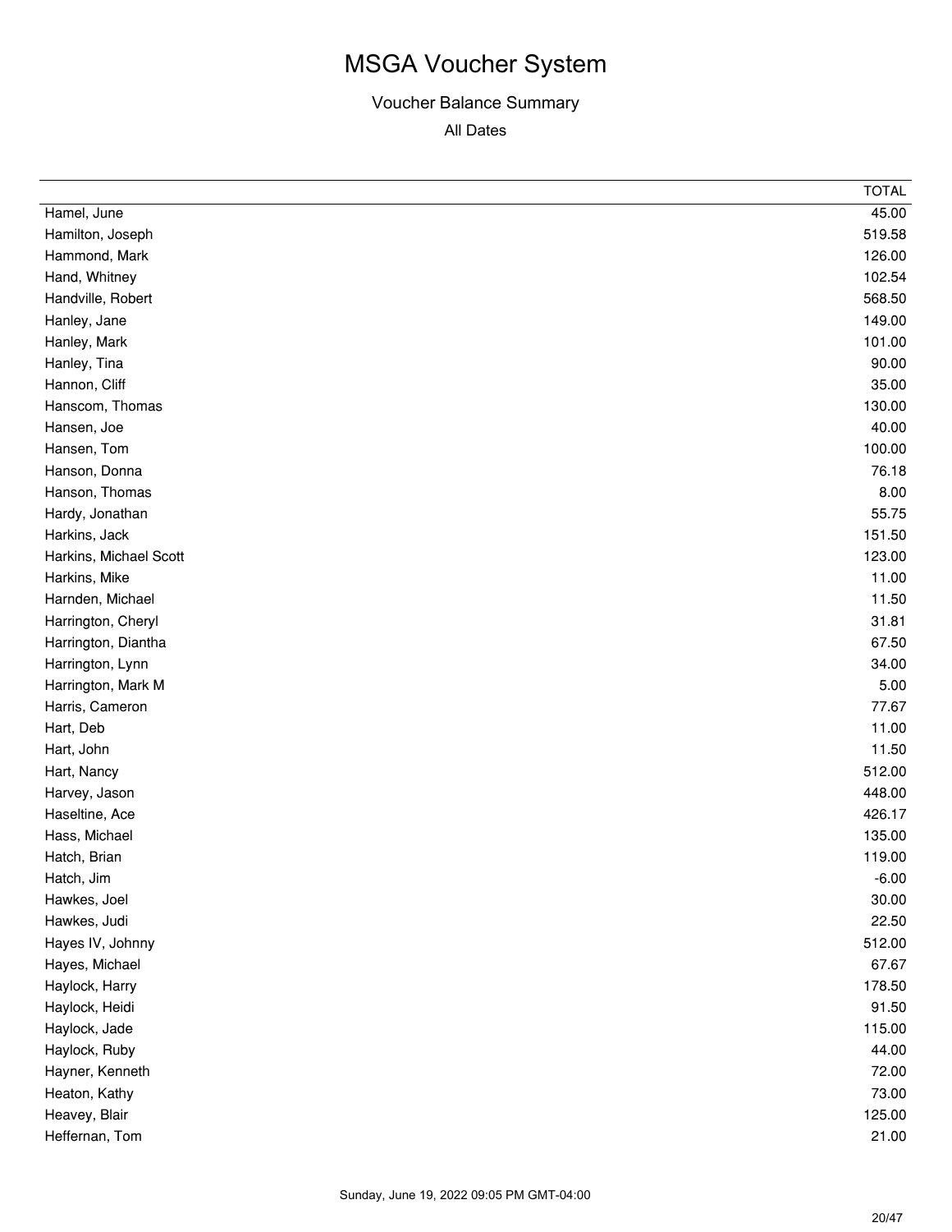# MSGA Voucher System

## Voucher Balance Summary

All Dates

| | TOTAL |
|---|---|
| Hamel, June | 45.00 |
| Hamilton, Joseph | 519.58 |
| Hammond, Mark | 126.00 |
| Hand, Whitney | 102.54 |
| Handville, Robert | 568.50 |
| Hanley, Jane | 149.00 |
| Hanley, Mark | 101.00 |
| Hanley, Tina | 90.00 |
| Hannon, Cliff | 35.00 |
| Hanscom, Thomas | 130.00 |
| Hansen, Joe | 40.00 |
| Hansen, Tom | 100.00 |
| Hanson, Donna | 76.18 |
| Hanson, Thomas | 8.00 |
| Hardy, Jonathan | 55.75 |
| Harkins, Jack | 151.50 |
| Harkins, Michael Scott | 123.00 |
| Harkins, Mike | 11.00 |
| Harnden, Michael | 11.50 |
| Harrington, Cheryl | 31.81 |
| Harrington, Diantha | 67.50 |
| Harrington, Lynn | 34.00 |
| Harrington, Mark M | 5.00 |
| Harris, Cameron | 77.67 |
| Hart, Deb | 11.00 |
| Hart, John | 11.50 |
| Hart, Nancy | 512.00 |
| Harvey, Jason | 448.00 |
| Haseltine, Ace | 426.17 |
| Hass, Michael | 135.00 |
| Hatch, Brian | 119.00 |
| Hatch, Jim | -6.00 |
| Hawkes, Joel | 30.00 |
| Hawkes, Judi | 22.50 |
| Hayes IV, Johnny | 512.00 |
| Hayes, Michael | 67.67 |
| Haylock, Harry | 178.50 |
| Haylock, Heidi | 91.50 |
| Haylock, Jade | 115.00 |
| Haylock, Ruby | 44.00 |
| Hayner, Kenneth | 72.00 |
| Heaton, Kathy | 73.00 |
| Heavey, Blair | 125.00 |
| Heffernan, Tom | 21.00 |

Sunday, June 19, 2022 09:05 PM GMT-04:00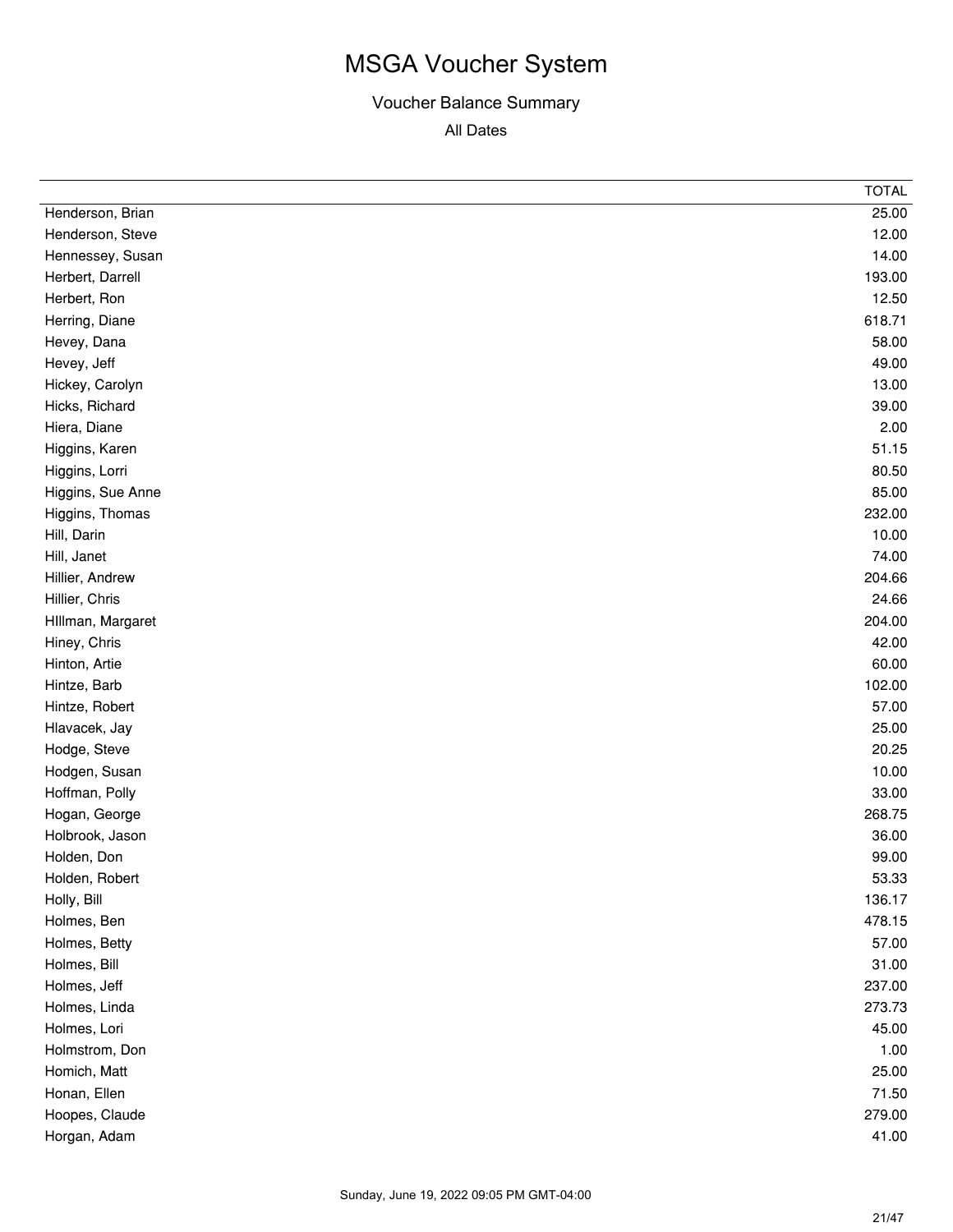# MSGA Voucher System

## Voucher Balance Summary

### All Dates

| | TOTAL |
|---|---|
| Henderson, Brian | 25.00 |
| Henderson, Steve | 12.00 |
| Hennessey, Susan | 14.00 |
| Herbert, Darrell | 193.00 |
| Herbert, Ron | 12.50 |
| Herring, Diane | 618.71 |
| Hevey, Dana | 58.00 |
| Hevey, Jeff | 49.00 |
| Hickey, Carolyn | 13.00 |
| Hicks, Richard | 39.00 |
| Hiera, Diane | 2.00 |
| Higgins, Karen | 51.15 |
| Higgins, Lorri | 80.50 |
| Higgins, Sue Anne | 85.00 |
| Higgins, Thomas | 232.00 |
| Hill, Darin | 10.00 |
| Hill, Janet | 74.00 |
| Hillier, Andrew | 204.66 |
| Hillier, Chris | 24.66 |
| HIllman, Margaret | 204.00 |
| Hiney, Chris | 42.00 |
| Hinton, Artie | 60.00 |
| Hintze, Barb | 102.00 |
| Hintze, Robert | 57.00 |
| Hlavacek, Jay | 25.00 |
| Hodge, Steve | 20.25 |
| Hodgen, Susan | 10.00 |
| Hoffman, Polly | 33.00 |
| Hogan, George | 268.75 |
| Holbrook, Jason | 36.00 |
| Holden, Don | 99.00 |
| Holden, Robert | 53.33 |
| Holly, Bill | 136.17 |
| Holmes, Ben | 478.15 |
| Holmes, Betty | 57.00 |
| Holmes, Bill | 31.00 |
| Holmes, Jeff | 237.00 |
| Holmes, Linda | 273.73 |
| Holmes, Lori | 45.00 |
| Holmstrom, Don | 1.00 |
| Homich, Matt | 25.00 |
| Honan, Ellen | 71.50 |
| Hoopes, Claude | 279.00 |
| Horgan, Adam | 41.00 |

Sunday, June 19, 2022 09:05 PM GMT-04:00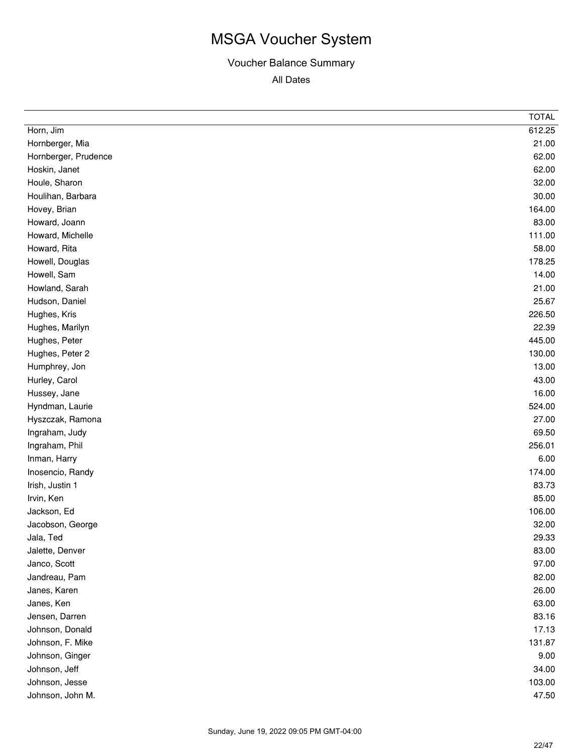# MSGA Voucher System

## Voucher Balance Summary

All Dates

| | TOTAL |
|---|---|
| Horn, Jim | 612.25 |
| Hornberger, Mia | 21.00 |
| Hornberger, Prudence | 62.00 |
| Hoskin, Janet | 62.00 |
| Houle, Sharon | 32.00 |
| Houlihan, Barbara | 30.00 |
| Hovey, Brian | 164.00 |
| Howard, Joann | 83.00 |
| Howard, Michelle | 111.00 |
| Howard, Rita | 58.00 |
| Howell, Douglas | 178.25 |
| Howell, Sam | 14.00 |
| Howland, Sarah | 21.00 |
| Hudson, Daniel | 25.67 |
| Hughes, Kris | 226.50 |
| Hughes, Marilyn | 22.39 |
| Hughes, Peter | 445.00 |
| Hughes, Peter 2 | 130.00 |
| Humphrey, Jon | 13.00 |
| Hurley, Carol | 43.00 |
| Hussey, Jane | 16.00 |
| Hyndman, Laurie | 524.00 |
| Hyszczak, Ramona | 27.00 |
| Ingraham, Judy | 69.50 |
| Ingraham, Phil | 256.01 |
| Inman, Harry | 6.00 |
| Inosencio, Randy | 174.00 |
| Irish, Justin 1 | 83.73 |
| Irvin, Ken | 85.00 |
| Jackson, Ed | 106.00 |
| Jacobson, George | 32.00 |
| Jala, Ted | 29.33 |
| Jalette, Denver | 83.00 |
| Janco, Scott | 97.00 |
| Jandreau, Pam | 82.00 |
| Janes, Karen | 26.00 |
| Janes, Ken | 63.00 |
| Jensen, Darren | 83.16 |
| Johnson, Donald | 17.13 |
| Johnson, F. Mike | 131.87 |
| Johnson, Ginger | 9.00 |
| Johnson, Jeff | 34.00 |
| Johnson, Jesse | 103.00 |
| Johnson, John M. | 47.50 |

Sunday, June 19, 2022 09:05 PM GMT-04:00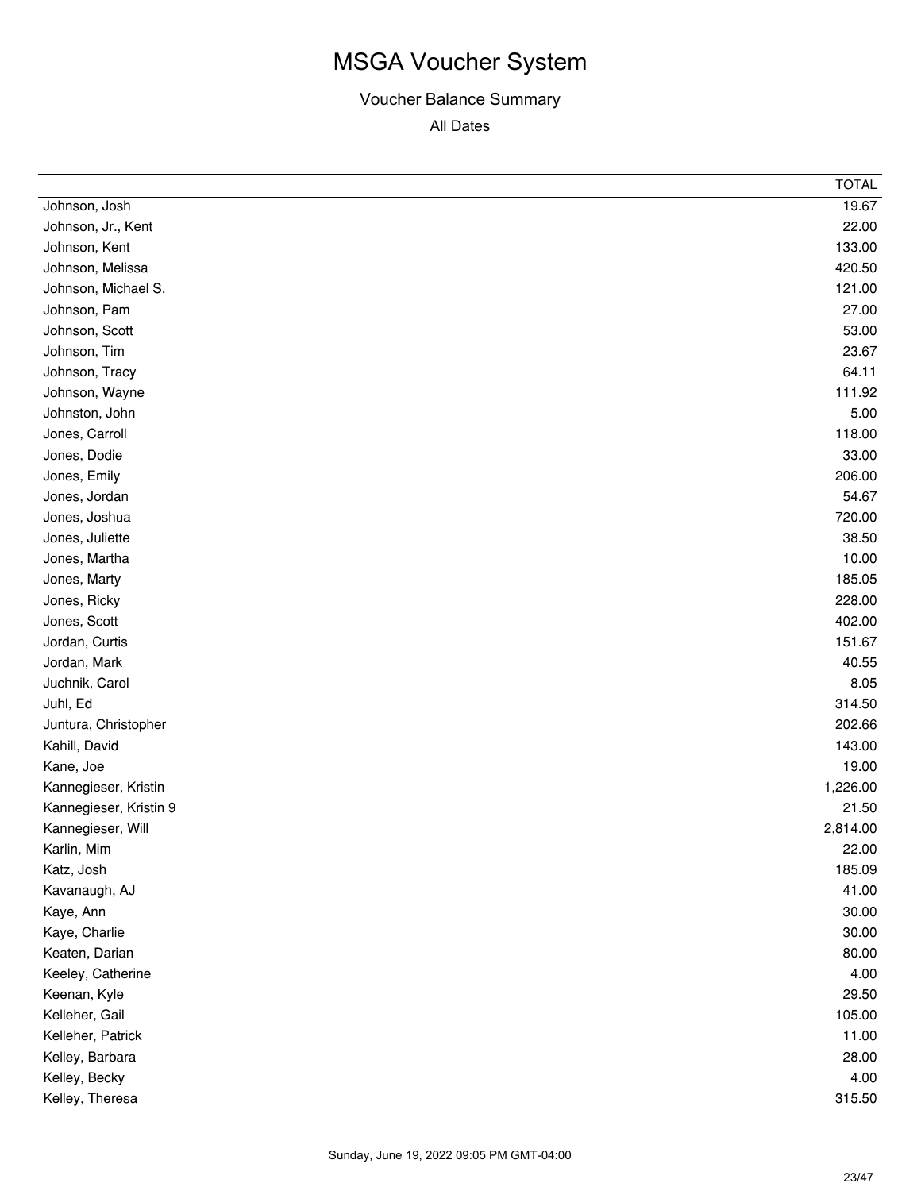# MSGA Voucher System

## Voucher Balance Summary

All Dates

| | TOTAL |
|---|---|
| Johnson, Josh | 19.67 |
| Johnson, Jr., Kent | 22.00 |
| Johnson, Kent | 133.00 |
| Johnson, Melissa | 420.50 |
| Johnson, Michael S. | 121.00 |
| Johnson, Pam | 27.00 |
| Johnson, Scott | 53.00 |
| Johnson, Tim | 23.67 |
| Johnson, Tracy | 64.11 |
| Johnson, Wayne | 111.92 |
| Johnston, John | 5.00 |
| Jones, Carroll | 118.00 |
| Jones, Dodie | 33.00 |
| Jones, Emily | 206.00 |
| Jones, Jordan | 54.67 |
| Jones, Joshua | 720.00 |
| Jones, Juliette | 38.50 |
| Jones, Martha | 10.00 |
| Jones, Marty | 185.05 |
| Jones, Ricky | 228.00 |
| Jones, Scott | 402.00 |
| Jordan, Curtis | 151.67 |
| Jordan, Mark | 40.55 |
| Juchnik, Carol | 8.05 |
| Juhl, Ed | 314.50 |
| Juntura, Christopher | 202.66 |
| Kahill, David | 143.00 |
| Kane, Joe | 19.00 |
| Kannegieser, Kristin | 1,226.00 |
| Kannegieser, Kristin 9 | 21.50 |
| Kannegieser, Will | 2,814.00 |
| Karlin, Mim | 22.00 |
| Katz, Josh | 185.09 |
| Kavanaugh, AJ | 41.00 |
| Kaye, Ann | 30.00 |
| Kaye, Charlie | 30.00 |
| Keaten, Darian | 80.00 |
| Keeley, Catherine | 4.00 |
| Keenan, Kyle | 29.50 |
| Kelleher, Gail | 105.00 |
| Kelleher, Patrick | 11.00 |
| Kelley, Barbara | 28.00 |
| Kelley, Becky | 4.00 |
| Kelley, Theresa | 315.50 |

Sunday, June 19, 2022 09:05 PM GMT-04:00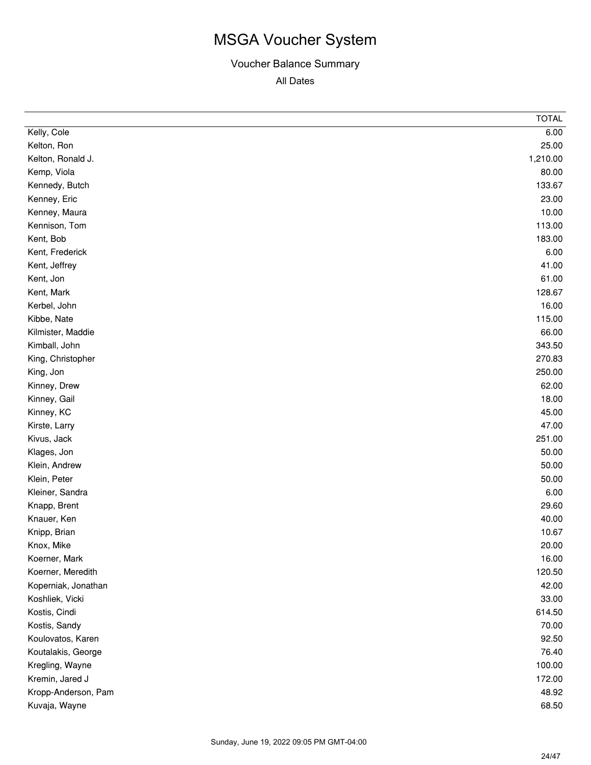# MSGA Voucher System

## Voucher Balance Summary

All Dates

| | TOTAL |
|---|---|
| Kelly, Cole | 6.00 |
| Kelton, Ron | 25.00 |
| Kelton, Ronald J. | 1,210.00 |
| Kemp, Viola | 80.00 |
| Kennedy, Butch | 133.67 |
| Kenney, Eric | 23.00 |
| Kenney, Maura | 10.00 |
| Kennison, Tom | 113.00 |
| Kent, Bob | 183.00 |
| Kent, Frederick | 6.00 |
| Kent, Jeffrey | 41.00 |
| Kent, Jon | 61.00 |
| Kent, Mark | 128.67 |
| Kerbel, John | 16.00 |
| Kibbe, Nate | 115.00 |
| Kilmister, Maddie | 66.00 |
| Kimball, John | 343.50 |
| King, Christopher | 270.83 |
| King, Jon | 250.00 |
| Kinney, Drew | 62.00 |
| Kinney, Gail | 18.00 |
| Kinney, KC | 45.00 |
| Kirste, Larry | 47.00 |
| Kivus, Jack | 251.00 |
| Klages, Jon | 50.00 |
| Klein, Andrew | 50.00 |
| Klein, Peter | 50.00 |
| Kleiner, Sandra | 6.00 |
| Knapp, Brent | 29.60 |
| Knauer, Ken | 40.00 |
| Knipp, Brian | 10.67 |
| Knox, Mike | 20.00 |
| Koerner, Mark | 16.00 |
| Koerner, Meredith | 120.50 |
| Koperniak, Jonathan | 42.00 |
| Koshliek, Vicki | 33.00 |
| Kostis, Cindi | 614.50 |
| Kostis, Sandy | 70.00 |
| Koulovatos, Karen | 92.50 |
| Koutalakis, George | 76.40 |
| Kregling, Wayne | 100.00 |
| Kremin, Jared J | 172.00 |
| Kropp-Anderson, Pam | 48.92 |
| Kuvaja, Wayne | 68.50 |

Sunday, June 19, 2022 09:05 PM GMT-04:00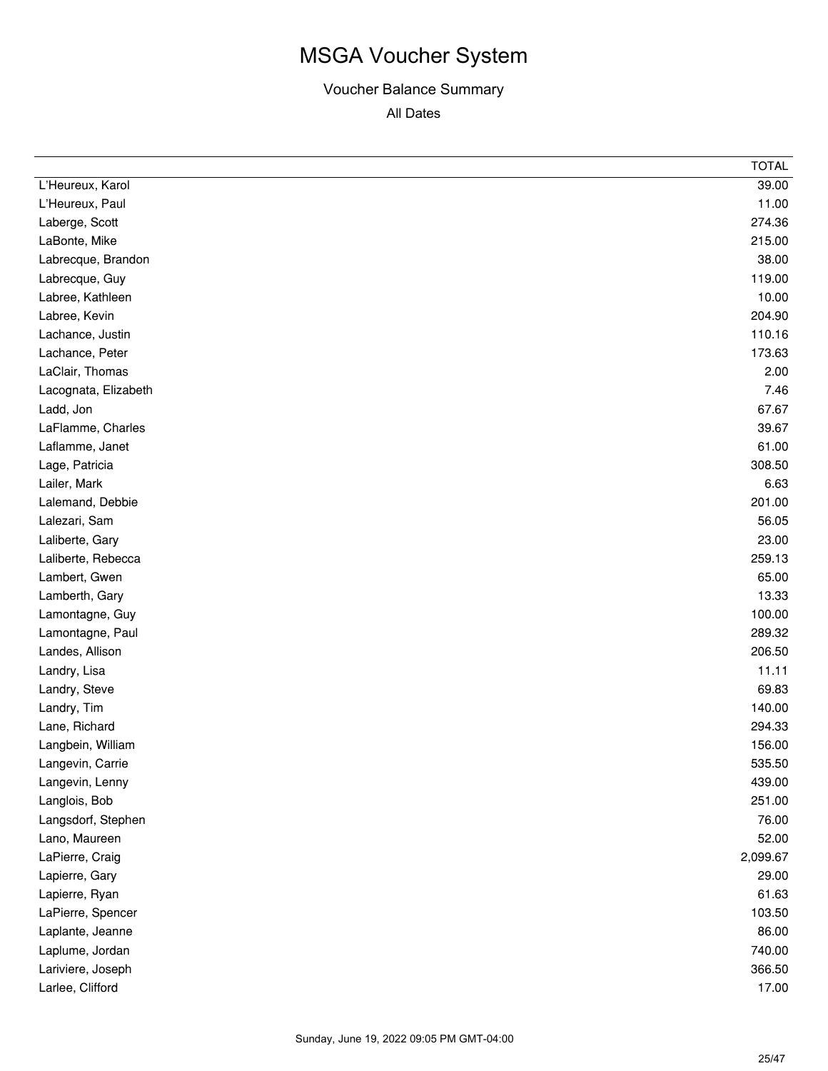# MSGA Voucher System

## Voucher Balance Summary

### All Dates

| | TOTAL |
|---|---|
| L'Heureux, Karol | 39.00 |
| L'Heureux, Paul | 11.00 |
| Laberge, Scott | 274.36 |
| LaBonte, Mike | 215.00 |
| Labrecque, Brandon | 38.00 |
| Labrecque, Guy | 119.00 |
| Labree, Kathleen | 10.00 |
| Labree, Kevin | 204.90 |
| Lachance, Justin | 110.16 |
| Lachance, Peter | 173.63 |
| LaClair, Thomas | 2.00 |
| Lacognata, Elizabeth | 7.46 |
| Ladd, Jon | 67.67 |
| LaFlamme, Charles | 39.67 |
| Laflamme, Janet | 61.00 |
| Lage, Patricia | 308.50 |
| Lailer, Mark | 6.63 |
| Lalemand, Debbie | 201.00 |
| Lalezari, Sam | 56.05 |
| Laliberte, Gary | 23.00 |
| Laliberte, Rebecca | 259.13 |
| Lambert, Gwen | 65.00 |
| Lamberth, Gary | 13.33 |
| Lamontagne, Guy | 100.00 |
| Lamontagne, Paul | 289.32 |
| Landes, Allison | 206.50 |
| Landry, Lisa | 11.11 |
| Landry, Steve | 69.83 |
| Landry, Tim | 140.00 |
| Lane, Richard | 294.33 |
| Langbein, William | 156.00 |
| Langevin, Carrie | 535.50 |
| Langevin, Lenny | 439.00 |
| Langlois, Bob | 251.00 |
| Langsdorf, Stephen | 76.00 |
| Lano, Maureen | 52.00 |
| LaPierre, Craig | 2,099.67 |
| Lapierre, Gary | 29.00 |
| Lapierre, Ryan | 61.63 |
| LaPierre, Spencer | 103.50 |
| Laplante, Jeanne | 86.00 |
| Laplume, Jordan | 740.00 |
| Lariviere, Joseph | 366.50 |
| Larlee, Clifford | 17.00 |

Sunday, June 19, 2022 09:05 PM GMT-04:00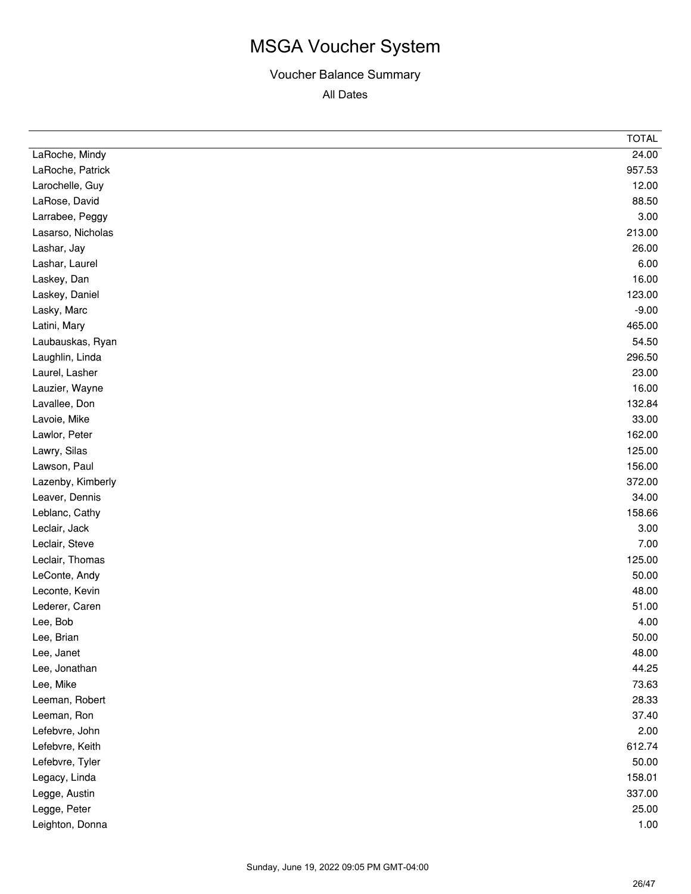# MSGA Voucher System

## Voucher Balance Summary

### All Dates

| | TOTAL |
|---|---:|
| LaRoche, Mindy | 24.00 |
| LaRoche, Patrick | 957.53 |
| Larochelle, Guy | 12.00 |
| LaRose, David | 88.50 |
| Larrabee, Peggy | 3.00 |
| Lasarso, Nicholas | 213.00 |
| Lashar, Jay | 26.00 |
| Lashar, Laurel | 6.00 |
| Laskey, Dan | 16.00 |
| Laskey, Daniel | 123.00 |
| Lasky, Marc | -9.00 |
| Latini, Mary | 465.00 |
| Laubauskas, Ryan | 54.50 |
| Laughlin, Linda | 296.50 |
| Laurel, Lasher | 23.00 |
| Lauzier, Wayne | 16.00 |
| Lavallee, Don | 132.84 |
| Lavoie, Mike | 33.00 |
| Lawlor, Peter | 162.00 |
| Lawry, Silas | 125.00 |
| Lawson, Paul | 156.00 |
| Lazenby, Kimberly | 372.00 |
| Leaver, Dennis | 34.00 |
| Leblanc, Cathy | 158.66 |
| Leclair, Jack | 3.00 |
| Leclair, Steve | 7.00 |
| Leclair, Thomas | 125.00 |
| LeConte, Andy | 50.00 |
| Leconte, Kevin | 48.00 |
| Lederer, Caren | 51.00 |
| Lee, Bob | 4.00 |
| Lee, Brian | 50.00 |
| Lee, Janet | 48.00 |
| Lee, Jonathan | 44.25 |
| Lee, Mike | 73.63 |
| Leeman, Robert | 28.33 |
| Leeman, Ron | 37.40 |
| Lefebvre, John | 2.00 |
| Lefebvre, Keith | 612.74 |
| Lefebvre, Tyler | 50.00 |
| Legacy, Linda | 158.01 |
| Legge, Austin | 337.00 |
| Legge, Peter | 25.00 |
| Leighton, Donna | 1.00 |

Sunday, June 19, 2022 09:05 PM GMT-04:00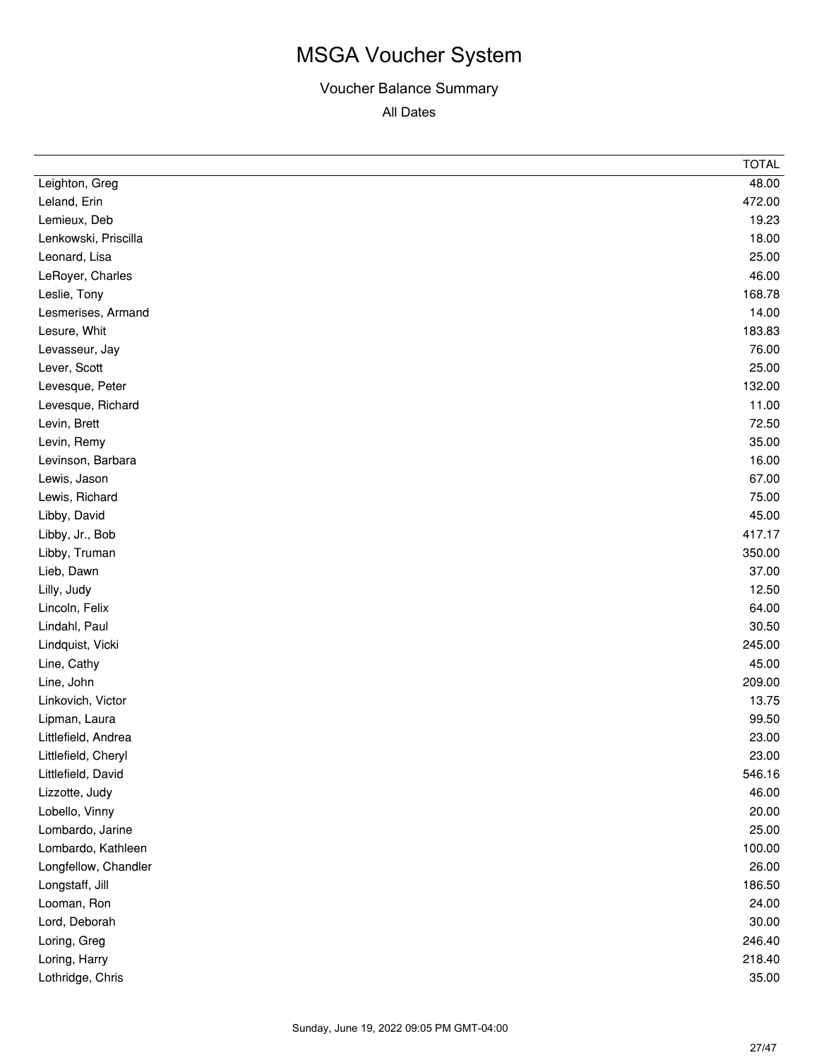# MSGA Voucher System

Voucher Balance Summary

All Dates

| | TOTAL |
|---|---|
| Leighton, Greg | 48.00 |
| Leland, Erin | 472.00 |
| Lemieux, Deb | 19.23 |
| Lenkowski, Priscilla | 18.00 |
| Leonard, Lisa | 25.00 |
| LeRoyer, Charles | 46.00 |
| Leslie, Tony | 168.78 |
| Lesmerises, Armand | 14.00 |
| Lesure, Whit | 183.83 |
| Levasseur, Jay | 76.00 |
| Lever, Scott | 25.00 |
| Levesque, Peter | 132.00 |
| Levesque, Richard | 11.00 |
| Levin, Brett | 72.50 |
| Levin, Remy | 35.00 |
| Levinson, Barbara | 16.00 |
| Lewis, Jason | 67.00 |
| Lewis, Richard | 75.00 |
| Libby, David | 45.00 |
| Libby, Jr., Bob | 417.17 |
| Libby, Truman | 350.00 |
| Lieb, Dawn | 37.00 |
| Lilly, Judy | 12.50 |
| Lincoln, Felix | 64.00 |
| Lindahl, Paul | 30.50 |
| Lindquist, Vicki | 245.00 |
| Line, Cathy | 45.00 |
| Line, John | 209.00 |
| Linkovich, Victor | 13.75 |
| Lipman, Laura | 99.50 |
| Littlefield, Andrea | 23.00 |
| Littlefield, Cheryl | 23.00 |
| Littlefield, David | 546.16 |
| Lizzotte, Judy | 46.00 |
| Lobello, Vinny | 20.00 |
| Lombardo, Jarine | 25.00 |
| Lombardo, Kathleen | 100.00 |
| Longfellow, Chandler | 26.00 |
| Longstaff, Jill | 186.50 |
| Looman, Ron | 24.00 |
| Lord, Deborah | 30.00 |
| Loring, Greg | 246.40 |
| Loring, Harry | 218.40 |
| Lothridge, Chris | 35.00 |

Sunday, June 19, 2022 09:05 PM GMT-04:00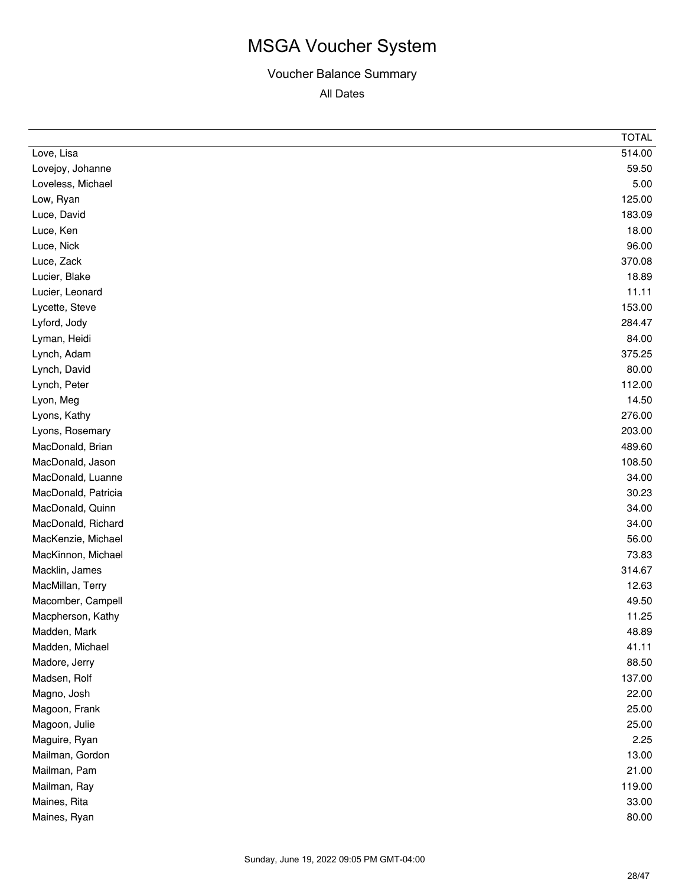# MSGA Voucher System

## Voucher Balance Summary

All Dates

| | TOTAL |
|---|---|
| Love, Lisa | 514.00 |
| Lovejoy, Johanne | 59.50 |
| Loveless, Michael | 5.00 |
| Low, Ryan | 125.00 |
| Luce, David | 183.09 |
| Luce, Ken | 18.00 |
| Luce, Nick | 96.00 |
| Luce, Zack | 370.08 |
| Lucier, Blake | 18.89 |
| Lucier, Leonard | 11.11 |
| Lycette, Steve | 153.00 |
| Lyford, Jody | 284.47 |
| Lyman, Heidi | 84.00 |
| Lynch, Adam | 375.25 |
| Lynch, David | 80.00 |
| Lynch, Peter | 112.00 |
| Lyon, Meg | 14.50 |
| Lyons, Kathy | 276.00 |
| Lyons, Rosemary | 203.00 |
| MacDonald, Brian | 489.60 |
| MacDonald, Jason | 108.50 |
| MacDonald, Luanne | 34.00 |
| MacDonald, Patricia | 30.23 |
| MacDonald, Quinn | 34.00 |
| MacDonald, Richard | 34.00 |
| MacKenzie, Michael | 56.00 |
| MacKinnon, Michael | 73.83 |
| Macklin, James | 314.67 |
| MacMillan, Terry | 12.63 |
| Macomber, Campell | 49.50 |
| Macpherson, Kathy | 11.25 |
| Madden, Mark | 48.89 |
| Madden, Michael | 41.11 |
| Madore, Jerry | 88.50 |
| Madsen, Rolf | 137.00 |
| Magno, Josh | 22.00 |
| Magoon, Frank | 25.00 |
| Magoon, Julie | 25.00 |
| Maguire, Ryan | 2.25 |
| Mailman, Gordon | 13.00 |
| Mailman, Pam | 21.00 |
| Mailman, Ray | 119.00 |
| Maines, Rita | 33.00 |
| Maines, Ryan | 80.00 |

Sunday, June 19, 2022 09:05 PM GMT-04:00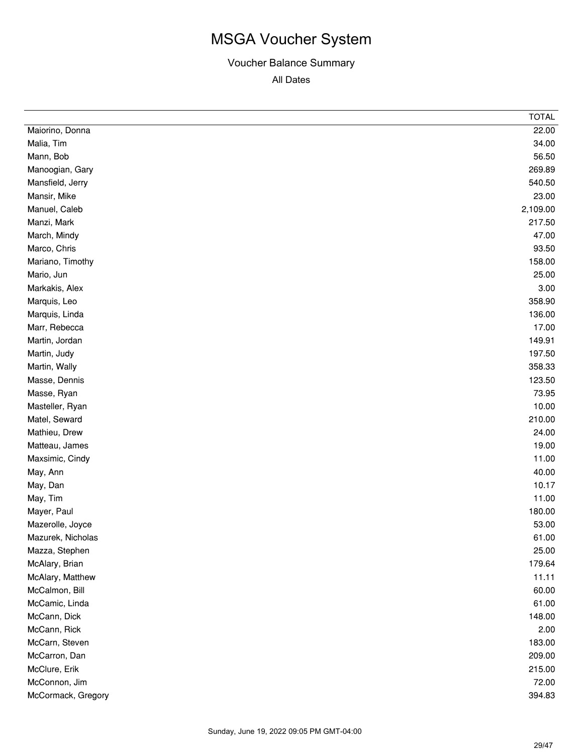# MSGA Voucher System

## Voucher Balance Summary

All Dates

| | TOTAL |
|---|---|
| Maiorino, Donna | 22.00 |
| Malia, Tim | 34.00 |
| Mann, Bob | 56.50 |
| Manoogian, Gary | 269.89 |
| Mansfield, Jerry | 540.50 |
| Mansir, Mike | 23.00 |
| Manuel, Caleb | 2,109.00 |
| Manzi, Mark | 217.50 |
| March, Mindy | 47.00 |
| Marco, Chris | 93.50 |
| Mariano, Timothy | 158.00 |
| Mario, Jun | 25.00 |
| Markakis, Alex | 3.00 |
| Marquis, Leo | 358.90 |
| Marquis, Linda | 136.00 |
| Marr, Rebecca | 17.00 |
| Martin, Jordan | 149.91 |
| Martin, Judy | 197.50 |
| Martin, Wally | 358.33 |
| Masse, Dennis | 123.50 |
| Masse, Ryan | 73.95 |
| Masteller, Ryan | 10.00 |
| Matel, Seward | 210.00 |
| Mathieu, Drew | 24.00 |
| Matteau, James | 19.00 |
| Maxsimic, Cindy | 11.00 |
| May, Ann | 40.00 |
| May, Dan | 10.17 |
| May, Tim | 11.00 |
| Mayer, Paul | 180.00 |
| Mazerolle, Joyce | 53.00 |
| Mazurek, Nicholas | 61.00 |
| Mazza, Stephen | 25.00 |
| McAlary, Brian | 179.64 |
| McAlary, Matthew | 11.11 |
| McCalmon, Bill | 60.00 |
| McCamic, Linda | 61.00 |
| McCann, Dick | 148.00 |
| McCann, Rick | 2.00 |
| McCarn, Steven | 183.00 |
| McCarron, Dan | 209.00 |
| McClure, Erik | 215.00 |
| McConnon, Jim | 72.00 |
| McCormack, Gregory | 394.83 |

Sunday, June 19, 2022 09:05 PM GMT-04:00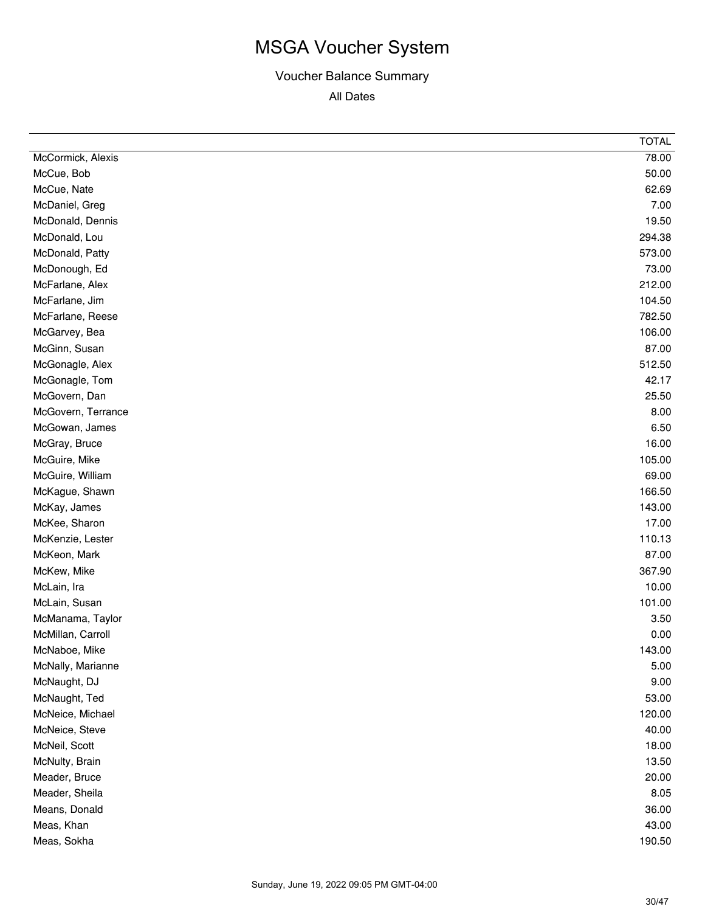# MSGA Voucher System

## Voucher Balance Summary

### All Dates

| | TOTAL |
|---|---|
| McCormick, Alexis | 78.00 |
| McCue, Bob | 50.00 |
| McCue, Nate | 62.69 |
| McDaniel, Greg | 7.00 |
| McDonald, Dennis | 19.50 |
| McDonald, Lou | 294.38 |
| McDonald, Patty | 573.00 |
| McDonough, Ed | 73.00 |
| McFarlane, Alex | 212.00 |
| McFarlane, Jim | 104.50 |
| McFarlane, Reese | 782.50 |
| McGarvey, Bea | 106.00 |
| McGinn, Susan | 87.00 |
| McGonagle, Alex | 512.50 |
| McGonagle, Tom | 42.17 |
| McGovern, Dan | 25.50 |
| McGovern, Terrance | 8.00 |
| McGowan, James | 6.50 |
| McGray, Bruce | 16.00 |
| McGuire, Mike | 105.00 |
| McGuire, William | 69.00 |
| McKague, Shawn | 166.50 |
| McKay, James | 143.00 |
| McKee, Sharon | 17.00 |
| McKenzie, Lester | 110.13 |
| McKeon, Mark | 87.00 |
| McKew, Mike | 367.90 |
| McLain, Ira | 10.00 |
| McLain, Susan | 101.00 |
| McManama, Taylor | 3.50 |
| McMillan, Carroll | 0.00 |
| McNaboe, Mike | 143.00 |
| McNally, Marianne | 5.00 |
| McNaught, DJ | 9.00 |
| McNaught, Ted | 53.00 |
| McNeice, Michael | 120.00 |
| McNeice, Steve | 40.00 |
| McNeil, Scott | 18.00 |
| McNulty, Brain | 13.50 |
| Meader, Bruce | 20.00 |
| Meader, Sheila | 8.05 |
| Means, Donald | 36.00 |
| Meas, Khan | 43.00 |
| Meas, Sokha | 190.50 |

Sunday, June 19, 2022 09:05 PM GMT-04:00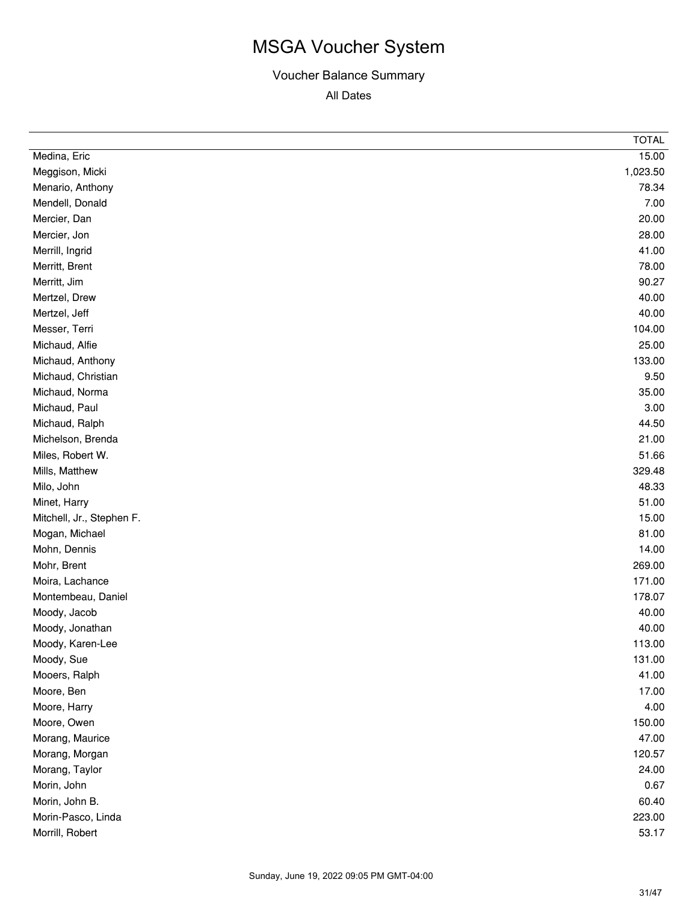# MSGA Voucher System

## Voucher Balance Summary

All Dates

| | TOTAL |
|---|---|
| Medina, Eric | 15.00 |
| Meggison, Micki | 1,023.50 |
| Menario, Anthony | 78.34 |
| Mendell, Donald | 7.00 |
| Mercier, Dan | 20.00 |
| Mercier, Jon | 28.00 |
| Merrill, Ingrid | 41.00 |
| Merritt, Brent | 78.00 |
| Merritt, Jim | 90.27 |
| Mertzel, Drew | 40.00 |
| Mertzel, Jeff | 40.00 |
| Messer, Terri | 104.00 |
| Michaud, Alfie | 25.00 |
| Michaud, Anthony | 133.00 |
| Michaud, Christian | 9.50 |
| Michaud, Norma | 35.00 |
| Michaud, Paul | 3.00 |
| Michaud, Ralph | 44.50 |
| Michelson, Brenda | 21.00 |
| Miles, Robert W. | 51.66 |
| Mills, Matthew | 329.48 |
| Milo, John | 48.33 |
| Minet, Harry | 51.00 |
| Mitchell, Jr., Stephen F. | 15.00 |
| Mogan, Michael | 81.00 |
| Mohn, Dennis | 14.00 |
| Mohr, Brent | 269.00 |
| Moira, Lachance | 171.00 |
| Montembeau, Daniel | 178.07 |
| Moody, Jacob | 40.00 |
| Moody, Jonathan | 40.00 |
| Moody, Karen-Lee | 113.00 |
| Moody, Sue | 131.00 |
| Mooers, Ralph | 41.00 |
| Moore, Ben | 17.00 |
| Moore, Harry | 4.00 |
| Moore, Owen | 150.00 |
| Morang, Maurice | 47.00 |
| Morang, Morgan | 120.57 |
| Morang, Taylor | 24.00 |
| Morin, John | 0.67 |
| Morin, John B. | 60.40 |
| Morin-Pasco, Linda | 223.00 |
| Morrill, Robert | 53.17 |

Sunday, June 19, 2022 09:05 PM GMT-04:00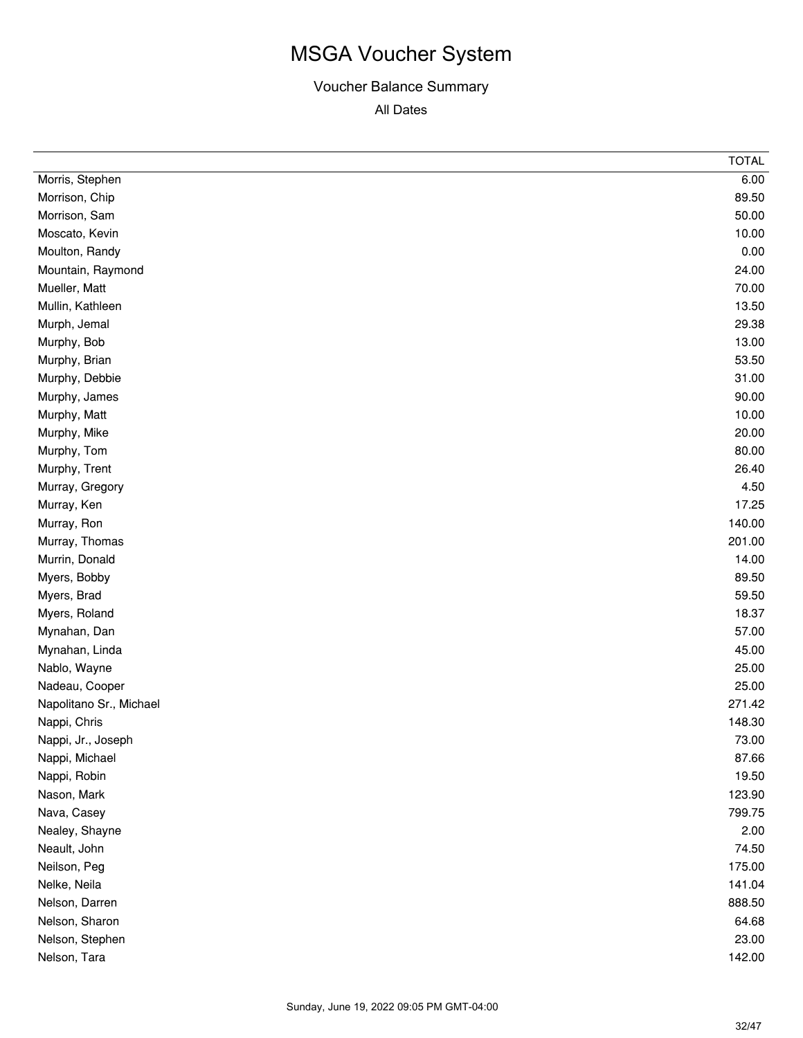# MSGA Voucher System

## Voucher Balance Summary

### All Dates

| | TOTAL |
|---|---|
| Morris, Stephen | 6.00 |
| Morrison, Chip | 89.50 |
| Morrison, Sam | 50.00 |
| Moscato, Kevin | 10.00 |
| Moulton, Randy | 0.00 |
| Mountain, Raymond | 24.00 |
| Mueller, Matt | 70.00 |
| Mullin, Kathleen | 13.50 |
| Murph, Jemal | 29.38 |
| Murphy, Bob | 13.00 |
| Murphy, Brian | 53.50 |
| Murphy, Debbie | 31.00 |
| Murphy, James | 90.00 |
| Murphy, Matt | 10.00 |
| Murphy, Mike | 20.00 |
| Murphy, Tom | 80.00 |
| Murphy, Trent | 26.40 |
| Murray, Gregory | 4.50 |
| Murray, Ken | 17.25 |
| Murray, Ron | 140.00 |
| Murray, Thomas | 201.00 |
| Murrin, Donald | 14.00 |
| Myers, Bobby | 89.50 |
| Myers, Brad | 59.50 |
| Myers, Roland | 18.37 |
| Mynahan, Dan | 57.00 |
| Mynahan, Linda | 45.00 |
| Nablo, Wayne | 25.00 |
| Nadeau, Cooper | 25.00 |
| Napolitano Sr., Michael | 271.42 |
| Nappi, Chris | 148.30 |
| Nappi, Jr., Joseph | 73.00 |
| Nappi, Michael | 87.66 |
| Nappi, Robin | 19.50 |
| Nason, Mark | 123.90 |
| Nava, Casey | 799.75 |
| Nealey, Shayne | 2.00 |
| Neault, John | 74.50 |
| Neilson, Peg | 175.00 |
| Nelke, Neila | 141.04 |
| Nelson, Darren | 888.50 |
| Nelson, Sharon | 64.68 |
| Nelson, Stephen | 23.00 |
| Nelson, Tara | 142.00 |

Sunday, June 19, 2022 09:05 PM GMT-04:00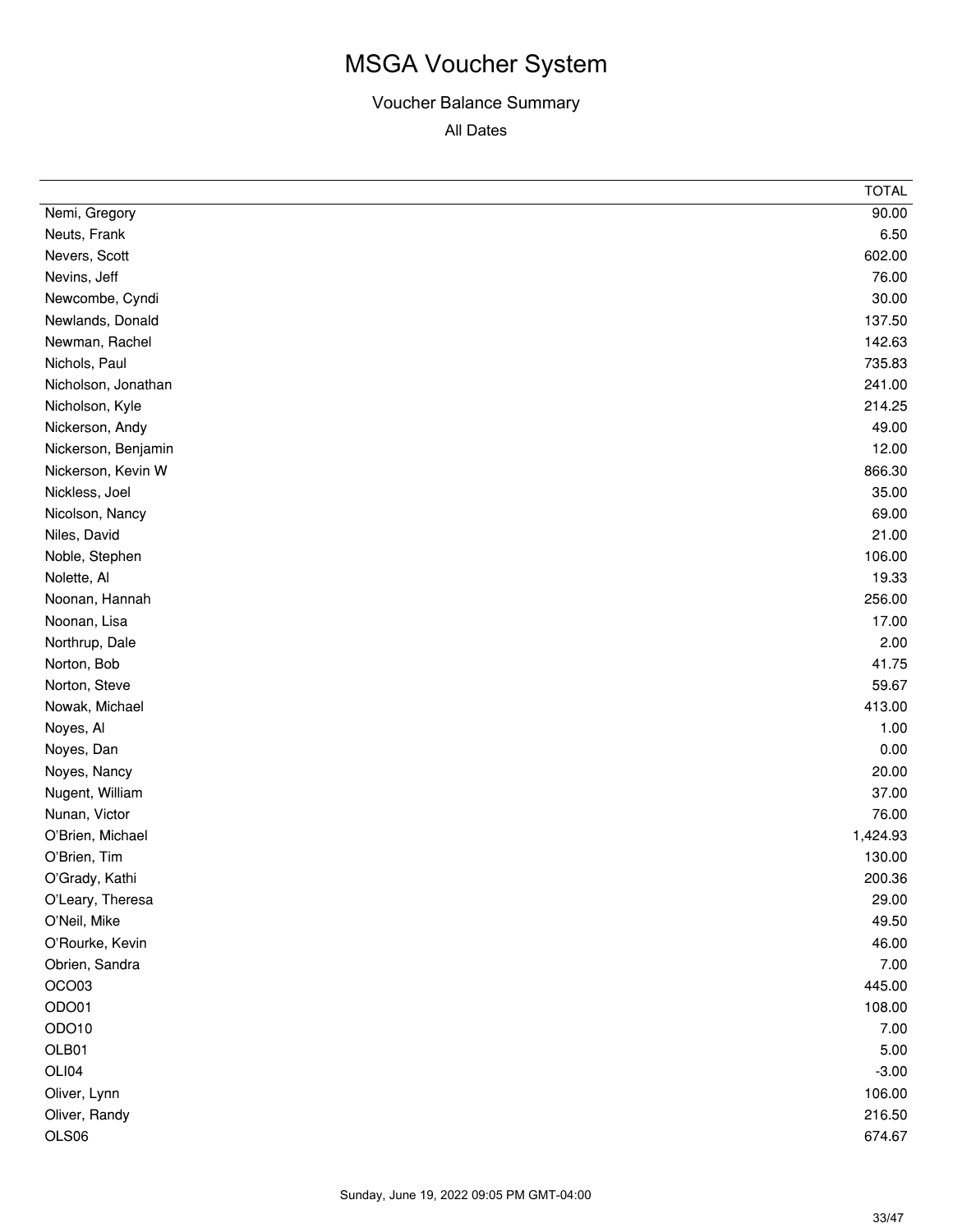# MSGA Voucher System

## Voucher Balance Summary

All Dates

| | TOTAL |
|---|---|
| Nemi, Gregory | 90.00 |
| Neuts, Frank | 6.50 |
| Nevers, Scott | 602.00 |
| Nevins, Jeff | 76.00 |
| Newcombe, Cyndi | 30.00 |
| Newlands, Donald | 137.50 |
| Newman, Rachel | 142.63 |
| Nichols, Paul | 735.83 |
| Nicholson, Jonathan | 241.00 |
| Nicholson, Kyle | 214.25 |
| Nickerson, Andy | 49.00 |
| Nickerson, Benjamin | 12.00 |
| Nickerson, Kevin W | 866.30 |
| Nickless, Joel | 35.00 |
| Nicolson, Nancy | 69.00 |
| Niles, David | 21.00 |
| Noble, Stephen | 106.00 |
| Nolette, Al | 19.33 |
| Noonan, Hannah | 256.00 |
| Noonan, Lisa | 17.00 |
| Northrup, Dale | 2.00 |
| Norton, Bob | 41.75 |
| Norton, Steve | 59.67 |
| Nowak, Michael | 413.00 |
| Noyes, Al | 1.00 |
| Noyes, Dan | 0.00 |
| Noyes, Nancy | 20.00 |
| Nugent, William | 37.00 |
| Nunan, Victor | 76.00 |
| O'Brien, Michael | 1,424.93 |
| O'Brien, Tim | 130.00 |
| O'Grady, Kathi | 200.36 |
| O'Leary, Theresa | 29.00 |
| O'Neil, Mike | 49.50 |
| O'Rourke, Kevin | 46.00 |
| Obrien, Sandra | 7.00 |
| OCO03 | 445.00 |
| ODO01 | 108.00 |
| ODO10 | 7.00 |
| OLB01 | 5.00 |
| OLI04 | -3.00 |
| Oliver, Lynn | 106.00 |
| Oliver, Randy | 216.50 |
| OLS06 | 674.67 |

Sunday, June 19, 2022 09:05 PM GMT-04:00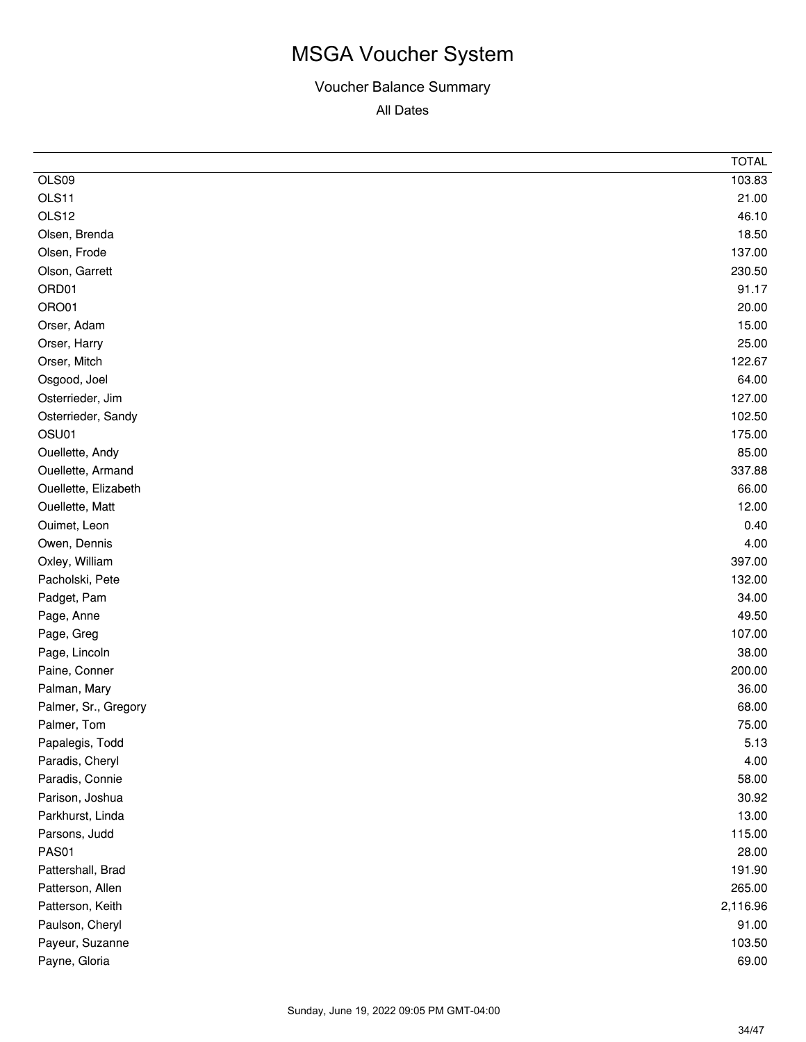# MSGA Voucher System

## Voucher Balance Summary

### All Dates

| | TOTAL |
|---|---:|
| OLS09 | 103.83 |
| OLS11 | 21.00 |
| OLS12 | 46.10 |
| Olsen, Brenda | 18.50 |
| Olsen, Frode | 137.00 |
| Olson, Garrett | 230.50 |
| ORD01 | 91.17 |
| ORO01 | 20.00 |
| Orser, Adam | 15.00 |
| Orser, Harry | 25.00 |
| Orser, Mitch | 122.67 |
| Osgood, Joel | 64.00 |
| Osterrieder, Jim | 127.00 |
| Osterrieder, Sandy | 102.50 |
| OSU01 | 175.00 |
| Ouellette, Andy | 85.00 |
| Ouellette, Armand | 337.88 |
| Ouellette, Elizabeth | 66.00 |
| Ouellette, Matt | 12.00 |
| Ouimet, Leon | 0.40 |
| Owen, Dennis | 4.00 |
| Oxley, William | 397.00 |
| Pacholski, Pete | 132.00 |
| Padget, Pam | 34.00 |
| Page, Anne | 49.50 |
| Page, Greg | 107.00 |
| Page, Lincoln | 38.00 |
| Paine, Conner | 200.00 |
| Palman, Mary | 36.00 |
| Palmer, Sr., Gregory | 68.00 |
| Palmer, Tom | 75.00 |
| Papalegis, Todd | 5.13 |
| Paradis, Cheryl | 4.00 |
| Paradis, Connie | 58.00 |
| Parison, Joshua | 30.92 |
| Parkhurst, Linda | 13.00 |
| Parsons, Judd | 115.00 |
| PAS01 | 28.00 |
| Pattershall, Brad | 191.90 |
| Patterson, Allen | 265.00 |
| Patterson, Keith | 2,116.96 |
| Paulson, Cheryl | 91.00 |
| Payeur, Suzanne | 103.50 |
| Payne, Gloria | 69.00 |

Sunday, June 19, 2022 09:05 PM GMT-04:00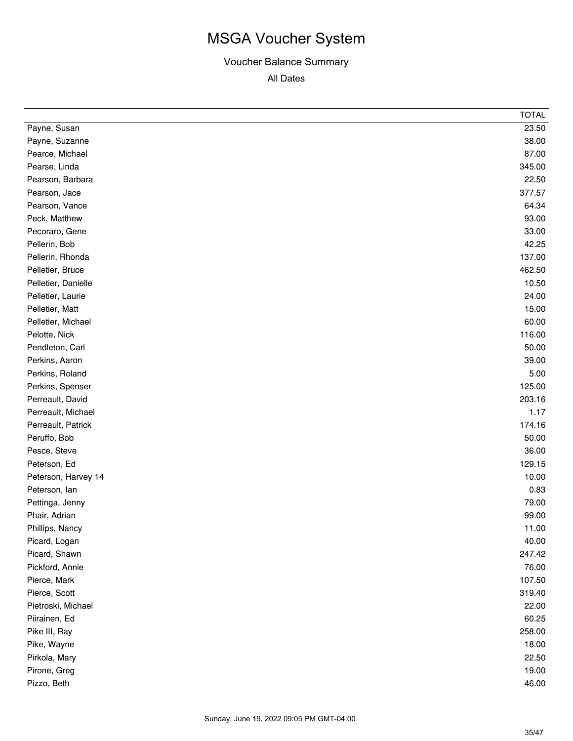# MSGA Voucher System

## Voucher Balance Summary

### All Dates

| | TOTAL |
|---|---|
| Payne, Susan | 23.50 |
| Payne, Suzanne | 38.00 |
| Pearce, Michael | 87.00 |
| Pearse, Linda | 345.00 |
| Pearson, Barbara | 22.50 |
| Pearson, Jace | 377.57 |
| Pearson, Vance | 64.34 |
| Peck, Matthew | 93.00 |
| Pecoraro, Gene | 33.00 |
| Pellerin, Bob | 42.25 |
| Pellerin, Rhonda | 137.00 |
| Pelletier, Bruce | 462.50 |
| Pelletier, Danielle | 10.50 |
| Pelletier, Laurie | 24.00 |
| Pelletier, Matt | 15.00 |
| Pelletier, Michael | 60.00 |
| Pelotte, Nick | 116.00 |
| Pendleton, Carl | 50.00 |
| Perkins, Aaron | 39.00 |
| Perkins, Roland | 5.00 |
| Perkins, Spenser | 125.00 |
| Perreault, David | 203.16 |
| Perreault, Michael | 1.17 |
| Perreault, Patrick | 174.16 |
| Peruffo, Bob | 50.00 |
| Pesce, Steve | 36.00 |
| Peterson, Ed | 129.15 |
| Peterson, Harvey 14 | 10.00 |
| Peterson, Ian | 0.83 |
| Pettinga, Jenny | 79.00 |
| Phair, Adrian | 99.00 |
| Phillips, Nancy | 11.00 |
| Picard, Logan | 40.00 |
| Picard, Shawn | 247.42 |
| Pickford, Annie | 76.00 |
| Pierce, Mark | 107.50 |
| Pierce, Scott | 319.40 |
| Pietroski, Michael | 22.00 |
| Piirainen, Ed | 60.25 |
| Pike III, Ray | 258.00 |
| Pike, Wayne | 18.00 |
| Pirkola, Mary | 22.50 |
| Pirone, Greg | 19.00 |
| Pizzo, Beth | 46.00 |

Sunday, June 19, 2022 09:05 PM GMT-04:00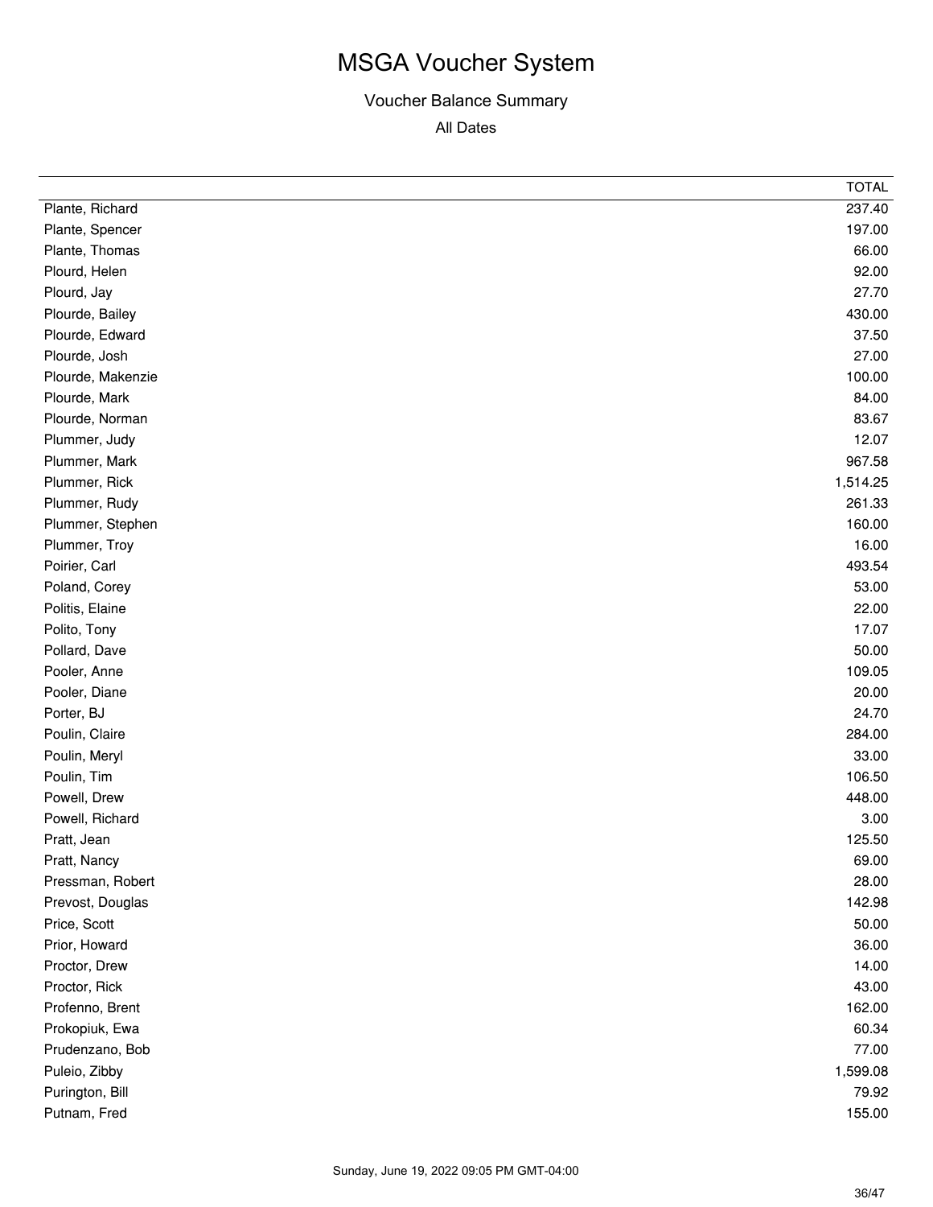# MSGA Voucher System

## Voucher Balance Summary

All Dates

| | TOTAL |
|---|---|
| Plante, Richard | 237.40 |
| Plante, Spencer | 197.00 |
| Plante, Thomas | 66.00 |
| Plourd, Helen | 92.00 |
| Plourd, Jay | 27.70 |
| Plourde, Bailey | 430.00 |
| Plourde, Edward | 37.50 |
| Plourde, Josh | 27.00 |
| Plourde, Makenzie | 100.00 |
| Plourde, Mark | 84.00 |
| Plourde, Norman | 83.67 |
| Plummer, Judy | 12.07 |
| Plummer, Mark | 967.58 |
| Plummer, Rick | 1,514.25 |
| Plummer, Rudy | 261.33 |
| Plummer, Stephen | 160.00 |
| Plummer, Troy | 16.00 |
| Poirier, Carl | 493.54 |
| Poland, Corey | 53.00 |
| Politis, Elaine | 22.00 |
| Polito, Tony | 17.07 |
| Pollard, Dave | 50.00 |
| Pooler, Anne | 109.05 |
| Pooler, Diane | 20.00 |
| Porter, BJ | 24.70 |
| Poulin, Claire | 284.00 |
| Poulin, Meryl | 33.00 |
| Poulin, Tim | 106.50 |
| Powell, Drew | 448.00 |
| Powell, Richard | 3.00 |
| Pratt, Jean | 125.50 |
| Pratt, Nancy | 69.00 |
| Pressman, Robert | 28.00 |
| Prevost, Douglas | 142.98 |
| Price, Scott | 50.00 |
| Prior, Howard | 36.00 |
| Proctor, Drew | 14.00 |
| Proctor, Rick | 43.00 |
| Profenno, Brent | 162.00 |
| Prokopiuk, Ewa | 60.34 |
| Prudenzano, Bob | 77.00 |
| Puleio, Zibby | 1,599.08 |
| Purington, Bill | 79.92 |
| Putnam, Fred | 155.00 |

Sunday, June 19, 2022 09:05 PM GMT-04:00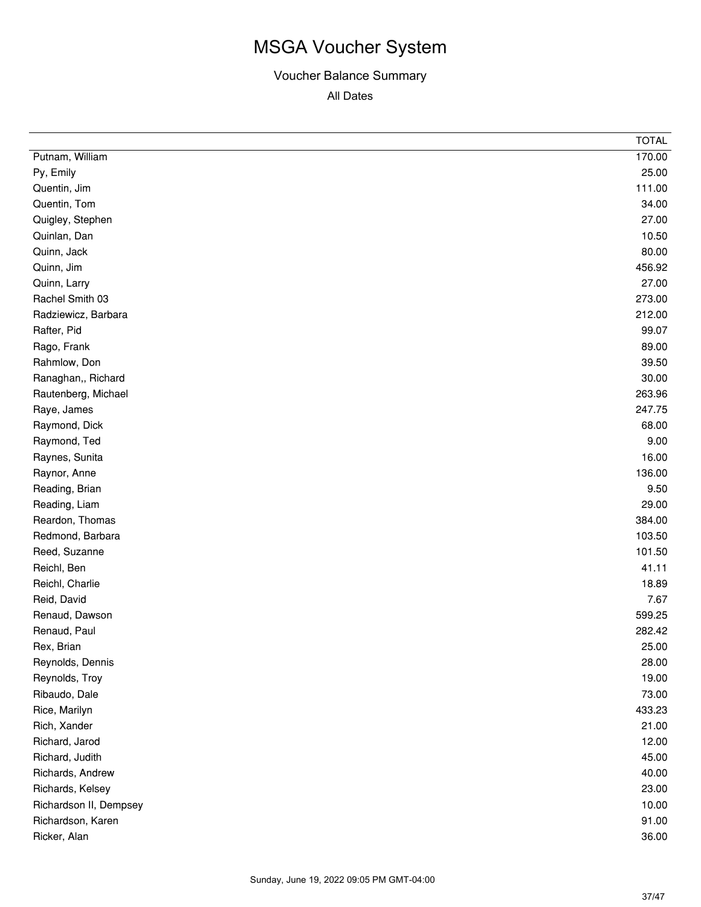# MSGA Voucher System

## Voucher Balance Summary

All Dates

| | TOTAL |
|---|---|
| Putnam, William | 170.00 |
| Py, Emily | 25.00 |
| Quentin, Jim | 111.00 |
| Quentin, Tom | 34.00 |
| Quigley, Stephen | 27.00 |
| Quinlan, Dan | 10.50 |
| Quinn, Jack | 80.00 |
| Quinn, Jim | 456.92 |
| Quinn, Larry | 27.00 |
| Rachel Smith 03 | 273.00 |
| Radziewicz, Barbara | 212.00 |
| Rafter, Pid | 99.07 |
| Rago, Frank | 89.00 |
| Rahmlow, Don | 39.50 |
| Ranaghan,, Richard | 30.00 |
| Rautenberg, Michael | 263.96 |
| Raye, James | 247.75 |
| Raymond, Dick | 68.00 |
| Raymond, Ted | 9.00 |
| Raynes, Sunita | 16.00 |
| Raynor, Anne | 136.00 |
| Reading, Brian | 9.50 |
| Reading, Liam | 29.00 |
| Reardon, Thomas | 384.00 |
| Redmond, Barbara | 103.50 |
| Reed, Suzanne | 101.50 |
| Reichl, Ben | 41.11 |
| Reichl, Charlie | 18.89 |
| Reid, David | 7.67 |
| Renaud, Dawson | 599.25 |
| Renaud, Paul | 282.42 |
| Rex, Brian | 25.00 |
| Reynolds, Dennis | 28.00 |
| Reynolds, Troy | 19.00 |
| Ribaudo, Dale | 73.00 |
| Rice, Marilyn | 433.23 |
| Rich, Xander | 21.00 |
| Richard, Jarod | 12.00 |
| Richard, Judith | 45.00 |
| Richards, Andrew | 40.00 |
| Richards, Kelsey | 23.00 |
| Richardson II, Dempsey | 10.00 |
| Richardson, Karen | 91.00 |
| Ricker, Alan | 36.00 |

Sunday, June 19, 2022 09:05 PM GMT-04:00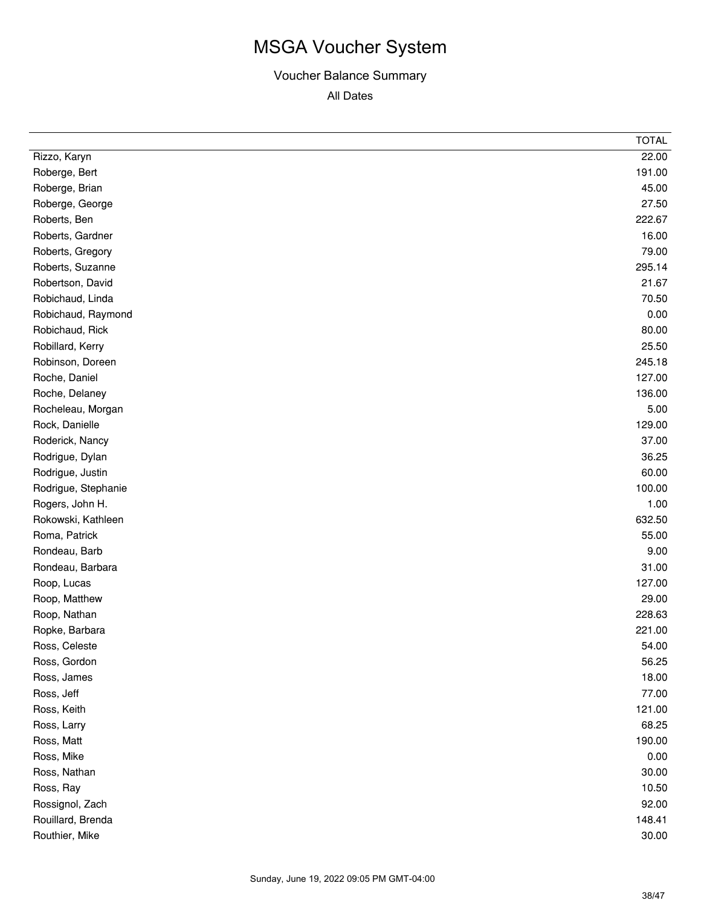# MSGA Voucher System

## Voucher Balance Summary

All Dates

| | TOTAL |
|---|---|
| Rizzo, Karyn | 22.00 |
| Roberge, Bert | 191.00 |
| Roberge, Brian | 45.00 |
| Roberge, George | 27.50 |
| Roberts, Ben | 222.67 |
| Roberts, Gardner | 16.00 |
| Roberts, Gregory | 79.00 |
| Roberts, Suzanne | 295.14 |
| Robertson, David | 21.67 |
| Robichaud, Linda | 70.50 |
| Robichaud, Raymond | 0.00 |
| Robichaud, Rick | 80.00 |
| Robillard, Kerry | 25.50 |
| Robinson, Doreen | 245.18 |
| Roche, Daniel | 127.00 |
| Roche, Delaney | 136.00 |
| Rocheleau, Morgan | 5.00 |
| Rock, Danielle | 129.00 |
| Roderick, Nancy | 37.00 |
| Rodrigue, Dylan | 36.25 |
| Rodrigue, Justin | 60.00 |
| Rodrigue, Stephanie | 100.00 |
| Rogers, John H. | 1.00 |
| Rokowski, Kathleen | 632.50 |
| Roma, Patrick | 55.00 |
| Rondeau, Barb | 9.00 |
| Rondeau, Barbara | 31.00 |
| Roop, Lucas | 127.00 |
| Roop, Matthew | 29.00 |
| Roop, Nathan | 228.63 |
| Ropke, Barbara | 221.00 |
| Ross, Celeste | 54.00 |
| Ross, Gordon | 56.25 |
| Ross, James | 18.00 |
| Ross, Jeff | 77.00 |
| Ross, Keith | 121.00 |
| Ross, Larry | 68.25 |
| Ross, Matt | 190.00 |
| Ross, Mike | 0.00 |
| Ross, Nathan | 30.00 |
| Ross, Ray | 10.50 |
| Rossignol, Zach | 92.00 |
| Rouillard, Brenda | 148.41 |
| Routhier, Mike | 30.00 |

Sunday, June 19, 2022 09:05 PM GMT-04:00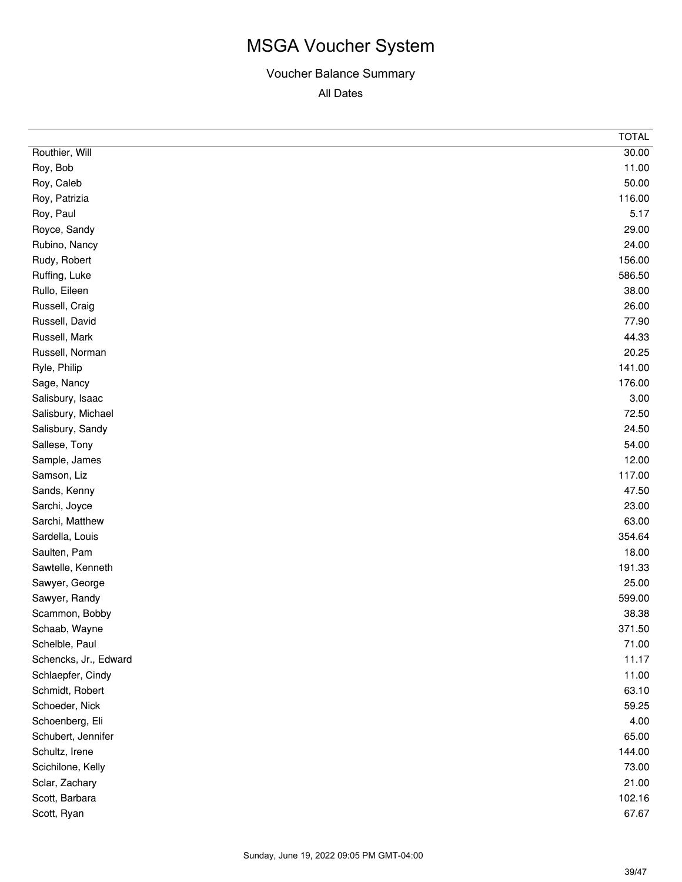# MSGA Voucher System

Voucher Balance Summary

All Dates

| | TOTAL |
|---|---|
| Routhier, Will | 30.00 |
| Roy, Bob | 11.00 |
| Roy, Caleb | 50.00 |
| Roy, Patrizia | 116.00 |
| Roy, Paul | 5.17 |
| Royce, Sandy | 29.00 |
| Rubino, Nancy | 24.00 |
| Rudy, Robert | 156.00 |
| Ruffing, Luke | 586.50 |
| Rullo, Eileen | 38.00 |
| Russell, Craig | 26.00 |
| Russell, David | 77.90 |
| Russell, Mark | 44.33 |
| Russell, Norman | 20.25 |
| Ryle, Philip | 141.00 |
| Sage, Nancy | 176.00 |
| Salisbury, Isaac | 3.00 |
| Salisbury, Michael | 72.50 |
| Salisbury, Sandy | 24.50 |
| Sallese, Tony | 54.00 |
| Sample, James | 12.00 |
| Samson, Liz | 117.00 |
| Sands, Kenny | 47.50 |
| Sarchi, Joyce | 23.00 |
| Sarchi, Matthew | 63.00 |
| Sardella, Louis | 354.64 |
| Saulten, Pam | 18.00 |
| Sawtelle, Kenneth | 191.33 |
| Sawyer, George | 25.00 |
| Sawyer, Randy | 599.00 |
| Scammon, Bobby | 38.38 |
| Schaab, Wayne | 371.50 |
| Schelble, Paul | 71.00 |
| Schencks, Jr., Edward | 11.17 |
| Schlaepfer, Cindy | 11.00 |
| Schmidt, Robert | 63.10 |
| Schoeder, Nick | 59.25 |
| Schoenberg, Eli | 4.00 |
| Schubert, Jennifer | 65.00 |
| Schultz, Irene | 144.00 |
| Scichilone, Kelly | 73.00 |
| Sclar, Zachary | 21.00 |
| Scott, Barbara | 102.16 |
| Scott, Ryan | 67.67 |

Sunday, June 19, 2022 09:05 PM GMT-04:00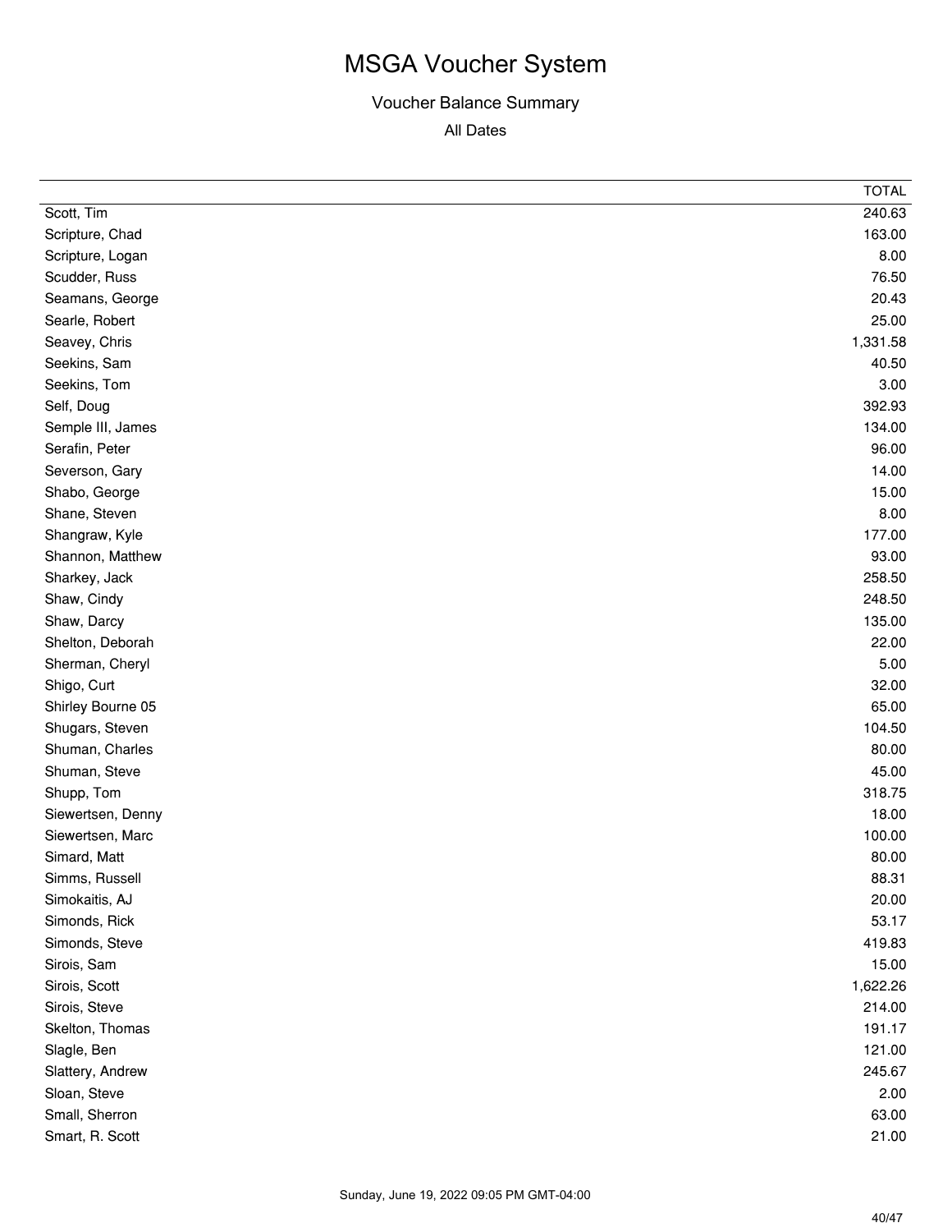# MSGA Voucher System

## Voucher Balance Summary

All Dates

| | TOTAL |
|---|---:|
| Scott, Tim | 240.63 |
| Scripture, Chad | 163.00 |
| Scripture, Logan | 8.00 |
| Scudder, Russ | 76.50 |
| Seamans, George | 20.43 |
| Searle, Robert | 25.00 |
| Seavey, Chris | 1,331.58 |
| Seekins, Sam | 40.50 |
| Seekins, Tom | 3.00 |
| Self, Doug | 392.93 |
| Semple III, James | 134.00 |
| Serafin, Peter | 96.00 |
| Severson, Gary | 14.00 |
| Shabo, George | 15.00 |
| Shane, Steven | 8.00 |
| Shangraw, Kyle | 177.00 |
| Shannon, Matthew | 93.00 |
| Sharkey, Jack | 258.50 |
| Shaw, Cindy | 248.50 |
| Shaw, Darcy | 135.00 |
| Shelton, Deborah | 22.00 |
| Sherman, Cheryl | 5.00 |
| Shigo, Curt | 32.00 |
| Shirley Bourne 05 | 65.00 |
| Shugars, Steven | 104.50 |
| Shuman, Charles | 80.00 |
| Shuman, Steve | 45.00 |
| Shupp, Tom | 318.75 |
| Siewertsen, Denny | 18.00 |
| Siewertsen, Marc | 100.00 |
| Simard, Matt | 80.00 |
| Simms, Russell | 88.31 |
| Simokaitis, AJ | 20.00 |
| Simonds, Rick | 53.17 |
| Simonds, Steve | 419.83 |
| Sirois, Sam | 15.00 |
| Sirois, Scott | 1,622.26 |
| Sirois, Steve | 214.00 |
| Skelton, Thomas | 191.17 |
| Slagle, Ben | 121.00 |
| Slattery, Andrew | 245.67 |
| Sloan, Steve | 2.00 |
| Small, Sherron | 63.00 |
| Smart, R. Scott | 21.00 |

Sunday, June 19, 2022 09:05 PM GMT-04:00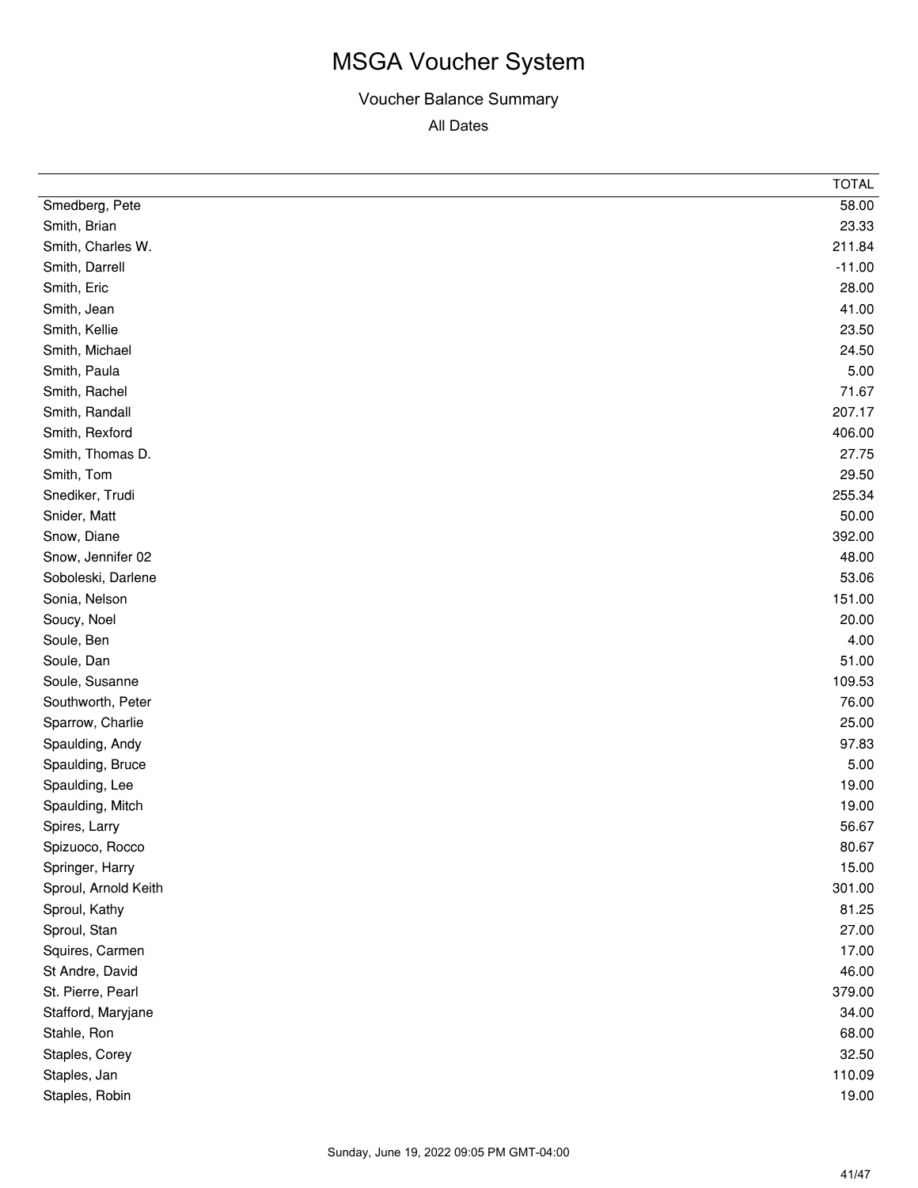# MSGA Voucher System

## Voucher Balance Summary

### All Dates

| | TOTAL |
|---|---|
| Smedberg, Pete | 58.00 |
| Smith, Brian | 23.33 |
| Smith, Charles W. | 211.84 |
| Smith, Darrell | -11.00 |
| Smith, Eric | 28.00 |
| Smith, Jean | 41.00 |
| Smith, Kellie | 23.50 |
| Smith, Michael | 24.50 |
| Smith, Paula | 5.00 |
| Smith, Rachel | 71.67 |
| Smith, Randall | 207.17 |
| Smith, Rexford | 406.00 |
| Smith, Thomas D. | 27.75 |
| Smith, Tom | 29.50 |
| Snediker, Trudi | 255.34 |
| Snider, Matt | 50.00 |
| Snow, Diane | 392.00 |
| Snow, Jennifer 02 | 48.00 |
| Soboleski, Darlene | 53.06 |
| Sonia, Nelson | 151.00 |
| Soucy, Noel | 20.00 |
| Soule, Ben | 4.00 |
| Soule, Dan | 51.00 |
| Soule, Susanne | 109.53 |
| Southworth, Peter | 76.00 |
| Sparrow, Charlie | 25.00 |
| Spaulding, Andy | 97.83 |
| Spaulding, Bruce | 5.00 |
| Spaulding, Lee | 19.00 |
| Spaulding, Mitch | 19.00 |
| Spires, Larry | 56.67 |
| Spizuoco, Rocco | 80.67 |
| Springer, Harry | 15.00 |
| Sproul, Arnold Keith | 301.00 |
| Sproul, Kathy | 81.25 |
| Sproul, Stan | 27.00 |
| Squires, Carmen | 17.00 |
| St Andre, David | 46.00 |
| St. Pierre, Pearl | 379.00 |
| Stafford, Maryjane | 34.00 |
| Stahle, Ron | 68.00 |
| Staples, Corey | 32.50 |
| Staples, Jan | 110.09 |
| Staples, Robin | 19.00 |

Sunday, June 19, 2022 09:05 PM GMT-04:00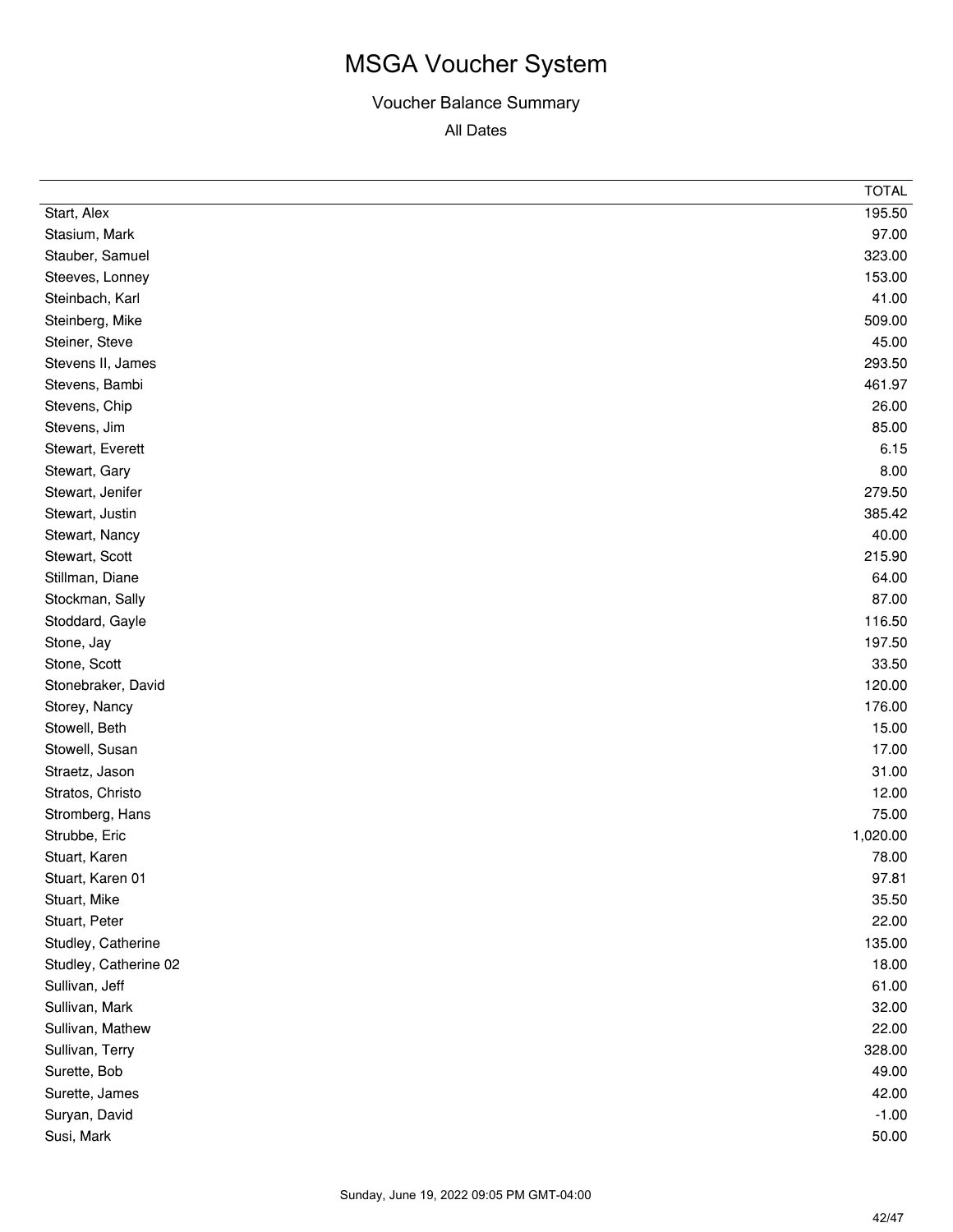# MSGA Voucher System

## Voucher Balance Summary

All Dates

| | TOTAL |
|---|---:|
| Start, Alex | 195.50 |
| Stasium, Mark | 97.00 |
| Stauber, Samuel | 323.00 |
| Steeves, Lonney | 153.00 |
| Steinbach, Karl | 41.00 |
| Steinberg, Mike | 509.00 |
| Steiner, Steve | 45.00 |
| Stevens II, James | 293.50 |
| Stevens, Bambi | 461.97 |
| Stevens, Chip | 26.00 |
| Stevens, Jim | 85.00 |
| Stewart, Everett | 6.15 |
| Stewart, Gary | 8.00 |
| Stewart, Jenifer | 279.50 |
| Stewart, Justin | 385.42 |
| Stewart, Nancy | 40.00 |
| Stewart, Scott | 215.90 |
| Stillman, Diane | 64.00 |
| Stockman, Sally | 87.00 |
| Stoddard, Gayle | 116.50 |
| Stone, Jay | 197.50 |
| Stone, Scott | 33.50 |
| Stonebraker, David | 120.00 |
| Storey, Nancy | 176.00 |
| Stowell, Beth | 15.00 |
| Stowell, Susan | 17.00 |
| Straetz, Jason | 31.00 |
| Stratos, Christo | 12.00 |
| Stromberg, Hans | 75.00 |
| Strubbe, Eric | 1,020.00 |
| Stuart, Karen | 78.00 |
| Stuart, Karen 01 | 97.81 |
| Stuart, Mike | 35.50 |
| Stuart, Peter | 22.00 |
| Studley, Catherine | 135.00 |
| Studley, Catherine 02 | 18.00 |
| Sullivan, Jeff | 61.00 |
| Sullivan, Mark | 32.00 |
| Sullivan, Mathew | 22.00 |
| Sullivan, Terry | 328.00 |
| Surette, Bob | 49.00 |
| Surette, James | 42.00 |
| Suryan, David | -1.00 |
| Susi, Mark | 50.00 |

Sunday, June 19, 2022 09:05 PM GMT-04:00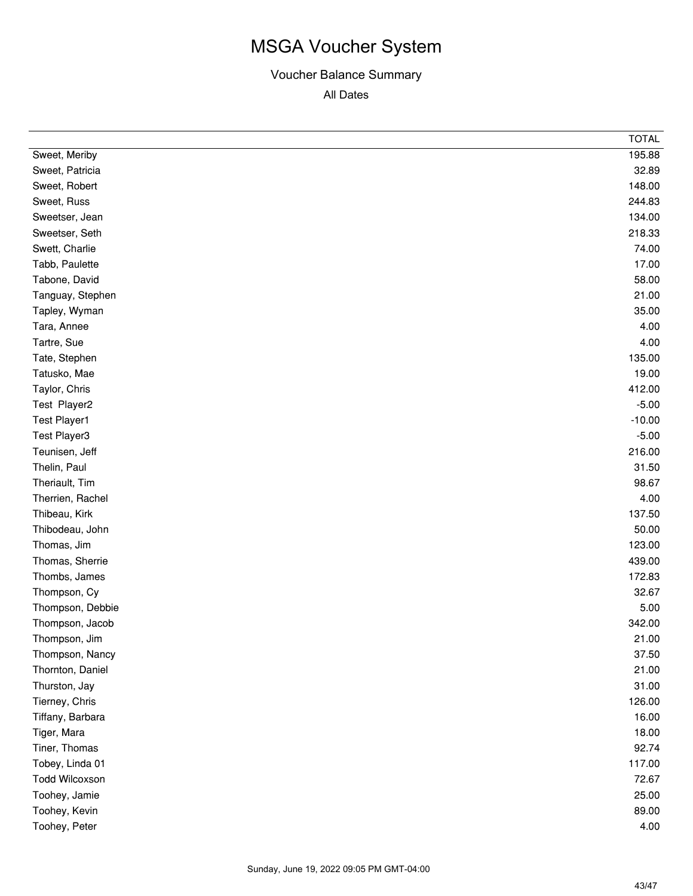# MSGA Voucher System

## Voucher Balance Summary

### All Dates

| | TOTAL |
|---|---|
| Sweet, Meriby | 195.88 |
| Sweet, Patricia | 32.89 |
| Sweet, Robert | 148.00 |
| Sweet, Russ | 244.83 |
| Sweetser, Jean | 134.00 |
| Sweetser, Seth | 218.33 |
| Swett, Charlie | 74.00 |
| Tabb, Paulette | 17.00 |
| Tabone, David | 58.00 |
| Tanguay, Stephen | 21.00 |
| Tapley, Wyman | 35.00 |
| Tara, Annee | 4.00 |
| Tartre, Sue | 4.00 |
| Tate, Stephen | 135.00 |
| Tatusko, Mae | 19.00 |
| Taylor, Chris | 412.00 |
| Test  Player2 | -5.00 |
| Test Player1 | -10.00 |
| Test Player3 | -5.00 |
| Teunisen, Jeff | 216.00 |
| Thelin, Paul | 31.50 |
| Theriault, Tim | 98.67 |
| Therrien, Rachel | 4.00 |
| Thibeau, Kirk | 137.50 |
| Thibodeau, John | 50.00 |
| Thomas, Jim | 123.00 |
| Thomas, Sherrie | 439.00 |
| Thombs, James | 172.83 |
| Thompson, Cy | 32.67 |
| Thompson, Debbie | 5.00 |
| Thompson, Jacob | 342.00 |
| Thompson, Jim | 21.00 |
| Thompson, Nancy | 37.50 |
| Thornton, Daniel | 21.00 |
| Thurston, Jay | 31.00 |
| Tierney, Chris | 126.00 |
| Tiffany, Barbara | 16.00 |
| Tiger, Mara | 18.00 |
| Tiner, Thomas | 92.74 |
| Tobey, Linda 01 | 117.00 |
| Todd Wilcoxson | 72.67 |
| Toohey, Jamie | 25.00 |
| Toohey, Kevin | 89.00 |
| Toohey, Peter | 4.00 |

Sunday, June 19, 2022 09:05 PM GMT-04:00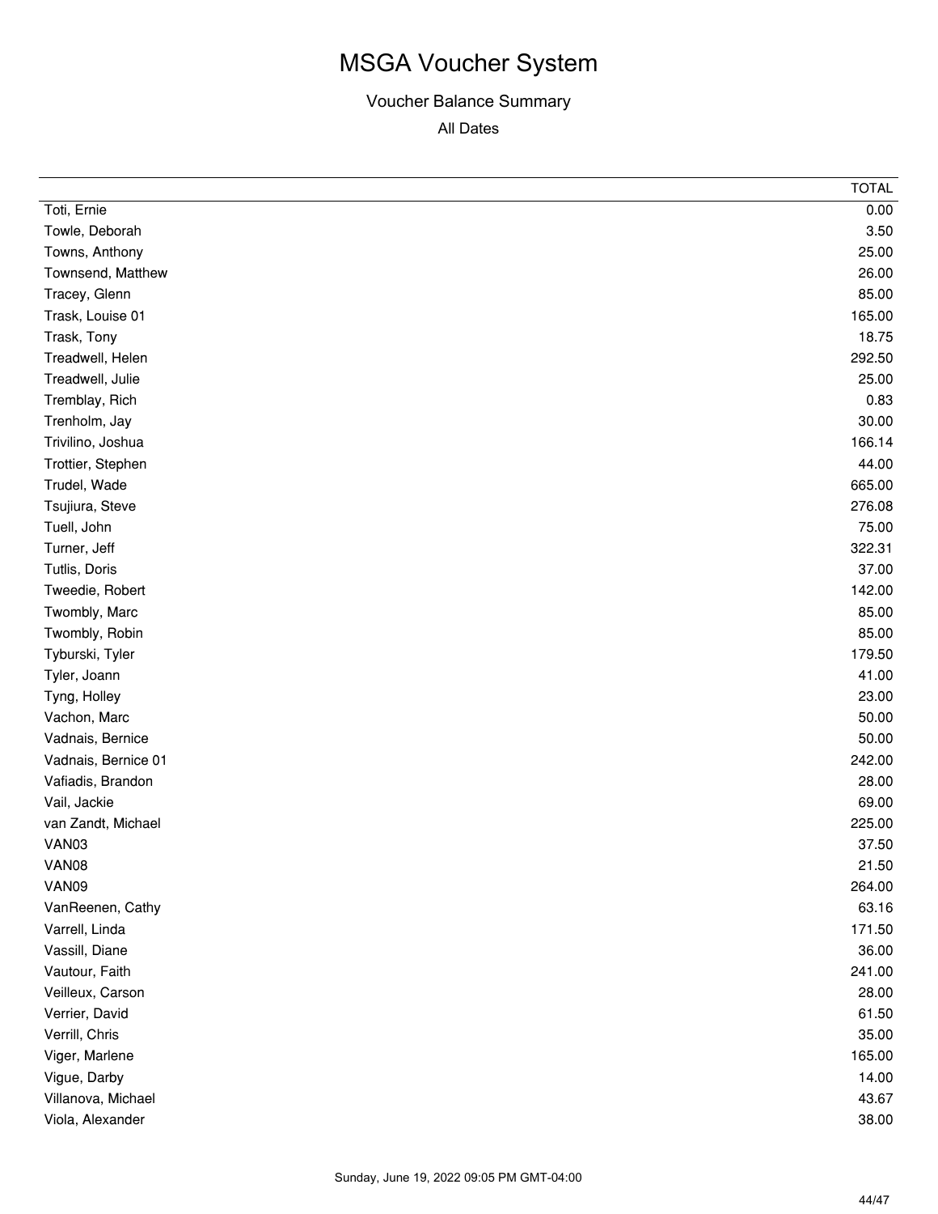# MSGA Voucher System

## Voucher Balance Summary

All Dates

| | TOTAL |
|---|---|
| Toti, Ernie | 0.00 |
| Towle, Deborah | 3.50 |
| Towns, Anthony | 25.00 |
| Townsend, Matthew | 26.00 |
| Tracey, Glenn | 85.00 |
| Trask, Louise 01 | 165.00 |
| Trask, Tony | 18.75 |
| Treadwell, Helen | 292.50 |
| Treadwell, Julie | 25.00 |
| Tremblay, Rich | 0.83 |
| Trenholm, Jay | 30.00 |
| Trivilino, Joshua | 166.14 |
| Trottier, Stephen | 44.00 |
| Trudel, Wade | 665.00 |
| Tsujiura, Steve | 276.08 |
| Tuell, John | 75.00 |
| Turner, Jeff | 322.31 |
| Tutlis, Doris | 37.00 |
| Tweedie, Robert | 142.00 |
| Twombly, Marc | 85.00 |
| Twombly, Robin | 85.00 |
| Tyburski, Tyler | 179.50 |
| Tyler, Joann | 41.00 |
| Tyng, Holley | 23.00 |
| Vachon, Marc | 50.00 |
| Vadnais, Bernice | 50.00 |
| Vadnais, Bernice 01 | 242.00 |
| Vafiadis, Brandon | 28.00 |
| Vail, Jackie | 69.00 |
| van Zandt, Michael | 225.00 |
| VAN03 | 37.50 |
| VAN08 | 21.50 |
| VAN09 | 264.00 |
| VanReenen, Cathy | 63.16 |
| Varrell, Linda | 171.50 |
| Vassill, Diane | 36.00 |
| Vautour, Faith | 241.00 |
| Veilleux, Carson | 28.00 |
| Verrier, David | 61.50 |
| Verrill, Chris | 35.00 |
| Viger, Marlene | 165.00 |
| Vigue, Darby | 14.00 |
| Villanova, Michael | 43.67 |
| Viola, Alexander | 38.00 |

Sunday, June 19, 2022 09:05 PM GMT-04:00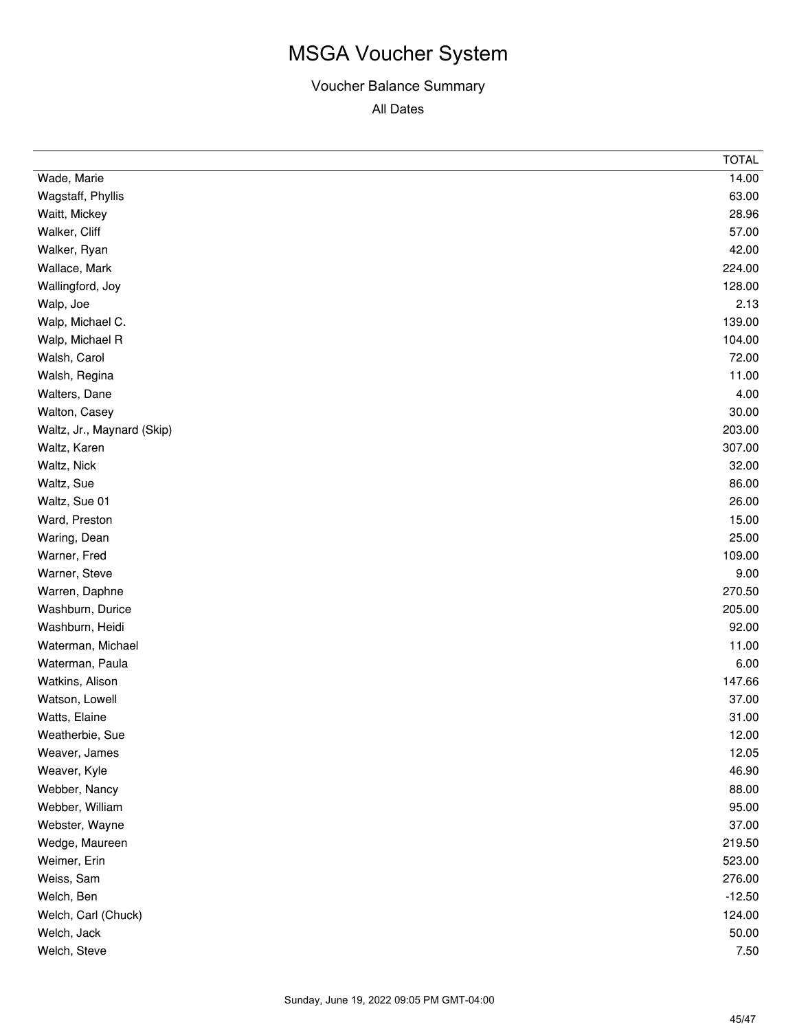# MSGA Voucher System

## Voucher Balance Summary

### All Dates

| | TOTAL |
|---|---|
| Wade, Marie | 14.00 |
| Wagstaff, Phyllis | 63.00 |
| Waitt, Mickey | 28.96 |
| Walker, Cliff | 57.00 |
| Walker, Ryan | 42.00 |
| Wallace, Mark | 224.00 |
| Wallingford, Joy | 128.00 |
| Walp, Joe | 2.13 |
| Walp, Michael C. | 139.00 |
| Walp, Michael R | 104.00 |
| Walsh, Carol | 72.00 |
| Walsh, Regina | 11.00 |
| Walters, Dane | 4.00 |
| Walton, Casey | 30.00 |
| Waltz, Jr., Maynard (Skip) | 203.00 |
| Waltz, Karen | 307.00 |
| Waltz, Nick | 32.00 |
| Waltz, Sue | 86.00 |
| Waltz, Sue 01 | 26.00 |
| Ward, Preston | 15.00 |
| Waring, Dean | 25.00 |
| Warner, Fred | 109.00 |
| Warner, Steve | 9.00 |
| Warren, Daphne | 270.50 |
| Washburn, Durice | 205.00 |
| Washburn, Heidi | 92.00 |
| Waterman, Michael | 11.00 |
| Waterman, Paula | 6.00 |
| Watkins, Alison | 147.66 |
| Watson, Lowell | 37.00 |
| Watts, Elaine | 31.00 |
| Weatherbie, Sue | 12.00 |
| Weaver, James | 12.05 |
| Weaver, Kyle | 46.90 |
| Webber, Nancy | 88.00 |
| Webber, William | 95.00 |
| Webster, Wayne | 37.00 |
| Wedge, Maureen | 219.50 |
| Weimer, Erin | 523.00 |
| Weiss, Sam | 276.00 |
| Welch, Ben | -12.50 |
| Welch, Carl (Chuck) | 124.00 |
| Welch, Jack | 50.00 |
| Welch, Steve | 7.50 |

Sunday, June 19, 2022 09:05 PM GMT-04:00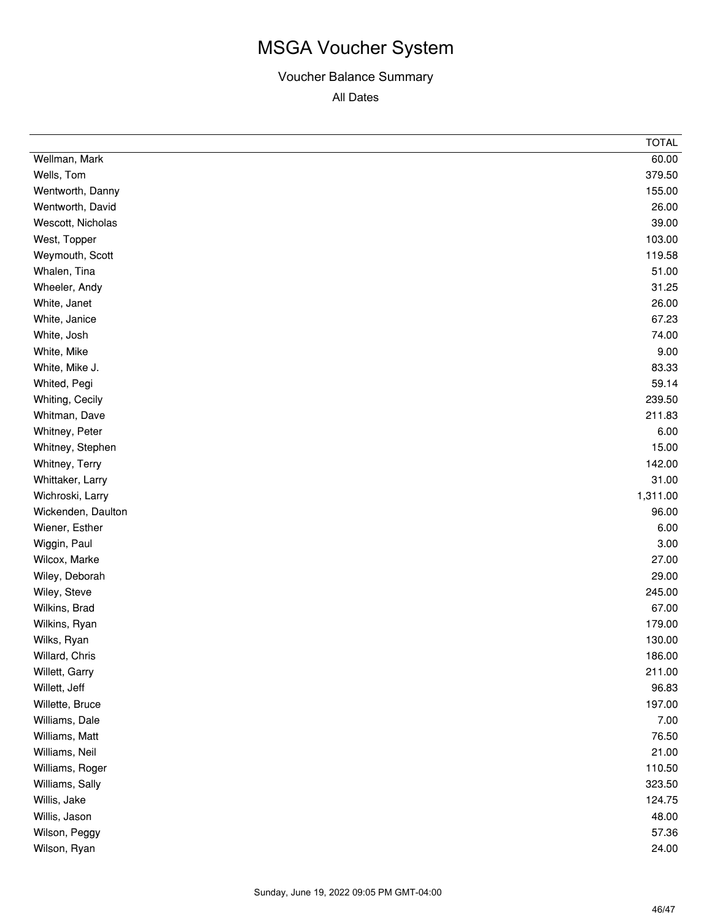# MSGA Voucher System

## Voucher Balance Summary

### All Dates

| | TOTAL |
|---|---|
| Wellman, Mark | 60.00 |
| Wells, Tom | 379.50 |
| Wentworth, Danny | 155.00 |
| Wentworth, David | 26.00 |
| Wescott, Nicholas | 39.00 |
| West, Topper | 103.00 |
| Weymouth, Scott | 119.58 |
| Whalen, Tina | 51.00 |
| Wheeler, Andy | 31.25 |
| White, Janet | 26.00 |
| White, Janice | 67.23 |
| White, Josh | 74.00 |
| White, Mike | 9.00 |
| White, Mike J. | 83.33 |
| Whited, Pegi | 59.14 |
| Whiting, Cecily | 239.50 |
| Whitman, Dave | 211.83 |
| Whitney, Peter | 6.00 |
| Whitney, Stephen | 15.00 |
| Whitney, Terry | 142.00 |
| Whittaker, Larry | 31.00 |
| Wichroski, Larry | 1,311.00 |
| Wickenden, Daulton | 96.00 |
| Wiener, Esther | 6.00 |
| Wiggin, Paul | 3.00 |
| Wilcox, Marke | 27.00 |
| Wiley, Deborah | 29.00 |
| Wiley, Steve | 245.00 |
| Wilkins, Brad | 67.00 |
| Wilkins, Ryan | 179.00 |
| Wilks, Ryan | 130.00 |
| Willard, Chris | 186.00 |
| Willett, Garry | 211.00 |
| Willett, Jeff | 96.83 |
| Willette, Bruce | 197.00 |
| Williams, Dale | 7.00 |
| Williams, Matt | 76.50 |
| Williams, Neil | 21.00 |
| Williams, Roger | 110.50 |
| Williams, Sally | 323.50 |
| Willis, Jake | 124.75 |
| Willis, Jason | 48.00 |
| Wilson, Peggy | 57.36 |
| Wilson, Ryan | 24.00 |

Sunday, June 19, 2022 09:05 PM GMT-04:00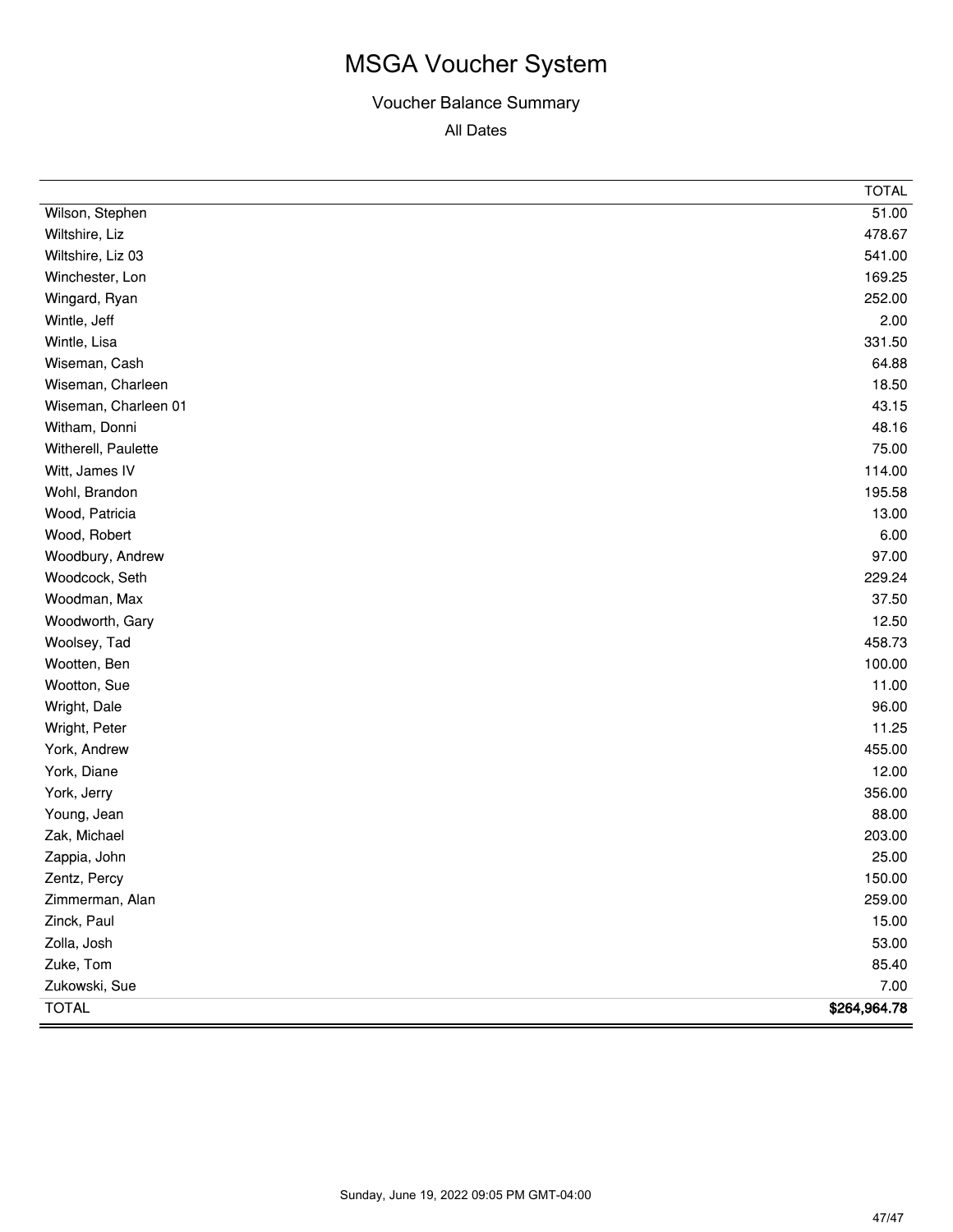# MSGA Voucher System

## Voucher Balance Summary

### All Dates

| | TOTAL |
|---|---|
| Wilson, Stephen | 51.00 |
| Wiltshire, Liz | 478.67 |
| Wiltshire, Liz 03 | 541.00 |
| Winchester, Lon | 169.25 |
| Wingard, Ryan | 252.00 |
| Wintle, Jeff | 2.00 |
| Wintle, Lisa | 331.50 |
| Wiseman, Cash | 64.88 |
| Wiseman, Charleen | 18.50 |
| Wiseman, Charleen 01 | 43.15 |
| Witham, Donni | 48.16 |
| Witherell, Paulette | 75.00 |
| Witt, James IV | 114.00 |
| Wohl, Brandon | 195.58 |
| Wood, Patricia | 13.00 |
| Wood, Robert | 6.00 |
| Woodbury, Andrew | 97.00 |
| Woodcock, Seth | 229.24 |
| Woodman, Max | 37.50 |
| Woodworth, Gary | 12.50 |
| Woolsey, Tad | 458.73 |
| Wootten, Ben | 100.00 |
| Wootton, Sue | 11.00 |
| Wright, Dale | 96.00 |
| Wright, Peter | 11.25 |
| York, Andrew | 455.00 |
| York, Diane | 12.00 |
| York, Jerry | 356.00 |
| Young, Jean | 88.00 |
| Zak, Michael | 203.00 |
| Zappia, John | 25.00 |
| Zentz, Percy | 150.00 |
| Zimmerman, Alan | 259.00 |
| Zinck, Paul | 15.00 |
| Zolla, Josh | 53.00 |
| Zuke, Tom | 85.40 |
| Zukowski, Sue | 7.00 |
| TOTAL | **$264,964.78** |

Sunday, June 19, 2022 09:05 PM GMT-04:00